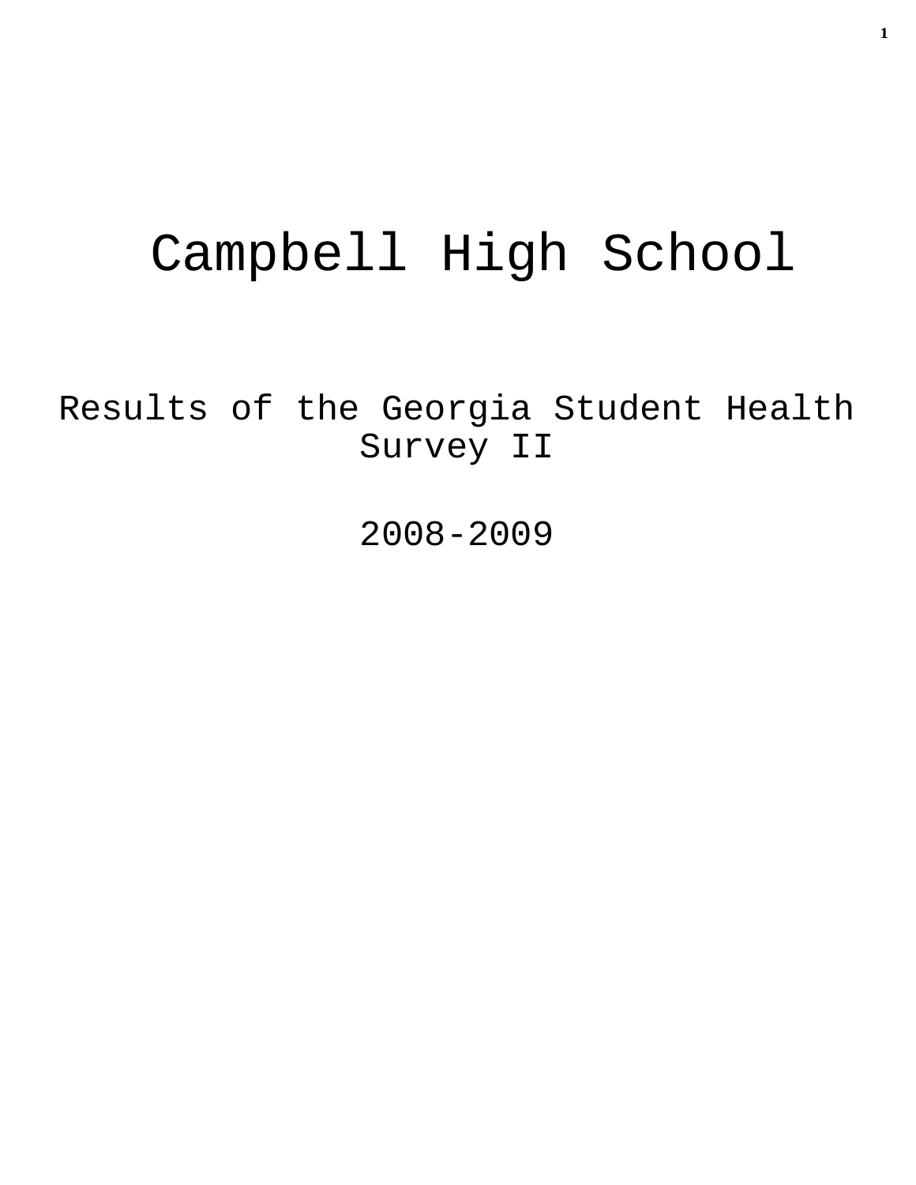# Campbell High School

## Results of the Georgia Student Health Survey II

## 2008-2009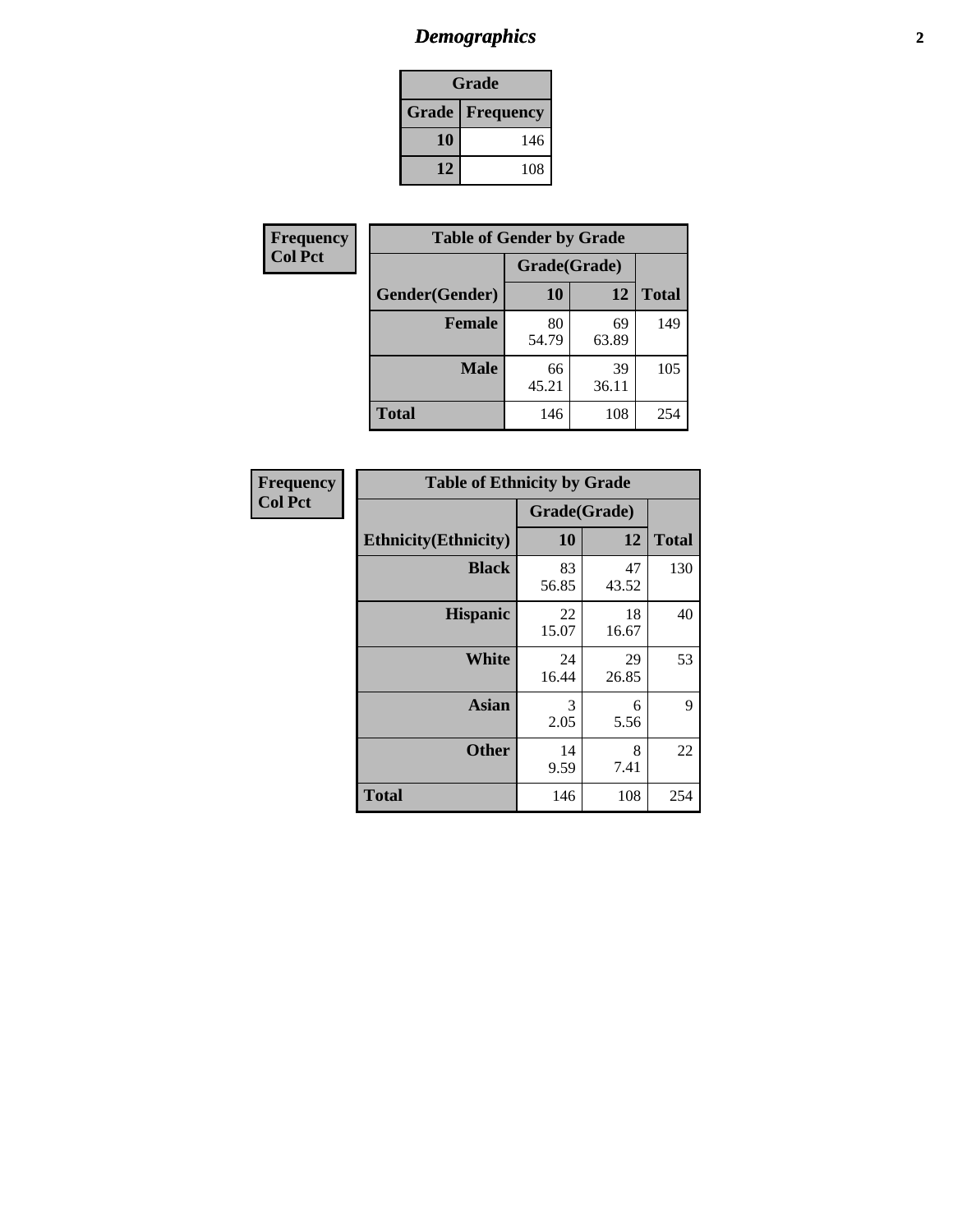# Demographics

| Grade | |
|---|---|
| **Grade** | **Frequency** |
| **10** | 146 |
| **12** | 108 |

**Frequency**
**Col Pct**

| Table of Gender by Grade | | | |
|---|---|---|---|
| | Grade(Grade) | | |
| **Gender(Gender)** | **10** | **12** | **Total** |
| **Female** | 80<br>54.79 | 69<br>63.89 | 149 |
| **Male** | 66<br>45.21 | 39<br>36.11 | 105 |
| **Total** | 146 | 108 | 254 |

**Frequency**
**Col Pct**

| Table of Ethnicity by Grade | | | |
|---|---|---|---|
| | Grade(Grade) | | |
| **Ethnicity(Ethnicity)** | **10** | **12** | **Total** |
| **Black** | 83<br>56.85 | 47<br>43.52 | 130 |
| **Hispanic** | 22<br>15.07 | 18<br>16.67 | 40 |
| **White** | 24<br>16.44 | 29<br>26.85 | 53 |
| **Asian** | 3<br>2.05 | 6<br>5.56 | 9 |
| **Other** | 14<br>9.59 | 8<br>7.41 | 22 |
| **Total** | 146 | 108 | 254 |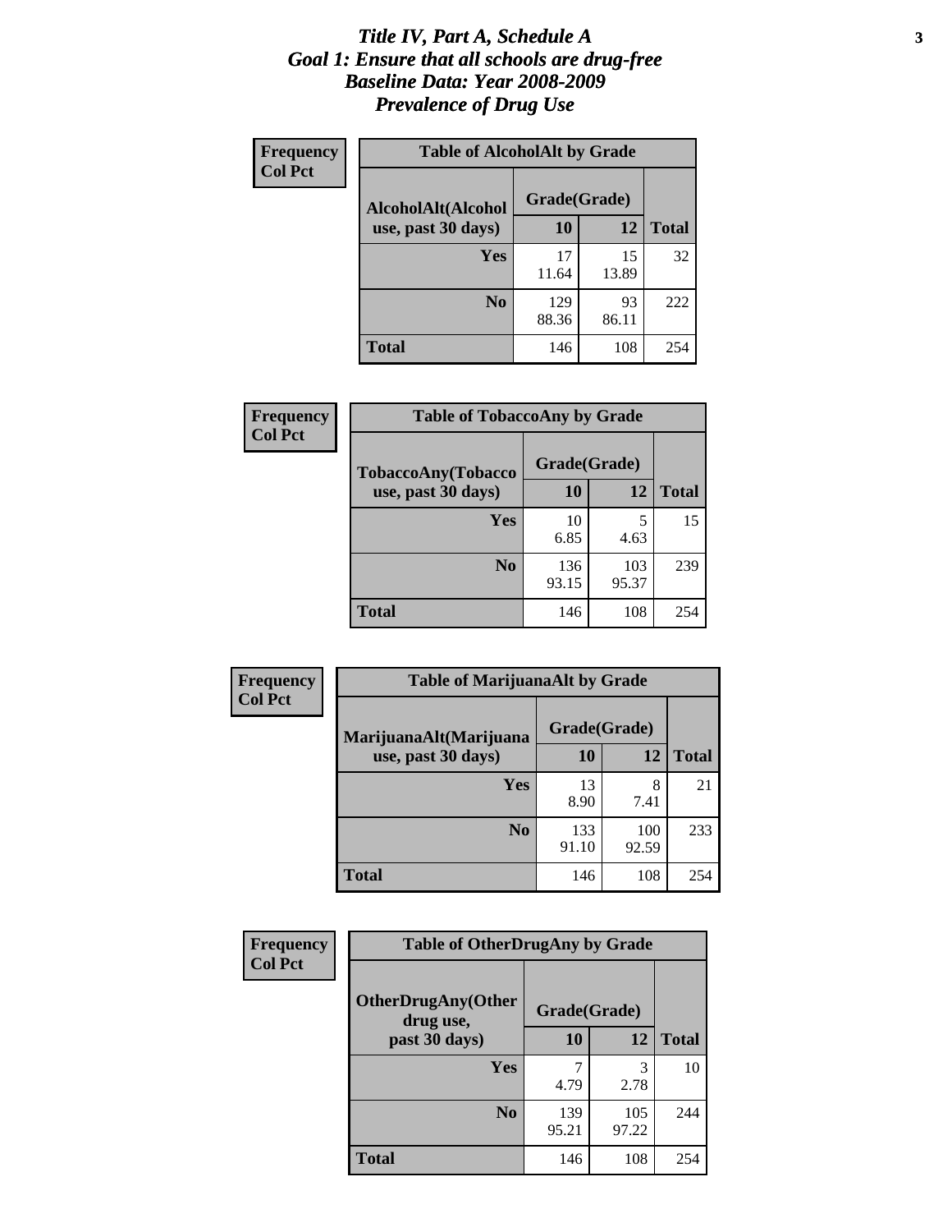# *Title IV, Part A, Schedule A*
## *Goal 1: Ensure that all schools are drug-free*
## *Baseline Data: Year 2008-2009*
## *Prevalence of Drug Use*

**Frequency**
**Col Pct**

| Table of AlcoholAlt by Grade | | | |
|---|---|---|---|
| AlcoholAlt(Alcohol use, past 30 days) | Grade(Grade) | | |
| | 10 | 12 | Total |
| Yes | 17<br>11.64 | 15<br>13.89 | 32 |
| No | 129<br>88.36 | 93<br>86.11 | 222 |
| Total | 146 | 108 | 254 |

**Frequency**
**Col Pct**

| Table of TobaccoAny by Grade | | | |
|---|---|---|---|
| TobaccoAny(Tobacco use, past 30 days) | Grade(Grade) | | |
| | 10 | 12 | Total |
| Yes | 10<br>6.85 | 5<br>4.63 | 15 |
| No | 136<br>93.15 | 103<br>95.37 | 239 |
| Total | 146 | 108 | 254 |

**Frequency**
**Col Pct**

| Table of MarijuanaAlt by Grade | | | |
|---|---|---|---|
| MarijuanaAlt(Marijuana use, past 30 days) | Grade(Grade) | | |
| | 10 | 12 | Total |
| Yes | 13<br>8.90 | 8<br>7.41 | 21 |
| No | 133<br>91.10 | 100<br>92.59 | 233 |
| Total | 146 | 108 | 254 |

**Frequency**
**Col Pct**

| Table of OtherDrugAny by Grade | | | |
|---|---|---|---|
| OtherDrugAny(Other drug use, past 30 days) | Grade(Grade) | | |
| | 10 | 12 | Total |
| Yes | 7<br>4.79 | 3<br>2.78 | 10 |
| No | 139<br>95.21 | 105<br>97.22 | 244 |
| Total | 146 | 108 | 254 |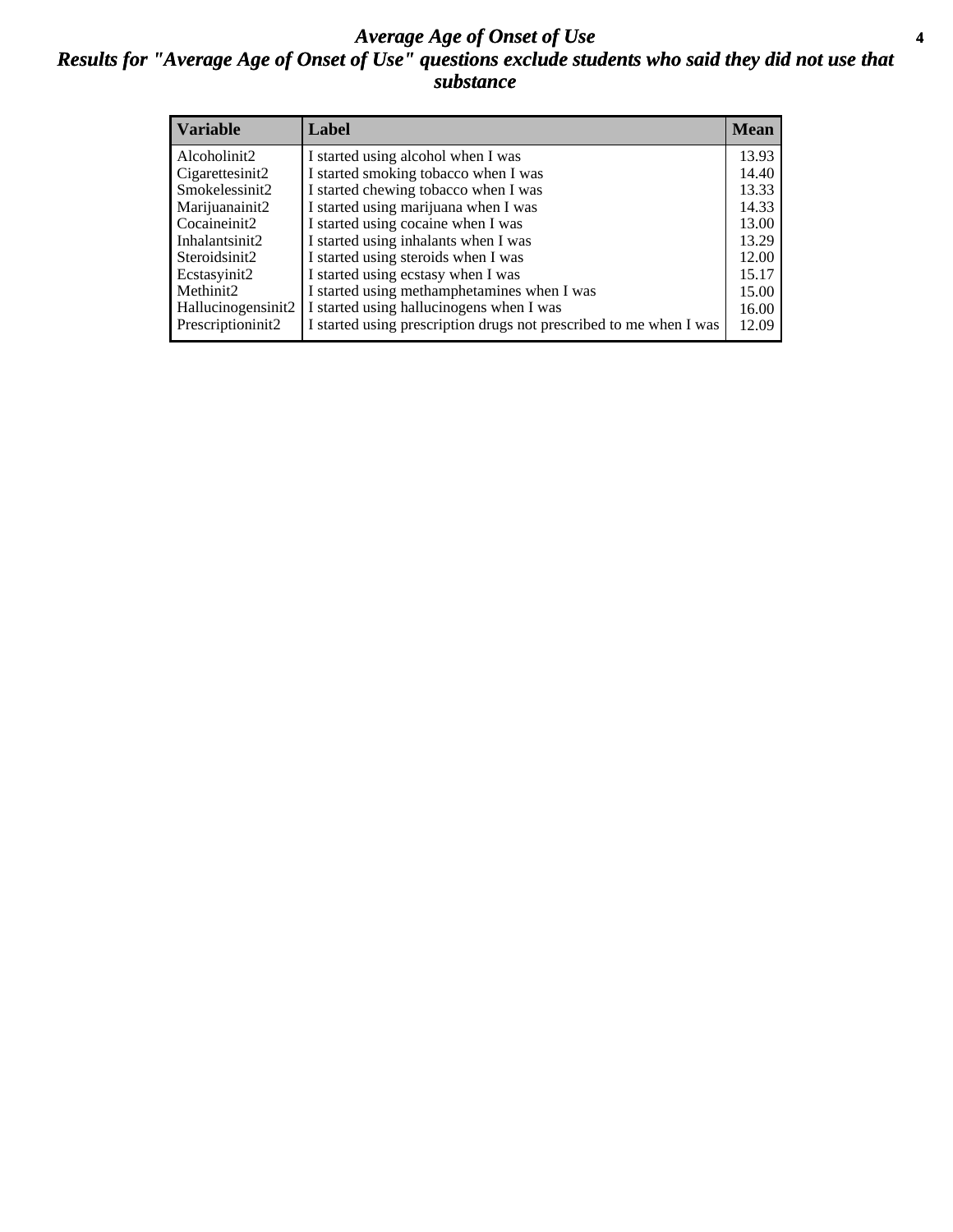# *Average Age of Onset of Use*

## *Results for "Average Age of Onset of Use" questions exclude students who said they did not use that substance*

| Variable | Label | Mean |
|---|---|---|
| Alcoholinit2 | I started using alcohol when I was | 13.93 |
| Cigarettesinit2 | I started smoking tobacco when I was | 14.40 |
| Smokelessinit2 | I started chewing tobacco when I was | 13.33 |
| Marijuanainit2 | I started using marijuana when I was | 14.33 |
| Cocaineinit2 | I started using cocaine when I was | 13.00 |
| Inhalantsinit2 | I started using inhalants when I was | 13.29 |
| Steroidsinit2 | I started using steroids when I was | 12.00 |
| Ecstasyinit2 | I started using ecstasy when I was | 15.17 |
| Methinit2 | I started using methamphetamines when I was | 15.00 |
| Hallucinogensinit2 | I started using hallucinogens when I was | 16.00 |
| Prescriptioninit2 | I started using prescription drugs not prescribed to me when I was | 12.09 |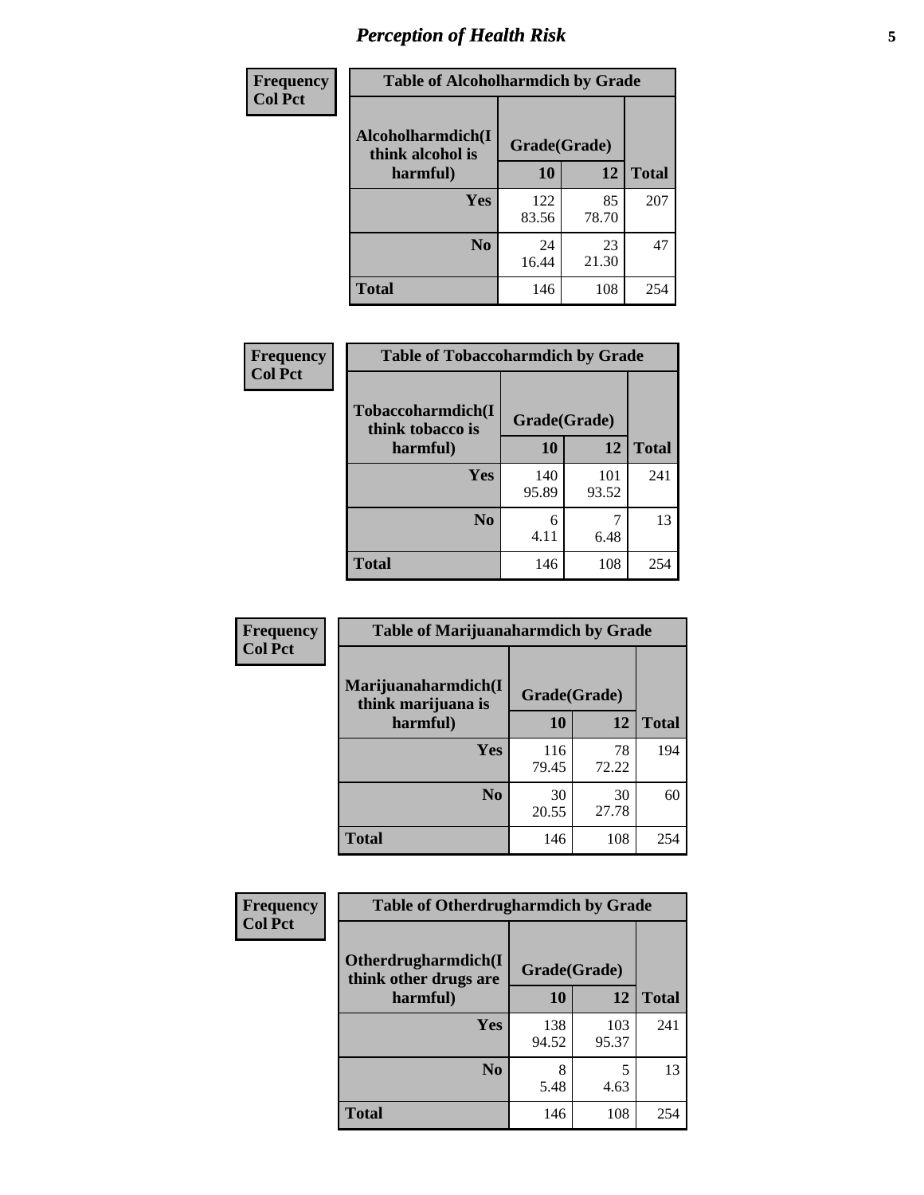# Perception of Health Risk

| Frequency Col Pct | Table of Alcoholharmdich by Grade | | |
|---|---|---|---|
| Alcoholharmdich(I think alcohol is harmful) | Grade(Grade) | | |
| | 10 | 12 | Total |
| Yes | 122<br>83.56 | 85<br>78.70 | 207 |
| No | 24<br>16.44 | 23<br>21.30 | 47 |
| Total | 146 | 108 | 254 |

| Frequency Col Pct | Table of Tobaccoharmdich by Grade | | |
|---|---|---|---|
| Tobaccoharmdich(I think tobacco is harmful) | Grade(Grade) | | |
| | 10 | 12 | Total |
| Yes | 140<br>95.89 | 101<br>93.52 | 241 |
| No | 6<br>4.11 | 7<br>6.48 | 13 |
| Total | 146 | 108 | 254 |

| Frequency Col Pct | Table of Marijuanaharmdich by Grade | | |
|---|---|---|---|
| Marijuanaharmdich(I think marijuana is harmful) | Grade(Grade) | | |
| | 10 | 12 | Total |
| Yes | 116<br>79.45 | 78<br>72.22 | 194 |
| No | 30<br>20.55 | 30<br>27.78 | 60 |
| Total | 146 | 108 | 254 |

| Frequency Col Pct | Table of Otherdrugharmdich by Grade | | |
|---|---|---|---|
| Otherdrugharmdich(I think other drugs are harmful) | Grade(Grade) | | |
| | 10 | 12 | Total |
| Yes | 138<br>94.52 | 103<br>95.37 | 241 |
| No | 8<br>5.48 | 5<br>4.63 | 13 |
| Total | 146 | 108 | 254 |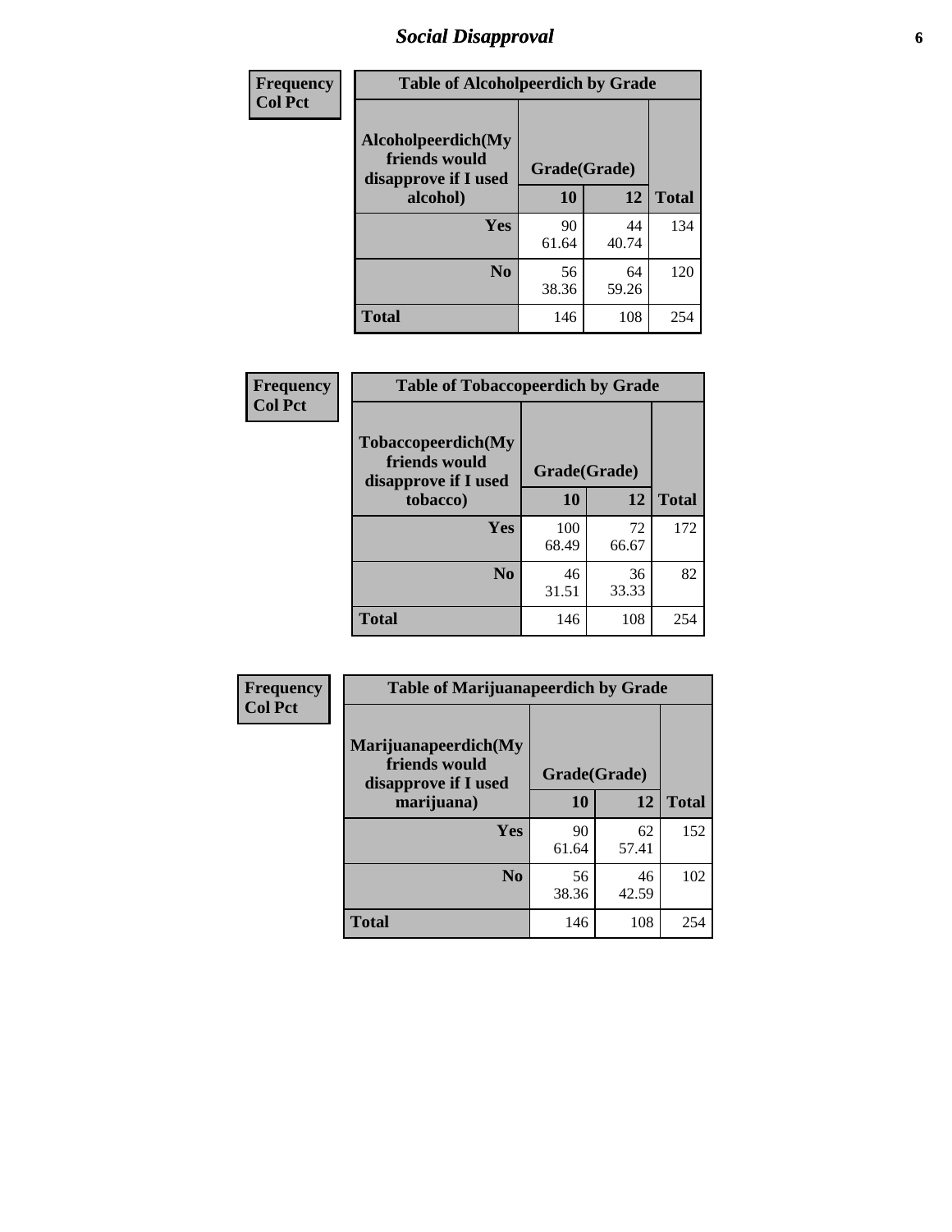## Social Disapproval

**Frequency**
**Col Pct**

| Table of Alcoholpeerdich by Grade | | | |
|---|---|---|---|
| **Alcoholpeerdich(My friends would disapprove if I used alcohol)** | **Grade(Grade)** | | |
| | **10** | **12** | **Total** |
| **Yes** | 90<br>61.64 | 44<br>40.74 | 134 |
| **No** | 56<br>38.36 | 64<br>59.26 | 120 |
| **Total** | 146 | 108 | 254 |

**Frequency**
**Col Pct**

| Table of Tobaccopeerdich by Grade | | | |
|---|---|---|---|
| **Tobaccopeerdich(My friends would disapprove if I used tobacco)** | **Grade(Grade)** | | |
| | **10** | **12** | **Total** |
| **Yes** | 100<br>68.49 | 72<br>66.67 | 172 |
| **No** | 46<br>31.51 | 36<br>33.33 | 82 |
| **Total** | 146 | 108 | 254 |

**Frequency**
**Col Pct**

| Table of Marijuanapeerdich by Grade | | | |
|---|---|---|---|
| **Marijuanapeerdich(My friends would disapprove if I used marijuana)** | **Grade(Grade)** | | |
| | **10** | **12** | **Total** |
| **Yes** | 90<br>61.64 | 62<br>57.41 | 152 |
| **No** | 56<br>38.36 | 46<br>42.59 | 102 |
| **Total** | 146 | 108 | 254 |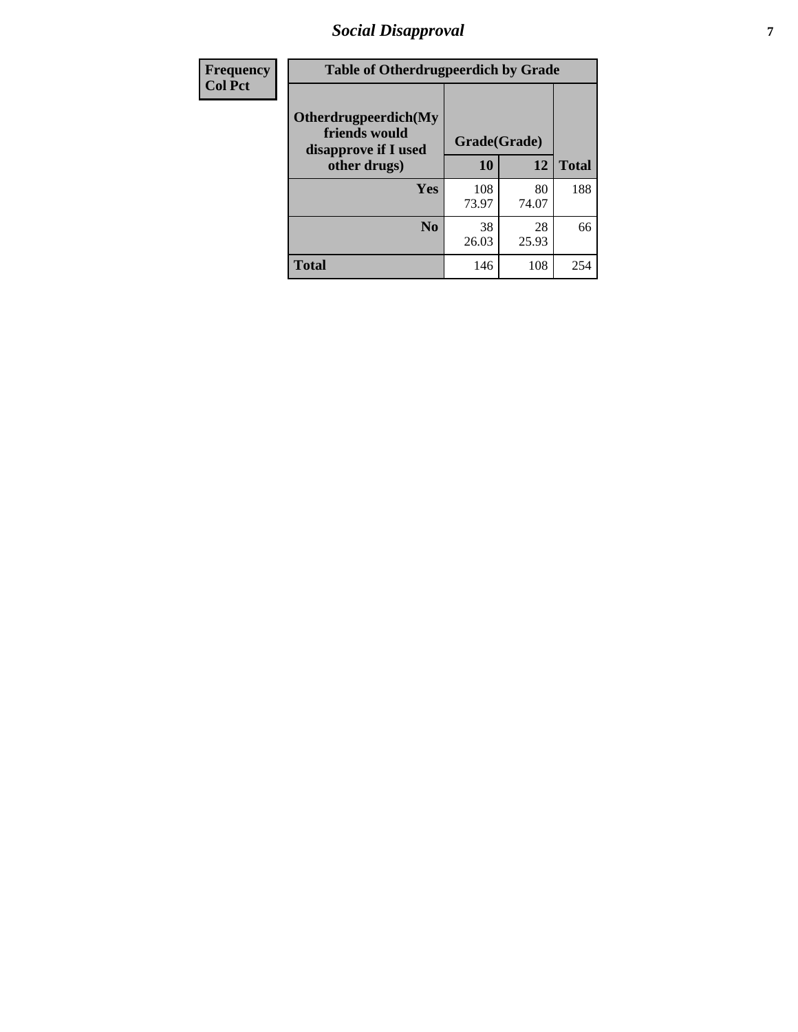| Frequency<br>Col Pct | Table of Otherdrugpeerdich by Grade | | | |
|---|---|---|---|---|
| | Otherdrugpeerdich(My friends would disapprove if I used other drugs) | Grade(Grade) | | Total |
| | | 10 | 12 | |
| | Yes | 108<br>73.97 | 80<br>74.07 | 188 |
| | No | 38<br>26.03 | 28<br>25.93 | 66 |
| | Total | 146 | 108 | 254 |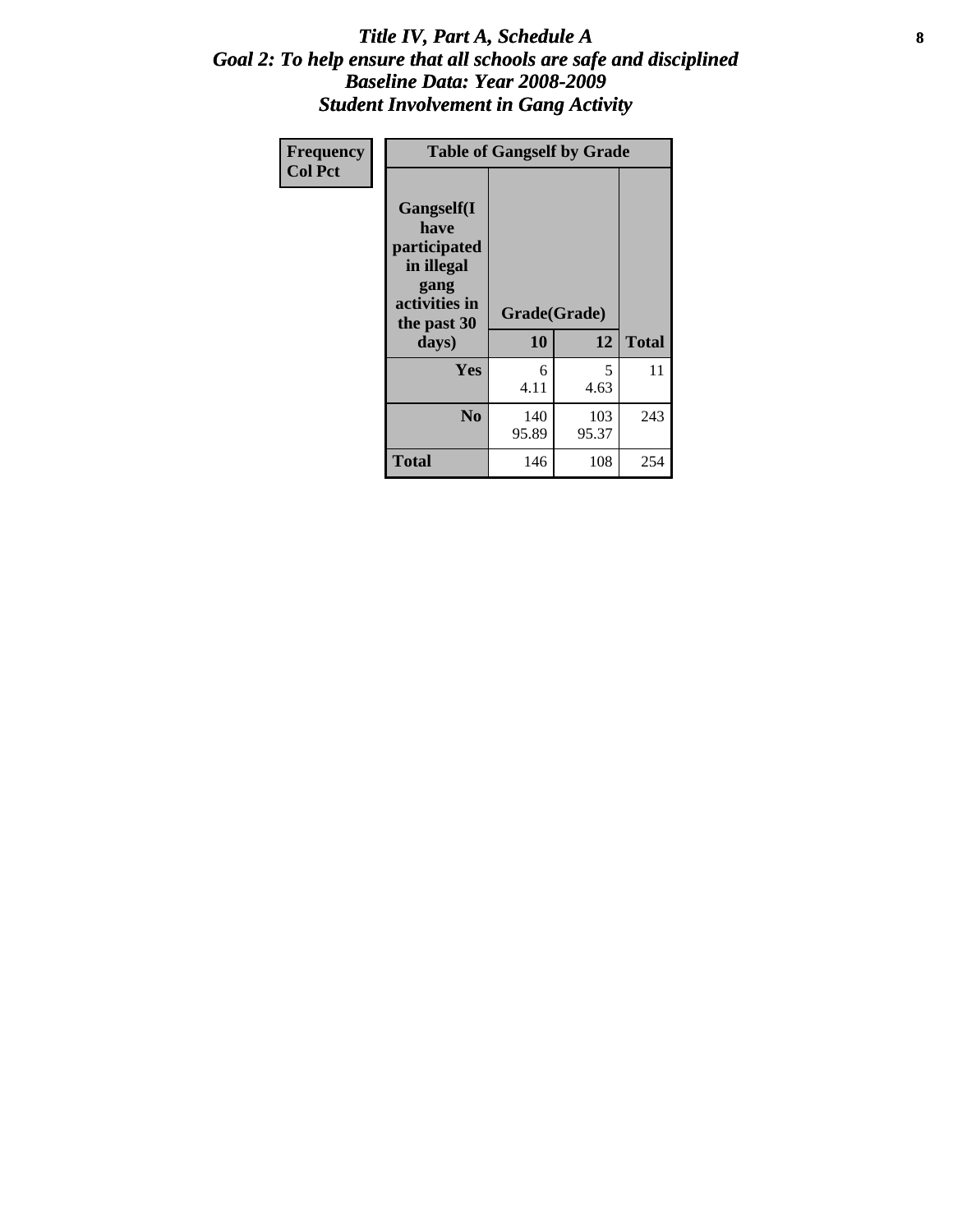# *Title IV, Part A, Schedule A*
## *Goal 2: To help ensure that all schools are safe and disciplined*
## *Baseline Data: Year 2008-2009*
## *Student Involvement in Gang Activity*

| Frequency<br>Col Pct | Table of Gangself by Grade | | |
|---|---|---|---|
| **Gangself(I have participated in illegal gang activities in the past 30 days)** | **Grade(Grade)** | | |
| | **10** | **12** | **Total** |
| **Yes** | 6<br>4.11 | 5<br>4.63 | 11 |
| **No** | 140<br>95.89 | 103<br>95.37 | 243 |
| **Total** | 146 | 108 | 254 |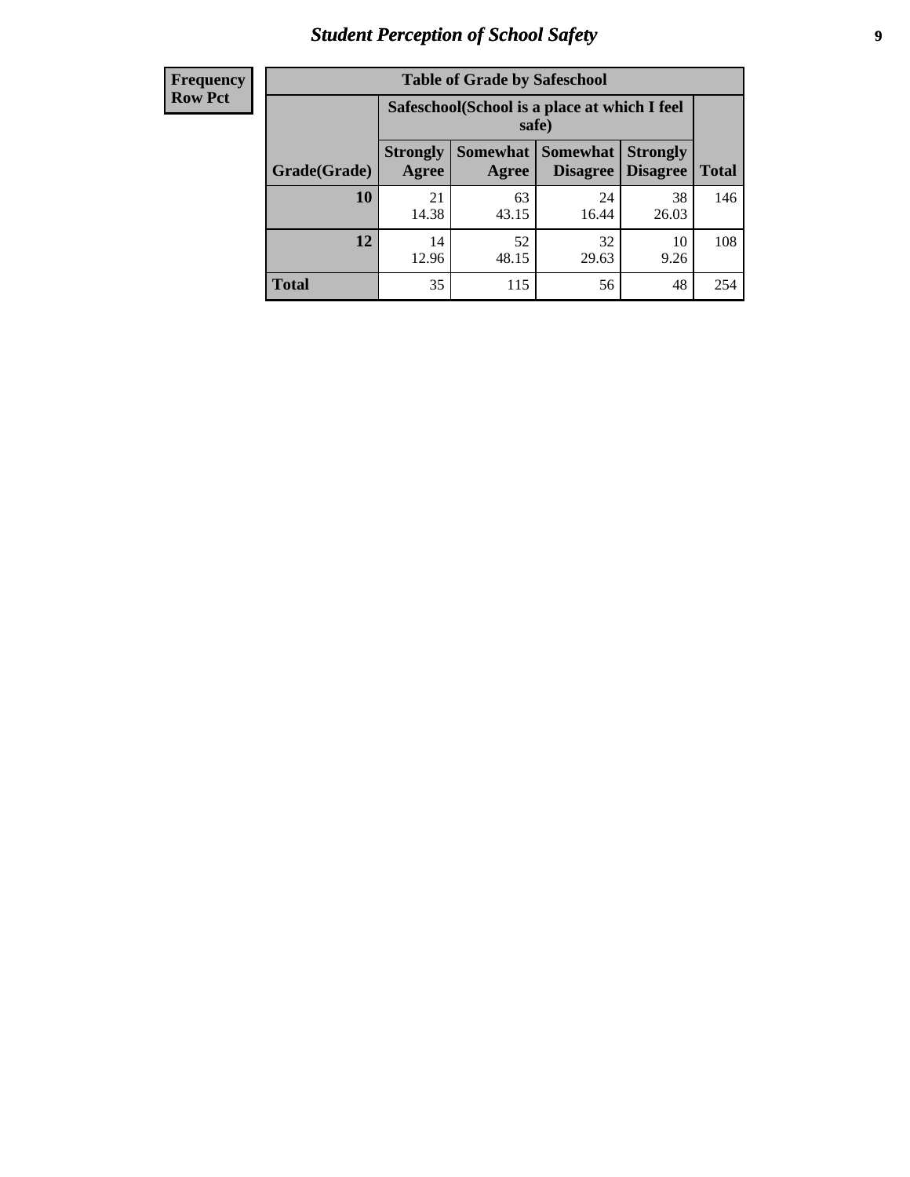| Frequency<br>Row Pct |
|---|

**Table of Grade by Safeschool**

| Grade(Grade) | Safeschool(School is a place at which I feel safe) | | | | Total |
|---|---|---|---|---|---|
| | Strongly Agree | Somewhat Agree | Somewhat Disagree | Strongly Disagree | |
| **10** | 21<br>14.38 | 63<br>43.15 | 24<br>16.44 | 38<br>26.03 | 146 |
| **12** | 14<br>12.96 | 52<br>48.15 | 32<br>29.63 | 10<br>9.26 | 108 |
| **Total** | 35 | 115 | 56 | 48 | 254 |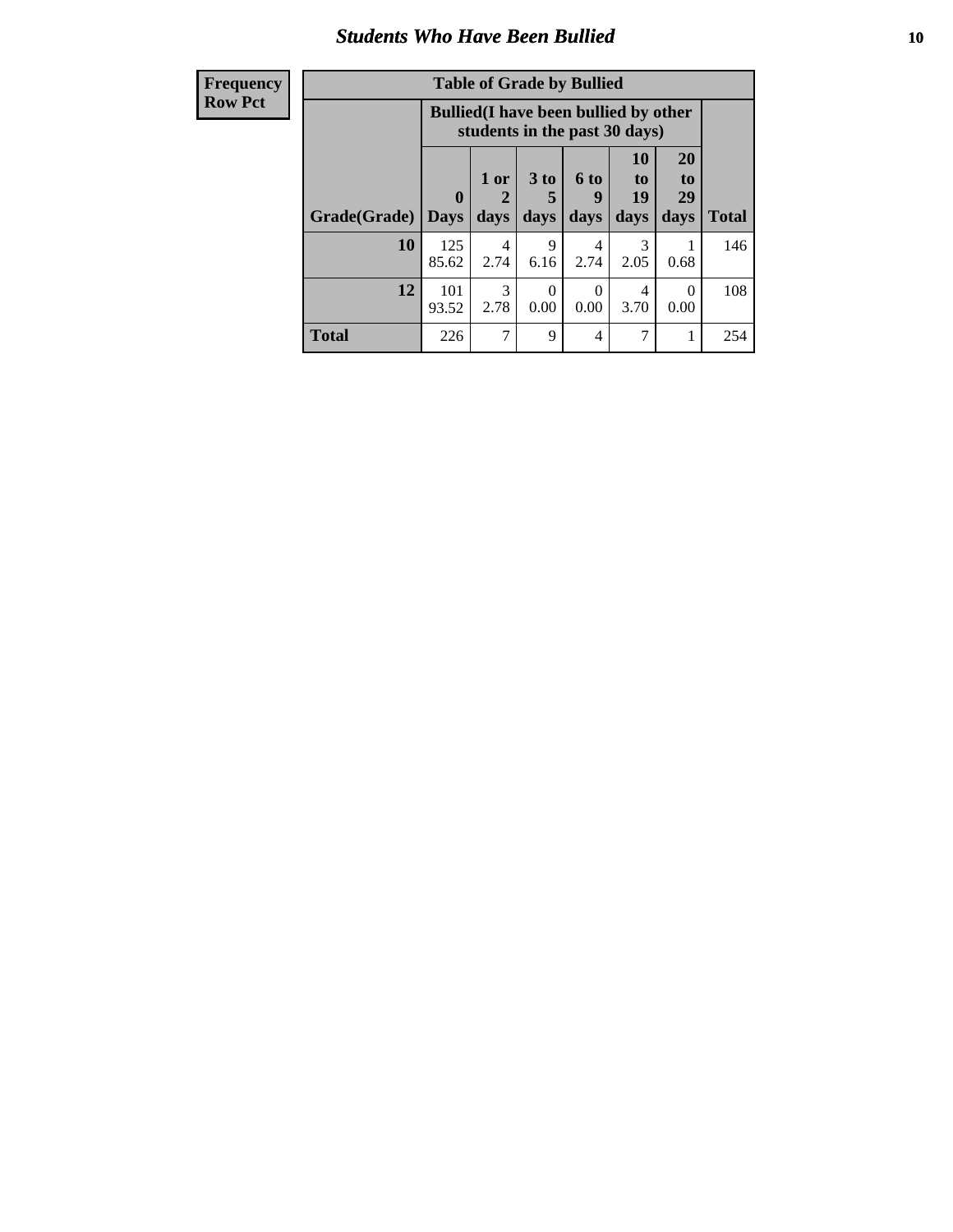# Students Who Have Been Bullied

| Frequency<br>Row Pct | Table of Grade by Bullied | | | | | | |
|---|---|---|---|---|---|---|---|
| | Bullied(I have been bullied by other students in the past 30 days) | | | | | | |
| Grade(Grade) | 0 Days | 1 or 2 days | 3 to 5 days | 6 to 9 days | 10 to 19 days | 20 to 29 days | Total |
| 10 | 125<br>85.62 | 4<br>2.74 | 9<br>6.16 | 4<br>2.74 | 3<br>2.05 | 1<br>0.68 | 146 |
| 12 | 101<br>93.52 | 3<br>2.78 | 0<br>0.00 | 0<br>0.00 | 4<br>3.70 | 0<br>0.00 | 108 |
| Total | 226 | 7 | 9 | 4 | 7 | 1 | 254 |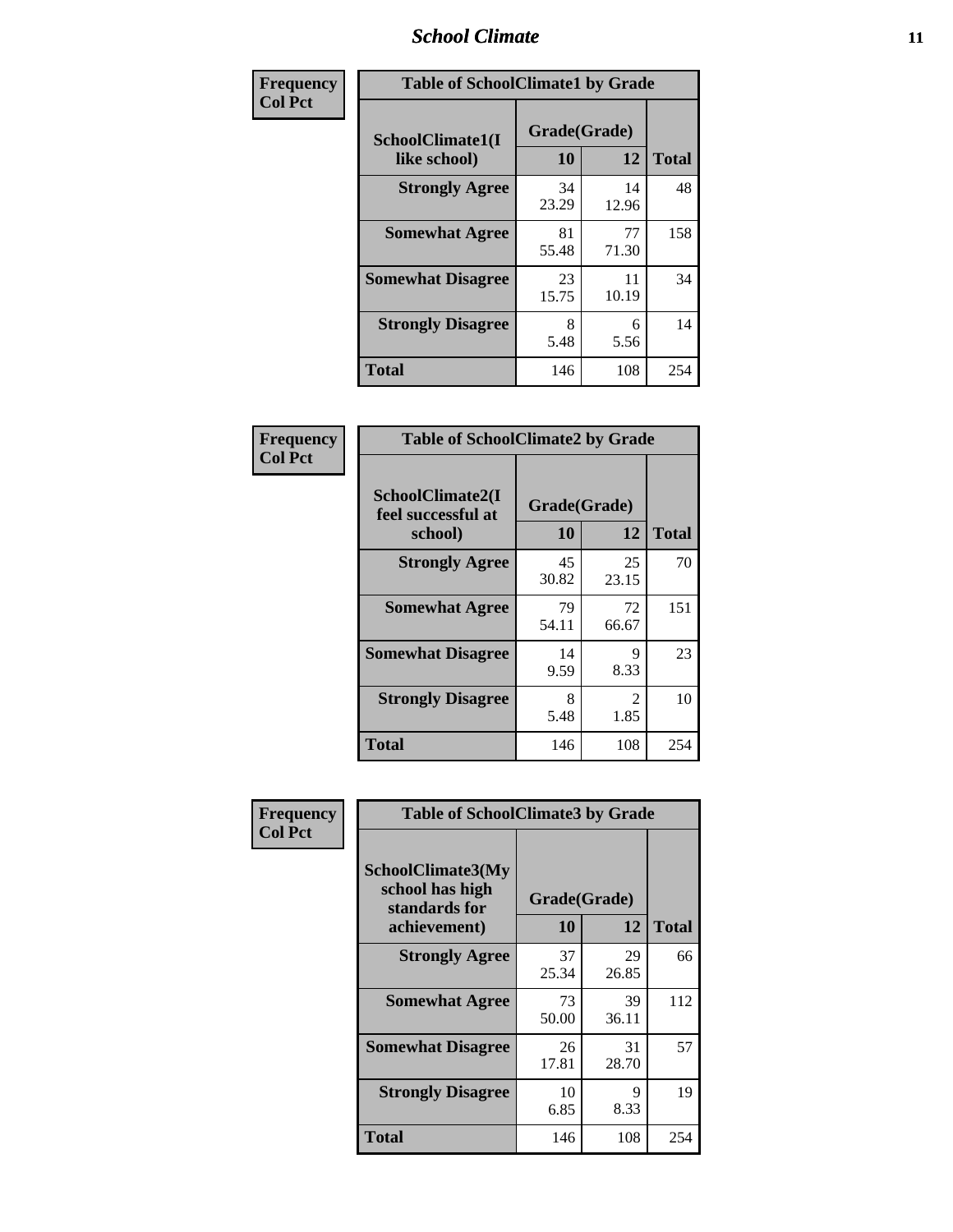| Frequency<br>Col Pct | | | |
|---|---|---|---|

| Table of SchoolClimate1 by Grade | | | |
|---|---|---|---|
| SchoolClimate1(I like school) | Grade(Grade) | | Total |
| | 10 | 12 | |
| Strongly Agree | 34<br>23.29 | 14<br>12.96 | 48 |
| Somewhat Agree | 81<br>55.48 | 77<br>71.30 | 158 |
| Somewhat Disagree | 23<br>15.75 | 11<br>10.19 | 34 |
| Strongly Disagree | 8<br>5.48 | 6<br>5.56 | 14 |
| Total | 146 | 108 | 254 |

| Frequency<br>Col Pct | | | |
|---|---|---|---|

| Table of SchoolClimate2 by Grade | | | |
|---|---|---|---|
| SchoolClimate2(I feel successful at school) | Grade(Grade) | | Total |
| | 10 | 12 | |
| Strongly Agree | 45<br>30.82 | 25<br>23.15 | 70 |
| Somewhat Agree | 79<br>54.11 | 72<br>66.67 | 151 |
| Somewhat Disagree | 14<br>9.59 | 9<br>8.33 | 23 |
| Strongly Disagree | 8<br>5.48 | 2<br>1.85 | 10 |
| Total | 146 | 108 | 254 |

| Frequency<br>Col Pct | | | |
|---|---|---|---|

| Table of SchoolClimate3 by Grade | | | |
|---|---|---|---|
| SchoolClimate3(My school has high standards for achievement) | Grade(Grade) | | Total |
| | 10 | 12 | |
| Strongly Agree | 37<br>25.34 | 29<br>26.85 | 66 |
| Somewhat Agree | 73<br>50.00 | 39<br>36.11 | 112 |
| Somewhat Disagree | 26<br>17.81 | 31<br>28.70 | 57 |
| Strongly Disagree | 10<br>6.85 | 9<br>8.33 | 19 |
| Total | 146 | 108 | 254 |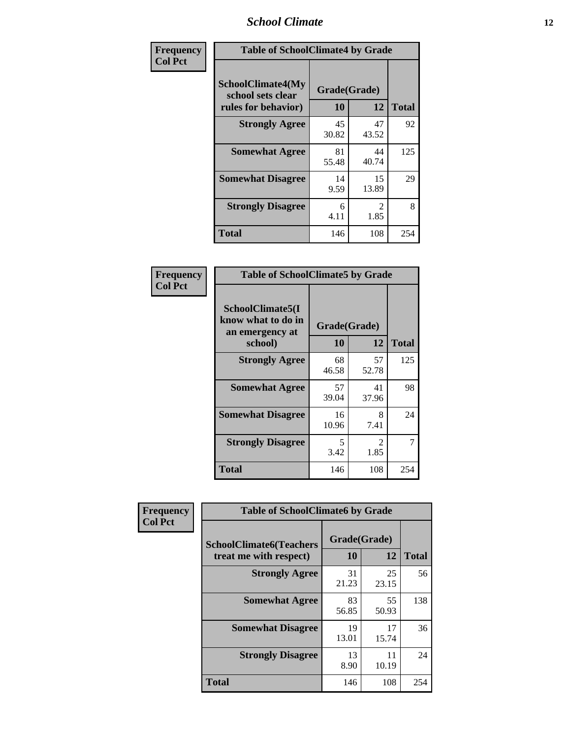| Frequency<br>Col Pct | Table of SchoolClimate4 by Grade | | |
|---|---|---|---|
| **SchoolClimate4(My school sets clear rules for behavior)** | **Grade(Grade)** | | |
| | **10** | **12** | **Total** |
| **Strongly Agree** | 45<br>30.82 | 47<br>43.52 | 92 |
| **Somewhat Agree** | 81<br>55.48 | 44<br>40.74 | 125 |
| **Somewhat Disagree** | 14<br>9.59 | 15<br>13.89 | 29 |
| **Strongly Disagree** | 6<br>4.11 | 2<br>1.85 | 8 |
| **Total** | 146 | 108 | 254 |

| Frequency<br>Col Pct | Table of SchoolClimate5 by Grade | | |
|---|---|---|---|
| **SchoolClimate5(I know what to do in an emergency at school)** | **Grade(Grade)** | | |
| | **10** | **12** | **Total** |
| **Strongly Agree** | 68<br>46.58 | 57<br>52.78 | 125 |
| **Somewhat Agree** | 57<br>39.04 | 41<br>37.96 | 98 |
| **Somewhat Disagree** | 16<br>10.96 | 8<br>7.41 | 24 |
| **Strongly Disagree** | 5<br>3.42 | 2<br>1.85 | 7 |
| **Total** | 146 | 108 | 254 |

| Frequency<br>Col Pct | Table of SchoolClimate6 by Grade | | |
|---|---|---|---|
| **SchoolClimate6(Teachers treat me with respect)** | **Grade(Grade)** | | |
| | **10** | **12** | **Total** |
| **Strongly Agree** | 31<br>21.23 | 25<br>23.15 | 56 |
| **Somewhat Agree** | 83<br>56.85 | 55<br>50.93 | 138 |
| **Somewhat Disagree** | 19<br>13.01 | 17<br>15.74 | 36 |
| **Strongly Disagree** | 13<br>8.90 | 11<br>10.19 | 24 |
| **Total** | 146 | 108 | 254 |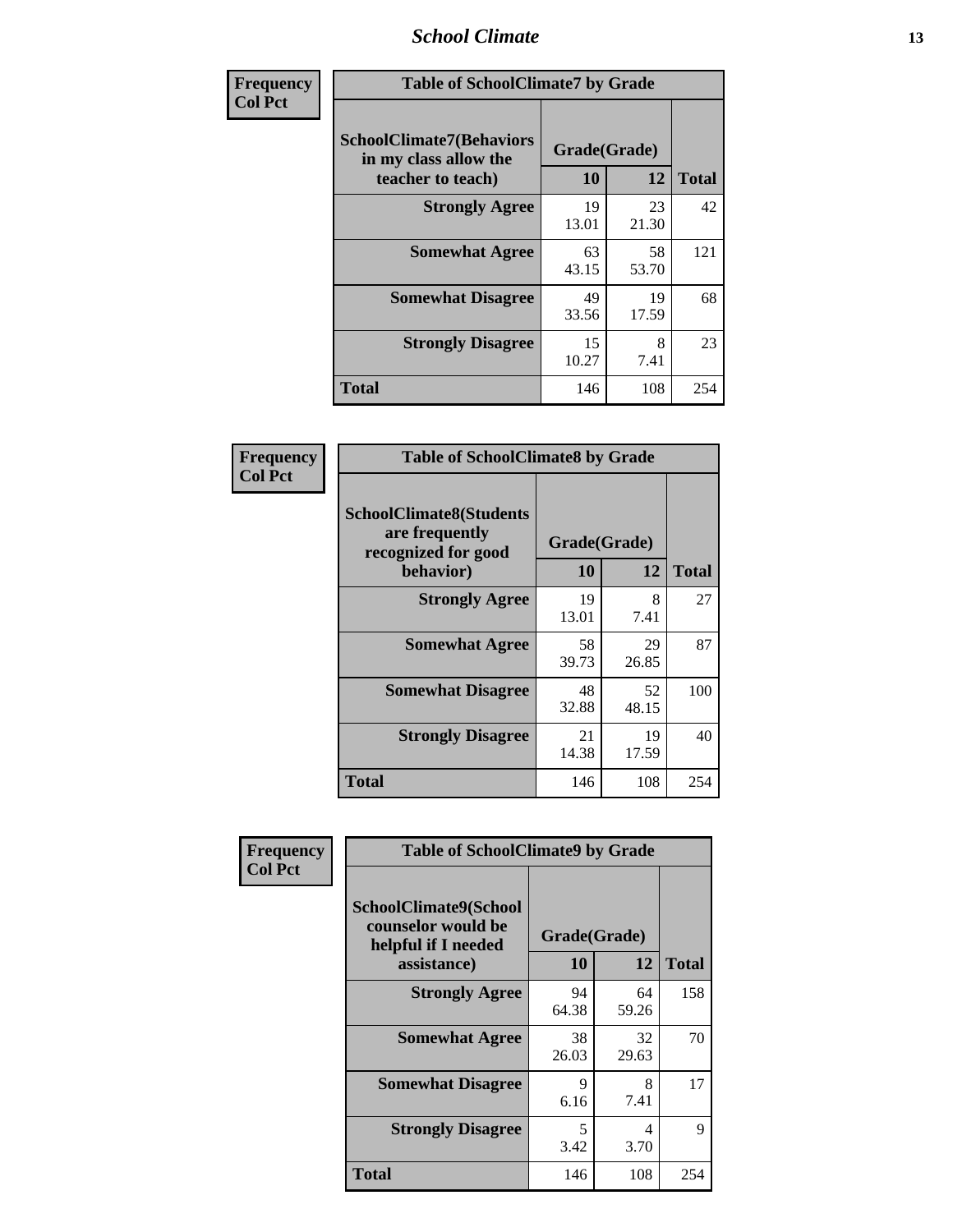| Frequency Col Pct | Table of SchoolClimate7 by Grade | | |
|---|---|---|---|
| SchoolClimate7(Behaviors in my class allow the teacher to teach) | Grade(Grade) | | |
| | 10 | 12 | Total |
| Strongly Agree | 19<br>13.01 | 23<br>21.30 | 42 |
| Somewhat Agree | 63<br>43.15 | 58<br>53.70 | 121 |
| Somewhat Disagree | 49<br>33.56 | 19<br>17.59 | 68 |
| Strongly Disagree | 15<br>10.27 | 8<br>7.41 | 23 |
| Total | 146 | 108 | 254 |

| Frequency Col Pct | Table of SchoolClimate8 by Grade | | |
|---|---|---|---|
| SchoolClimate8(Students are frequently recognized for good behavior) | Grade(Grade) | | |
| | 10 | 12 | Total |
| Strongly Agree | 19<br>13.01 | 8<br>7.41 | 27 |
| Somewhat Agree | 58<br>39.73 | 29<br>26.85 | 87 |
| Somewhat Disagree | 48<br>32.88 | 52<br>48.15 | 100 |
| Strongly Disagree | 21<br>14.38 | 19<br>17.59 | 40 |
| Total | 146 | 108 | 254 |

| Frequency Col Pct | Table of SchoolClimate9 by Grade | | |
|---|---|---|---|
| SchoolClimate9(School counselor would be helpful if I needed assistance) | Grade(Grade) | | |
| | 10 | 12 | Total |
| Strongly Agree | 94<br>64.38 | 64<br>59.26 | 158 |
| Somewhat Agree | 38<br>26.03 | 32<br>29.63 | 70 |
| Somewhat Disagree | 9<br>6.16 | 8<br>7.41 | 17 |
| Strongly Disagree | 5<br>3.42 | 4<br>3.70 | 9 |
| Total | 146 | 108 | 254 |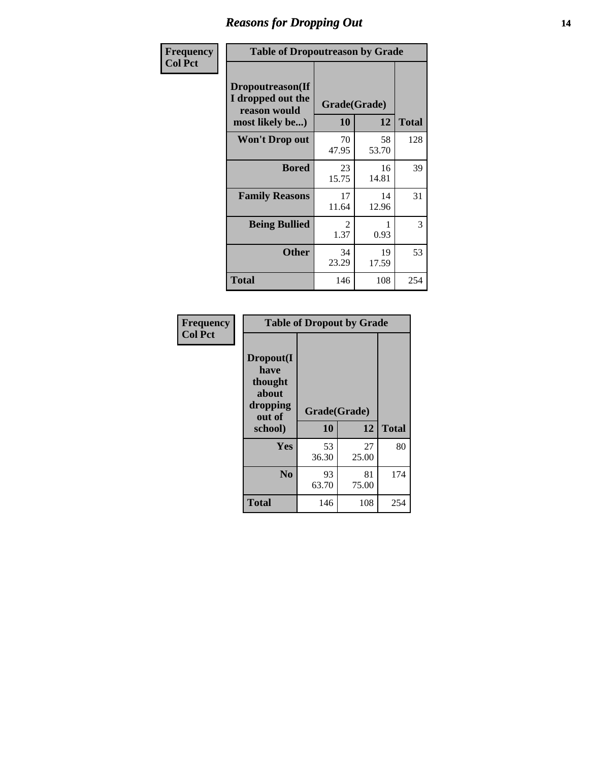## Reasons for Dropping Out

**Frequency**
**Col Pct**

**Table of Dropoutreason by Grade**

| Dropoutreason(If I dropped out the reason would most likely be...) | Grade(Grade) | | Total |
|---|---|---|---|
| | 10 | 12 | |
| **Won't Drop out** | 70<br>47.95 | 58<br>53.70 | 128 |
| **Bored** | 23<br>15.75 | 16<br>14.81 | 39 |
| **Family Reasons** | 17<br>11.64 | 14<br>12.96 | 31 |
| **Being Bullied** | 2<br>1.37 | 1<br>0.93 | 3 |
| **Other** | 34<br>23.29 | 19<br>17.59 | 53 |
| **Total** | 146 | 108 | 254 |

**Frequency**
**Col Pct**

**Table of Dropout by Grade**

| Dropout(I have thought about dropping out of school) | Grade(Grade) | | Total |
|---|---|---|---|
| | 10 | 12 | |
| **Yes** | 53<br>36.30 | 27<br>25.00 | 80 |
| **No** | 93<br>63.70 | 81<br>75.00 | 174 |
| **Total** | 146 | 108 | 254 |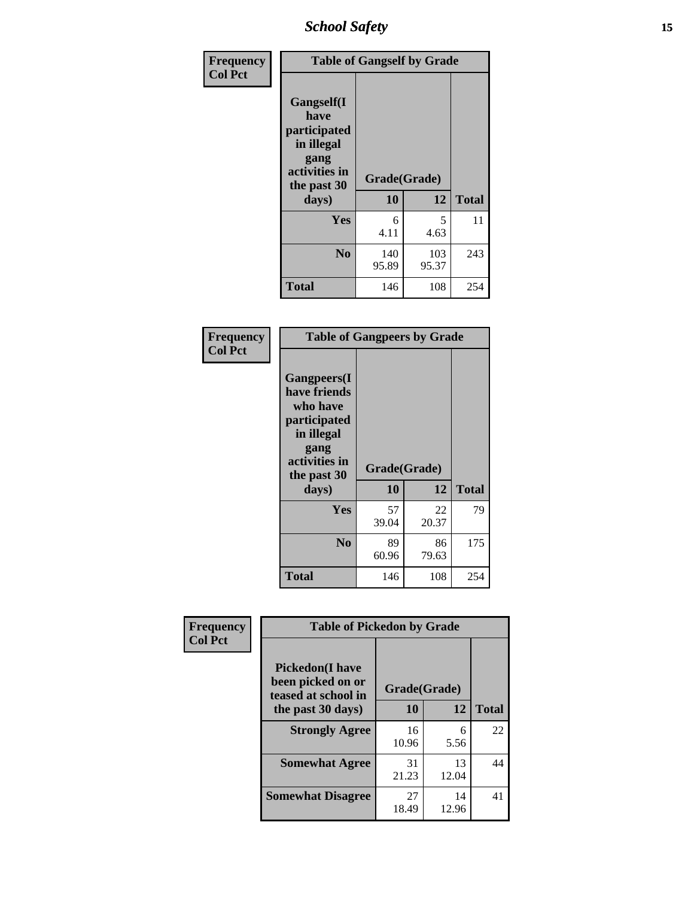| Frequency Col Pct | Table of Gangself by Grade | | |
|---|---|---|---|
| Gangself(I have participated in illegal gang activities in the past 30 days) | Grade(Grade) | | |
| | 10 | 12 | Total |
| Yes | 6<br>4.11 | 5<br>4.63 | 11 |
| No | 140<br>95.89 | 103<br>95.37 | 243 |
| Total | 146 | 108 | 254 |

| Frequency Col Pct | Table of Gangpeers by Grade | | |
|---|---|---|---|
| Gangpeers(I have friends who have participated in illegal gang activities in the past 30 days) | Grade(Grade) | | |
| | 10 | 12 | Total |
| Yes | 57<br>39.04 | 22<br>20.37 | 79 |
| No | 89<br>60.96 | 86<br>79.63 | 175 |
| Total | 146 | 108 | 254 |

| Frequency Col Pct | Table of Pickedon by Grade | | |
|---|---|---|---|
| Pickedon(I have been picked on or teased at school in the past 30 days) | Grade(Grade) | | |
| | 10 | 12 | Total |
| Strongly Agree | 16<br>10.96 | 6<br>5.56 | 22 |
| Somewhat Agree | 31<br>21.23 | 13<br>12.04 | 44 |
| Somewhat Disagree | 27<br>18.49 | 14<br>12.96 | 41 |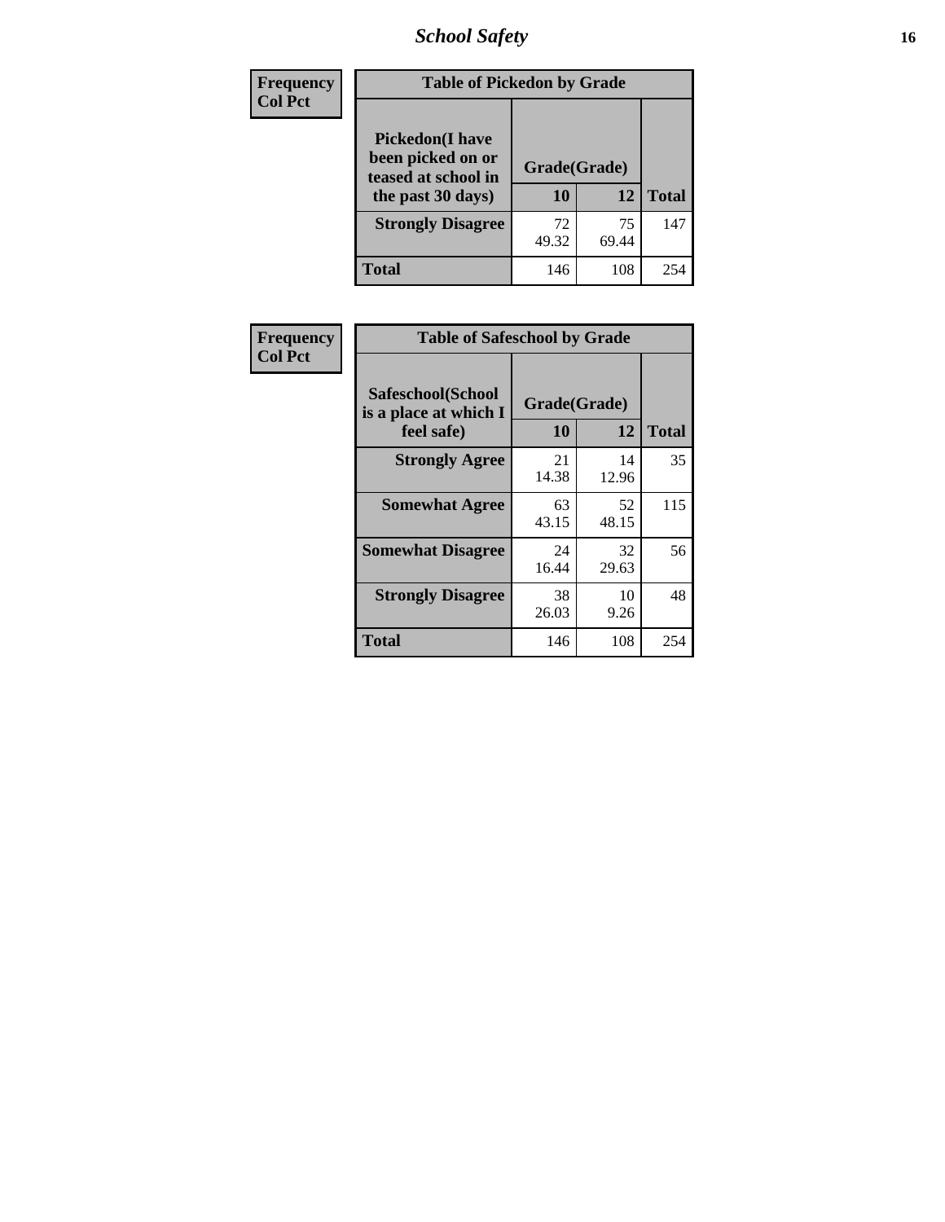| Frequency<br>Col Pct | Table of Pickedon by Grade | | |
|---|---|---|---|
| **Pickedon(I have been picked on or teased at school in the past 30 days)** | **Grade(Grade)** | | |
| | **10** | **12** | **Total** |
| **Strongly Disagree** | 72<br>49.32 | 75<br>69.44 | 147 |
| **Total** | 146 | 108 | 254 |

| Frequency<br>Col Pct | Table of Safeschool by Grade | | |
|---|---|---|---|
| **Safeschool(School is a place at which I feel safe)** | **Grade(Grade)** | | |
| | **10** | **12** | **Total** |
| **Strongly Agree** | 21<br>14.38 | 14<br>12.96 | 35 |
| **Somewhat Agree** | 63<br>43.15 | 52<br>48.15 | 115 |
| **Somewhat Disagree** | 24<br>16.44 | 32<br>29.63 | 56 |
| **Strongly Disagree** | 38<br>26.03 | 10<br>9.26 | 48 |
| **Total** | 146 | 108 | 254 |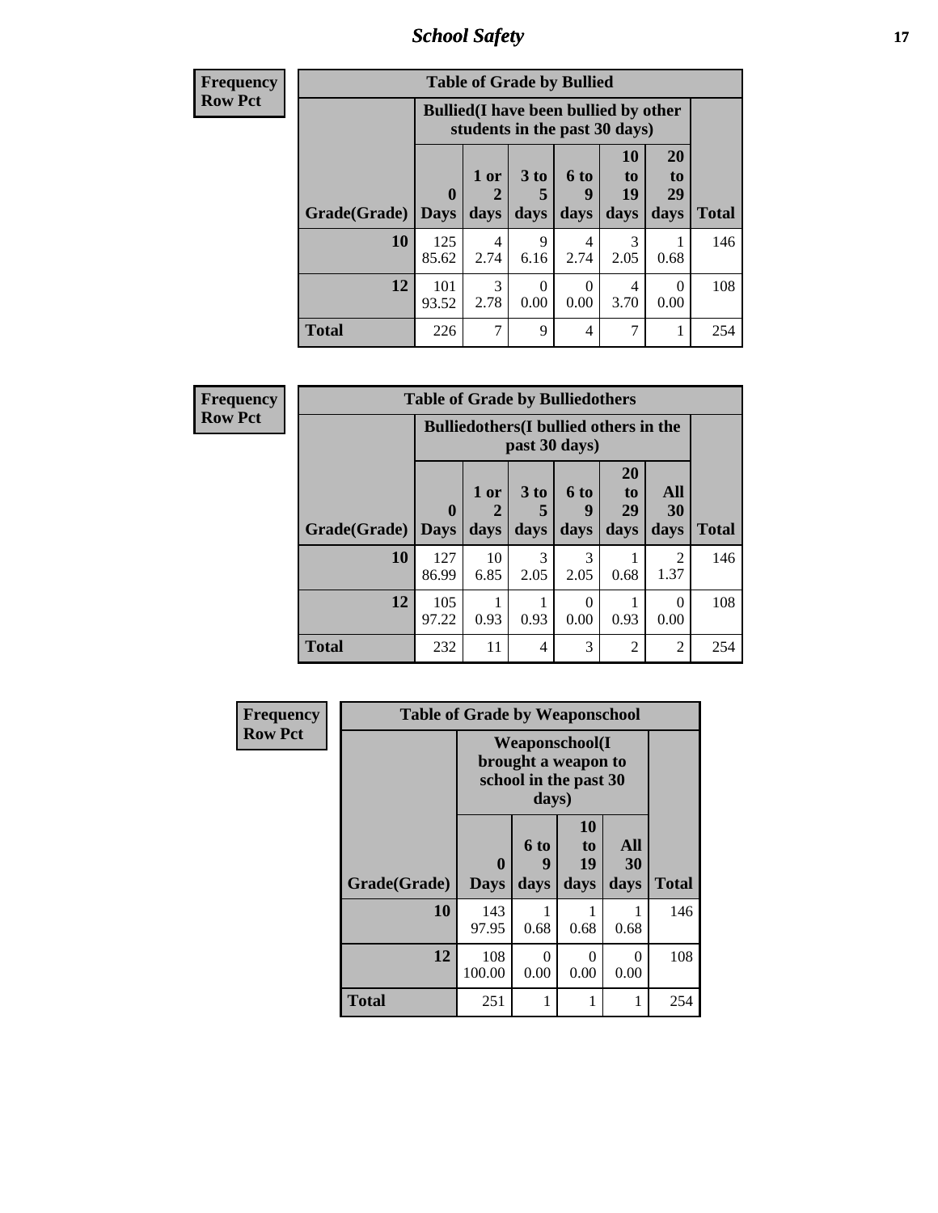# School Safety

**Frequency**
**Row Pct**

| Table of Grade by Bullied | | | | | | | |
|---|---|---|---|---|---|---|---|
| | Bullied(I have been bullied by other students in the past 30 days) | | | | | | |
| Grade(Grade) | 0 Days | 1 or 2 days | 3 to 5 days | 6 to 9 days | 10 to 19 days | 20 to 29 days | Total |
| 10 | 125<br>85.62 | 4<br>2.74 | 9<br>6.16 | 4<br>2.74 | 3<br>2.05 | 1<br>0.68 | 146 |
| 12 | 101<br>93.52 | 3<br>2.78 | 0<br>0.00 | 0<br>0.00 | 4<br>3.70 | 0<br>0.00 | 108 |
| Total | 226 | 7 | 9 | 4 | 7 | 1 | 254 |

**Frequency**
**Row Pct**

| Table of Grade by Bulliedothers | | | | | | | |
|---|---|---|---|---|---|---|---|
| | Bulliedothers(I bullied others in the past 30 days) | | | | | | |
| Grade(Grade) | 0 Days | 1 or 2 days | 3 to 5 days | 6 to 9 days | 20 to 29 days | All 30 days | Total |
| 10 | 127<br>86.99 | 10<br>6.85 | 3<br>2.05 | 3<br>2.05 | 1<br>0.68 | 2<br>1.37 | 146 |
| 12 | 105<br>97.22 | 1<br>0.93 | 1<br>0.93 | 0<br>0.00 | 1<br>0.93 | 0<br>0.00 | 108 |
| Total | 232 | 11 | 4 | 3 | 2 | 2 | 254 |

**Frequency**
**Row Pct**

| Table of Grade by Weaponschool | | | | | |
|---|---|---|---|---|---|
| | Weaponschool(I brought a weapon to school in the past 30 days) | | | | |
| Grade(Grade) | 0 Days | 6 to 9 days | 10 to 19 days | All 30 days | Total |
| 10 | 143<br>97.95 | 1<br>0.68 | 1<br>0.68 | 1<br>0.68 | 146 |
| 12 | 108<br>100.00 | 0<br>0.00 | 0<br>0.00 | 0<br>0.00 | 108 |
| Total | 251 | 1 | 1 | 1 | 254 |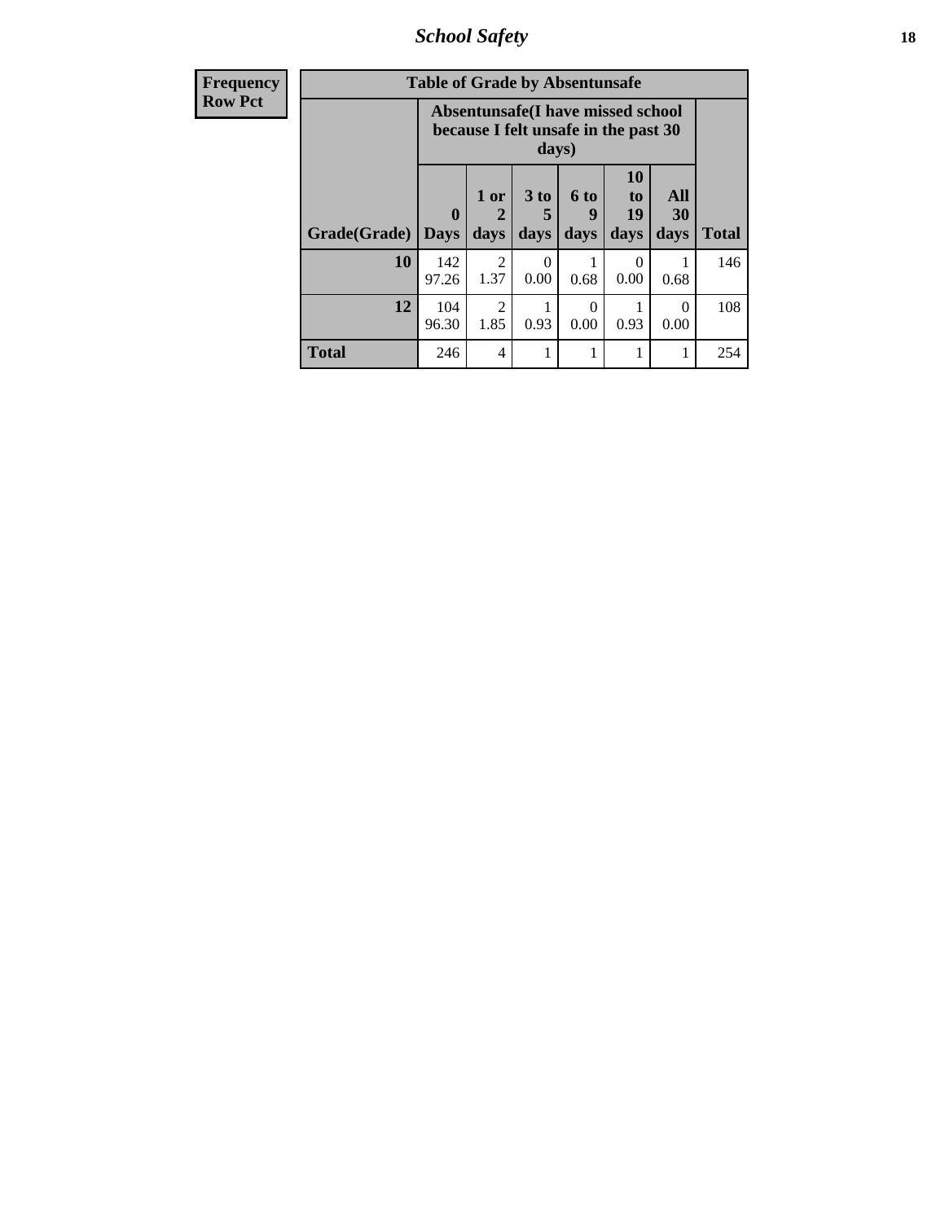| Frequency<br>Row Pct |
|---|

| Table of Grade by Absentunsafe | | | | | | | |
|---|---|---|---|---|---|---|---|
| | Absentunsafe(I have missed school because I felt unsafe in the past 30 days) | | | | | | |
| Grade(Grade) | 0 Days | 1 or 2 days | 3 to 5 days | 6 to 9 days | 10 to 19 days | All 30 days | Total |
| 10 | 142<br>97.26 | 2<br>1.37 | 0<br>0.00 | 1<br>0.68 | 0<br>0.00 | 1<br>0.68 | 146 |
| 12 | 104<br>96.30 | 2<br>1.85 | 1<br>0.93 | 0<br>0.00 | 1<br>0.93 | 0<br>0.00 | 108 |
| Total | 246 | 4 | 1 | 1 | 1 | 1 | 254 |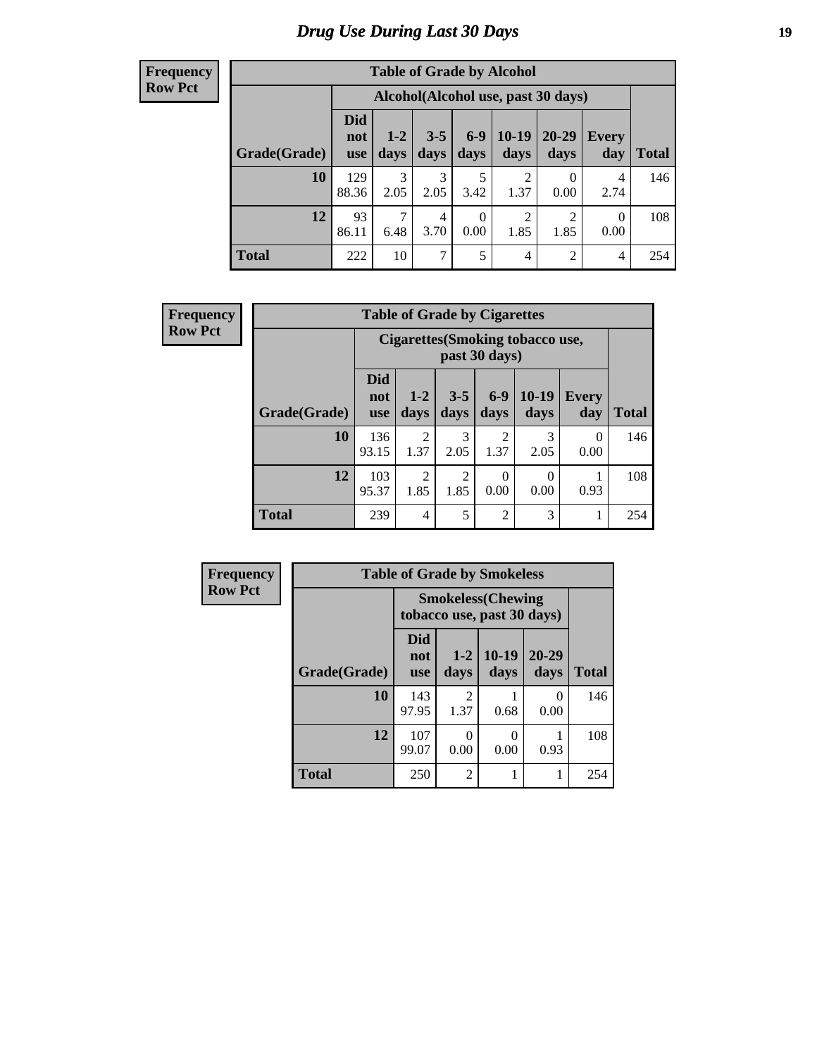# Drug Use During Last 30 Days

**Frequency**
**Row Pct**

**Table of Grade by Alcohol**

| Grade(Grade) | Alcohol(Alcohol use, past 30 days) | | | | | | | Total |
|---|---|---|---|---|---|---|---|---|
| | Did not use | 1-2 days | 3-5 days | 6-9 days | 10-19 days | 20-29 days | Every day | |
| 10 | 129<br>88.36 | 3<br>2.05 | 3<br>2.05 | 5<br>3.42 | 2<br>1.37 | 0<br>0.00 | 4<br>2.74 | 146 |
| 12 | 93<br>86.11 | 7<br>6.48 | 4<br>3.70 | 0<br>0.00 | 2<br>1.85 | 2<br>1.85 | 0<br>0.00 | 108 |
| Total | 222 | 10 | 7 | 5 | 4 | 2 | 4 | 254 |

**Frequency**
**Row Pct**

**Table of Grade by Cigarettes**

| Grade(Grade) | Cigarettes(Smoking tobacco use, past 30 days) | | | | | | Total |
|---|---|---|---|---|---|---|---|
| | Did not use | 1-2 days | 3-5 days | 6-9 days | 10-19 days | Every day | |
| 10 | 136<br>93.15 | 2<br>1.37 | 3<br>2.05 | 2<br>1.37 | 3<br>2.05 | 0<br>0.00 | 146 |
| 12 | 103<br>95.37 | 2<br>1.85 | 2<br>1.85 | 0<br>0.00 | 0<br>0.00 | 1<br>0.93 | 108 |
| Total | 239 | 4 | 5 | 2 | 3 | 1 | 254 |

**Frequency**
**Row Pct**

**Table of Grade by Smokeless**

| Grade(Grade) | Smokeless(Chewing tobacco use, past 30 days) | | | | Total |
|---|---|---|---|---|---|
| | Did not use | 1-2 days | 10-19 days | 20-29 days | |
| 10 | 143<br>97.95 | 2<br>1.37 | 1<br>0.68 | 0<br>0.00 | 146 |
| 12 | 107<br>99.07 | 0<br>0.00 | 0<br>0.00 | 1<br>0.93 | 108 |
| Total | 250 | 2 | 1 | 1 | 254 |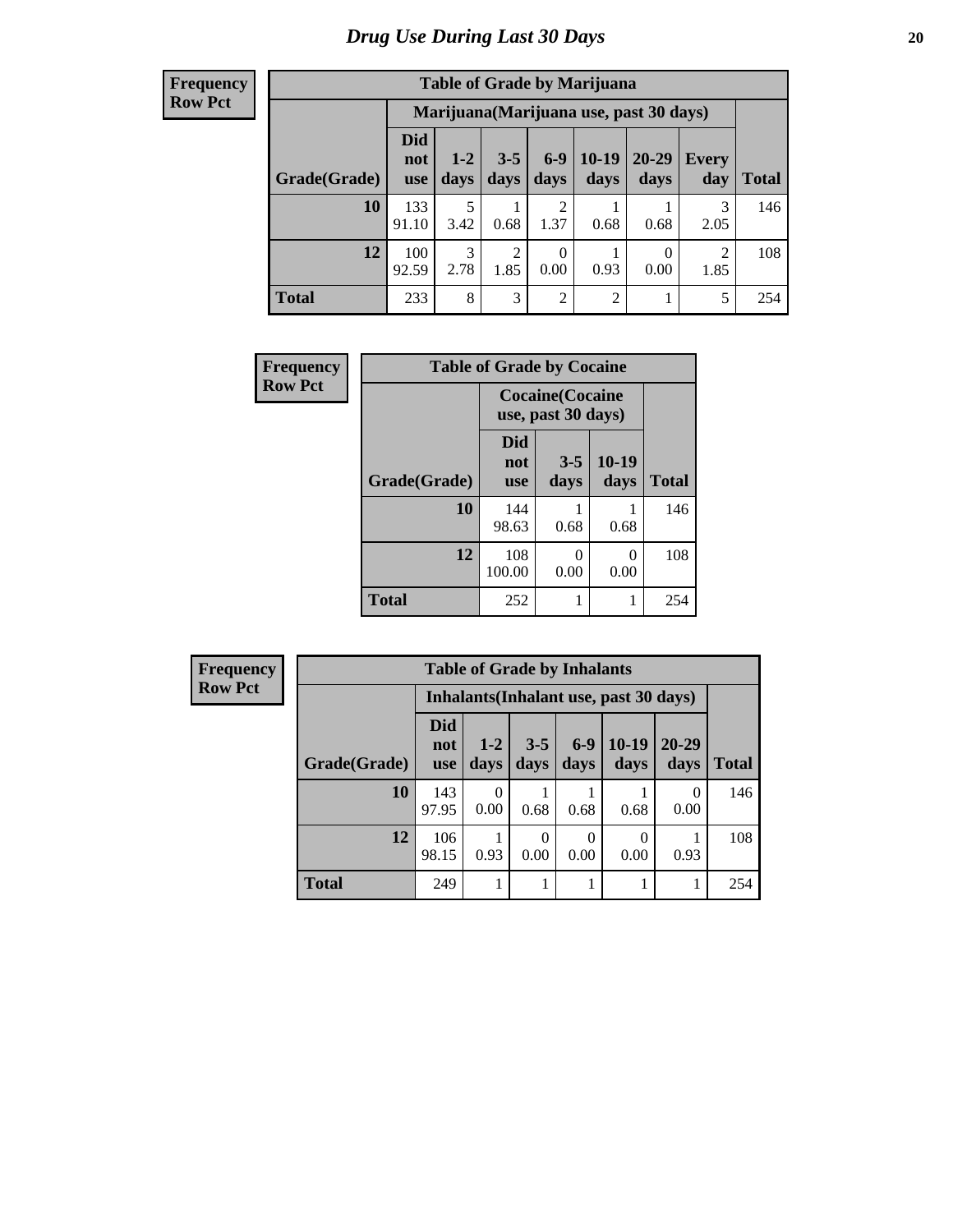# Drug Use During Last 30 Days

**Frequency**
**Row Pct**

| Table of Grade by Marijuana | | | | | | | | |
|---|---|---|---|---|---|---|---|---|
| | Marijuana(Marijuana use, past 30 days) | | | | | | | |
| Grade(Grade) | Did not use | 1-2 days | 3-5 days | 6-9 days | 10-19 days | 20-29 days | Every day | Total |
| 10 | 133<br>91.10 | 5<br>3.42 | 1<br>0.68 | 2<br>1.37 | 1<br>0.68 | 1<br>0.68 | 3<br>2.05 | 146 |
| 12 | 100<br>92.59 | 3<br>2.78 | 2<br>1.85 | 0<br>0.00 | 1<br>0.93 | 0<br>0.00 | 2<br>1.85 | 108 |
| Total | 233 | 8 | 3 | 2 | 2 | 1 | 5 | 254 |

**Frequency**
**Row Pct**

| Table of Grade by Cocaine | | | | |
|---|---|---|---|---|
| | Cocaine(Cocaine use, past 30 days) | | | |
| Grade(Grade) | Did not use | 3-5 days | 10-19 days | Total |
| 10 | 144<br>98.63 | 1<br>0.68 | 1<br>0.68 | 146 |
| 12 | 108<br>100.00 | 0<br>0.00 | 0<br>0.00 | 108 |
| Total | 252 | 1 | 1 | 254 |

**Frequency**
**Row Pct**

| Table of Grade by Inhalants | | | | | | | |
|---|---|---|---|---|---|---|---|
| | Inhalants(Inhalant use, past 30 days) | | | | | | |
| Grade(Grade) | Did not use | 1-2 days | 3-5 days | 6-9 days | 10-19 days | 20-29 days | Total |
| 10 | 143<br>97.95 | 0<br>0.00 | 1<br>0.68 | 1<br>0.68 | 1<br>0.68 | 0<br>0.00 | 146 |
| 12 | 106<br>98.15 | 1<br>0.93 | 0<br>0.00 | 0<br>0.00 | 0<br>0.00 | 1<br>0.93 | 108 |
| Total | 249 | 1 | 1 | 1 | 1 | 1 | 254 |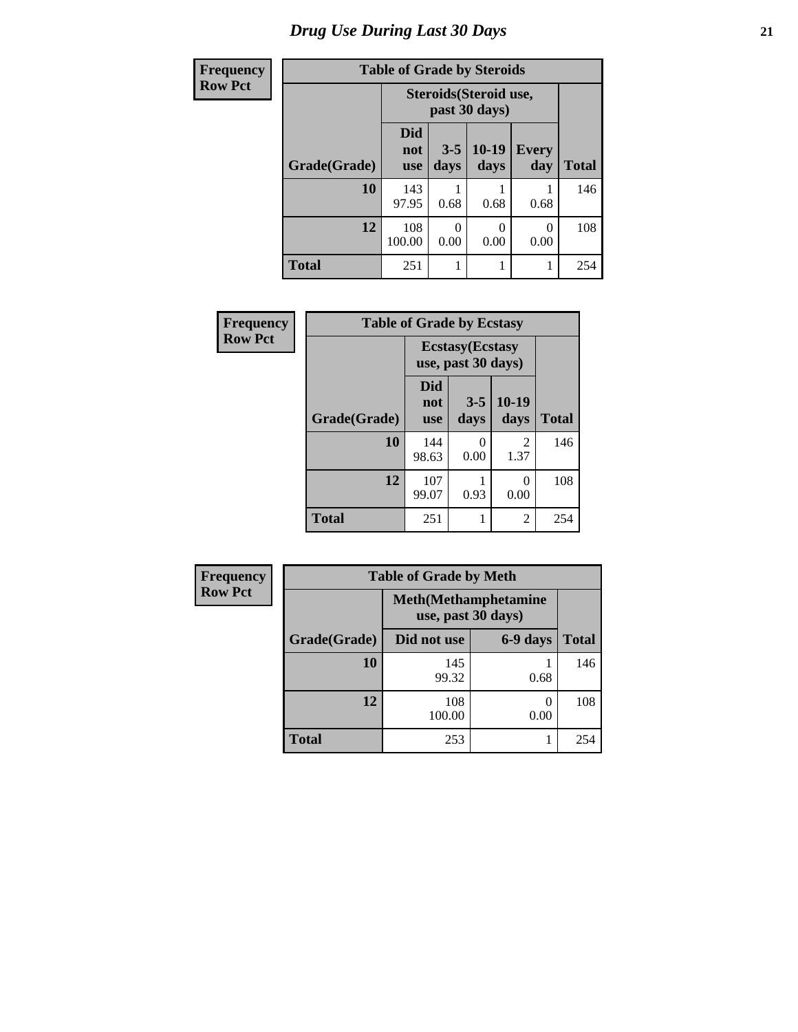# Drug Use During Last 30 Days

| Frequency<br>Row Pct |
|---|

**Table of Grade by Steroids**

| Grade(Grade) | Steroids(Steroid use, past 30 days) | | | | Total |
|---|---|---|---|---|---|
| | Did not use | 3-5 days | 10-19 days | Every day | |
| 10 | 143<br>97.95 | 1<br>0.68 | 1<br>0.68 | 1<br>0.68 | 146 |
| 12 | 108<br>100.00 | 0<br>0.00 | 0<br>0.00 | 0<br>0.00 | 108 |
| Total | 251 | 1 | 1 | 1 | 254 |

| Frequency<br>Row Pct |
|---|

**Table of Grade by Ecstasy**

| Grade(Grade) | Ecstasy(Ecstasy use, past 30 days) | | | Total |
|---|---|---|---|---|
| | Did not use | 3-5 days | 10-19 days | |
| 10 | 144<br>98.63 | 0<br>0.00 | 2<br>1.37 | 146 |
| 12 | 107<br>99.07 | 1<br>0.93 | 0<br>0.00 | 108 |
| Total | 251 | 1 | 2 | 254 |

| Frequency<br>Row Pct |
|---|

**Table of Grade by Meth**

| Grade(Grade) | Meth(Methamphetamine use, past 30 days) | | Total |
|---|---|---|---|
| | Did not use | 6-9 days | |
| 10 | 145<br>99.32 | 1<br>0.68 | 146 |
| 12 | 108<br>100.00 | 0<br>0.00 | 108 |
| Total | 253 | 1 | 254 |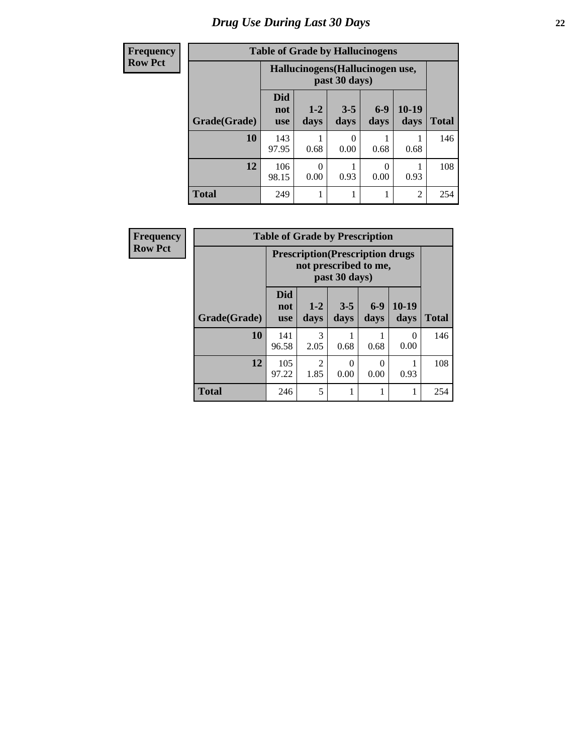# Drug Use During Last 30 Days

**Frequency**
**Row Pct**

**Table of Grade by Hallucinogens**

| Grade(Grade) | Hallucinogens(Hallucinogen use, past 30 days) | | | | | Total |
|---|---|---|---|---|---|---|
| | Did not use | 1-2 days | 3-5 days | 6-9 days | 10-19 days | |
| **10** | 143<br>97.95 | 1<br>0.68 | 0<br>0.00 | 1<br>0.68 | 1<br>0.68 | 146 |
| **12** | 106<br>98.15 | 0<br>0.00 | 1<br>0.93 | 0<br>0.00 | 1<br>0.93 | 108 |
| **Total** | 249 | 1 | 1 | 1 | 2 | 254 |

**Frequency**
**Row Pct**

**Table of Grade by Prescription**

| Grade(Grade) | Prescription(Prescription drugs not prescribed to me, past 30 days) | | | | | Total |
|---|---|---|---|---|---|---|
| | Did not use | 1-2 days | 3-5 days | 6-9 days | 10-19 days | |
| **10** | 141<br>96.58 | 3<br>2.05 | 1<br>0.68 | 1<br>0.68 | 0<br>0.00 | 146 |
| **12** | 105<br>97.22 | 2<br>1.85 | 0<br>0.00 | 0<br>0.00 | 1<br>0.93 | 108 |
| **Total** | 246 | 5 | 1 | 1 | 1 | 254 |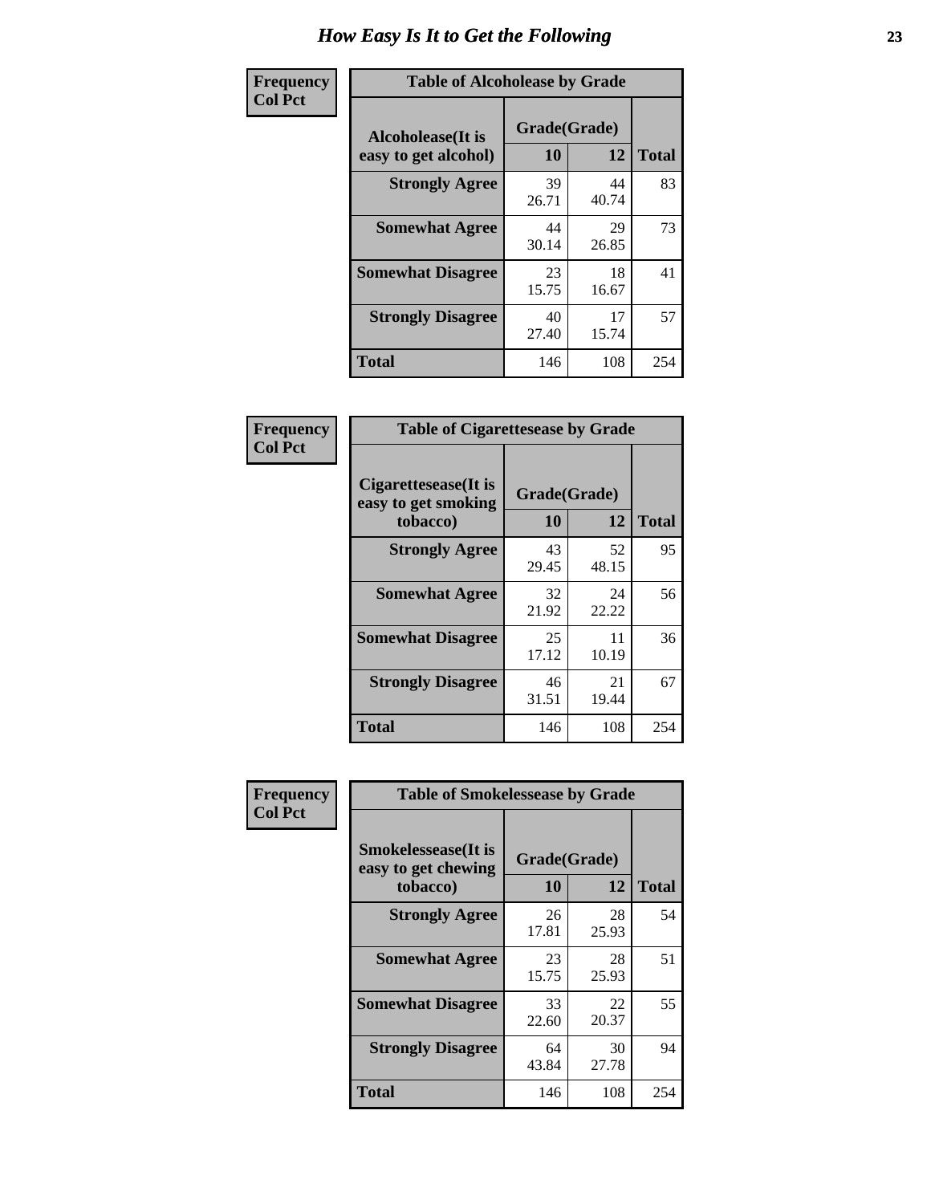# How Easy Is It to Get the Following

**Frequency**
**Col Pct**

| Table of Alcoholease by Grade | | | |
|---|---|---|---|
| **Alcoholease(It is easy to get alcohol)** | **Grade(Grade)** | | **Total** |
| | **10** | **12** | |
| **Strongly Agree** | 39<br>26.71 | 44<br>40.74 | 83 |
| **Somewhat Agree** | 44<br>30.14 | 29<br>26.85 | 73 |
| **Somewhat Disagree** | 23<br>15.75 | 18<br>16.67 | 41 |
| **Strongly Disagree** | 40<br>27.40 | 17<br>15.74 | 57 |
| **Total** | 146 | 108 | 254 |

**Frequency**
**Col Pct**

| Table of Cigarettesease by Grade | | | |
|---|---|---|---|
| **Cigarettesease(It is easy to get smoking tobacco)** | **Grade(Grade)** | | **Total** |
| | **10** | **12** | |
| **Strongly Agree** | 43<br>29.45 | 52<br>48.15 | 95 |
| **Somewhat Agree** | 32<br>21.92 | 24<br>22.22 | 56 |
| **Somewhat Disagree** | 25<br>17.12 | 11<br>10.19 | 36 |
| **Strongly Disagree** | 46<br>31.51 | 21<br>19.44 | 67 |
| **Total** | 146 | 108 | 254 |

**Frequency**
**Col Pct**

| Table of Smokelessease by Grade | | | |
|---|---|---|---|
| **Smokelessease(It is easy to get chewing tobacco)** | **Grade(Grade)** | | **Total** |
| | **10** | **12** | |
| **Strongly Agree** | 26<br>17.81 | 28<br>25.93 | 54 |
| **Somewhat Agree** | 23<br>15.75 | 28<br>25.93 | 51 |
| **Somewhat Disagree** | 33<br>22.60 | 22<br>20.37 | 55 |
| **Strongly Disagree** | 64<br>43.84 | 30<br>27.78 | 94 |
| **Total** | 146 | 108 | 254 |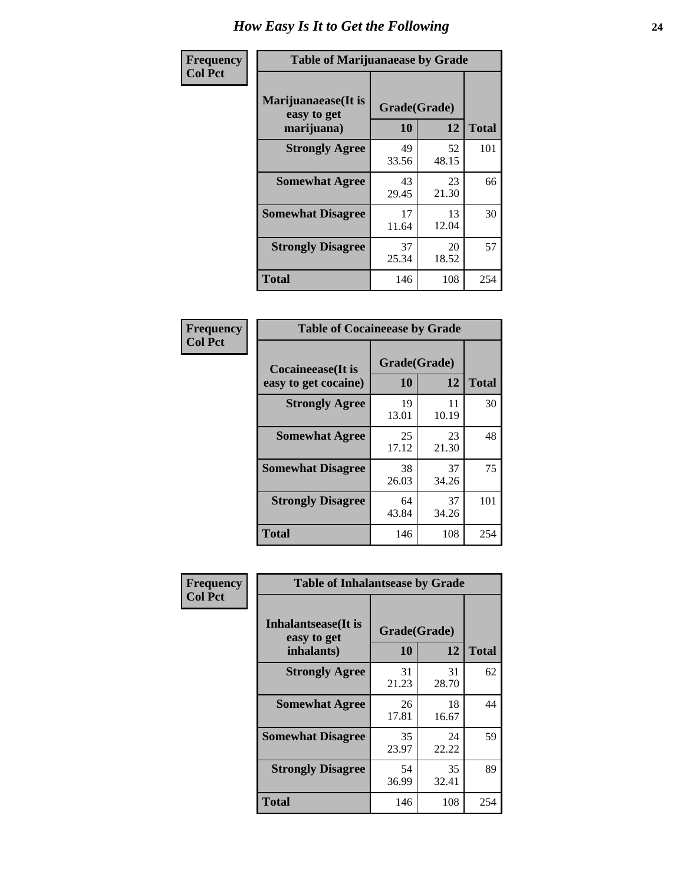# How Easy Is It to Get the Following

**Frequency**
**Col Pct**

**Table of Marijuanaease by Grade**

| Marijuanaease(It is easy to get marijuana) | Grade(Grade) | | Total |
|---|---|---|---|
| | 10 | 12 | |
| Strongly Agree | 49<br>33.56 | 52<br>48.15 | 101 |
| Somewhat Agree | 43<br>29.45 | 23<br>21.30 | 66 |
| Somewhat Disagree | 17<br>11.64 | 13<br>12.04 | 30 |
| Strongly Disagree | 37<br>25.34 | 20<br>18.52 | 57 |
| Total | 146 | 108 | 254 |

**Frequency**
**Col Pct**

**Table of Cocaineease by Grade**

| Cocaineease(It is easy to get cocaine) | Grade(Grade) | | Total |
|---|---|---|---|
| | 10 | 12 | |
| Strongly Agree | 19<br>13.01 | 11<br>10.19 | 30 |
| Somewhat Agree | 25<br>17.12 | 23<br>21.30 | 48 |
| Somewhat Disagree | 38<br>26.03 | 37<br>34.26 | 75 |
| Strongly Disagree | 64<br>43.84 | 37<br>34.26 | 101 |
| Total | 146 | 108 | 254 |

**Frequency**
**Col Pct**

**Table of Inhalantsease by Grade**

| Inhalantsease(It is easy to get inhalants) | Grade(Grade) | | Total |
|---|---|---|---|
| | 10 | 12 | |
| Strongly Agree | 31<br>21.23 | 31<br>28.70 | 62 |
| Somewhat Agree | 26<br>17.81 | 18<br>16.67 | 44 |
| Somewhat Disagree | 35<br>23.97 | 24<br>22.22 | 59 |
| Strongly Disagree | 54<br>36.99 | 35<br>32.41 | 89 |
| Total | 146 | 108 | 254 |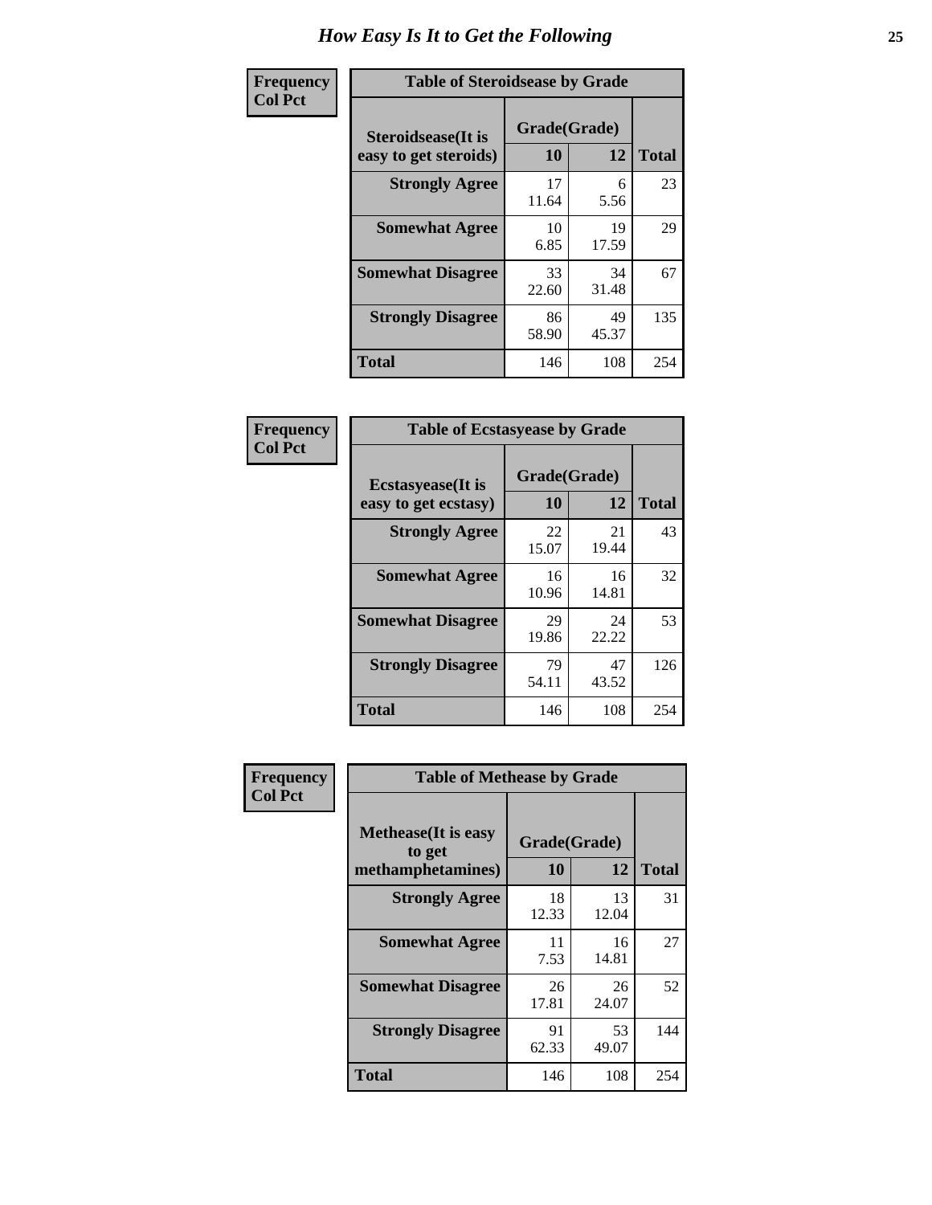# How Easy Is It to Get the Following

**Frequency**
**Col Pct**

**Table of Steroidsease by Grade**

| Steroidsease(It is easy to get steroids) | Grade(Grade) | | Total |
|---|---|---|---|
| | 10 | 12 | |
| **Strongly Agree** | 17<br>11.64 | 6<br>5.56 | 23 |
| **Somewhat Agree** | 10<br>6.85 | 19<br>17.59 | 29 |
| **Somewhat Disagree** | 33<br>22.60 | 34<br>31.48 | 67 |
| **Strongly Disagree** | 86<br>58.90 | 49<br>45.37 | 135 |
| **Total** | 146 | 108 | 254 |

**Frequency**
**Col Pct**

**Table of Ecstasyease by Grade**

| Ecstasyease(It is easy to get ecstasy) | Grade(Grade) | | Total |
|---|---|---|---|
| | 10 | 12 | |
| **Strongly Agree** | 22<br>15.07 | 21<br>19.44 | 43 |
| **Somewhat Agree** | 16<br>10.96 | 16<br>14.81 | 32 |
| **Somewhat Disagree** | 29<br>19.86 | 24<br>22.22 | 53 |
| **Strongly Disagree** | 79<br>54.11 | 47<br>43.52 | 126 |
| **Total** | 146 | 108 | 254 |

**Frequency**
**Col Pct**

**Table of Methease by Grade**

| Methease(It is easy to get methamphetamines) | Grade(Grade) | | Total |
|---|---|---|---|
| | 10 | 12 | |
| **Strongly Agree** | 18<br>12.33 | 13<br>12.04 | 31 |
| **Somewhat Agree** | 11<br>7.53 | 16<br>14.81 | 27 |
| **Somewhat Disagree** | 26<br>17.81 | 26<br>24.07 | 52 |
| **Strongly Disagree** | 91<br>62.33 | 53<br>49.07 | 144 |
| **Total** | 146 | 108 | 254 |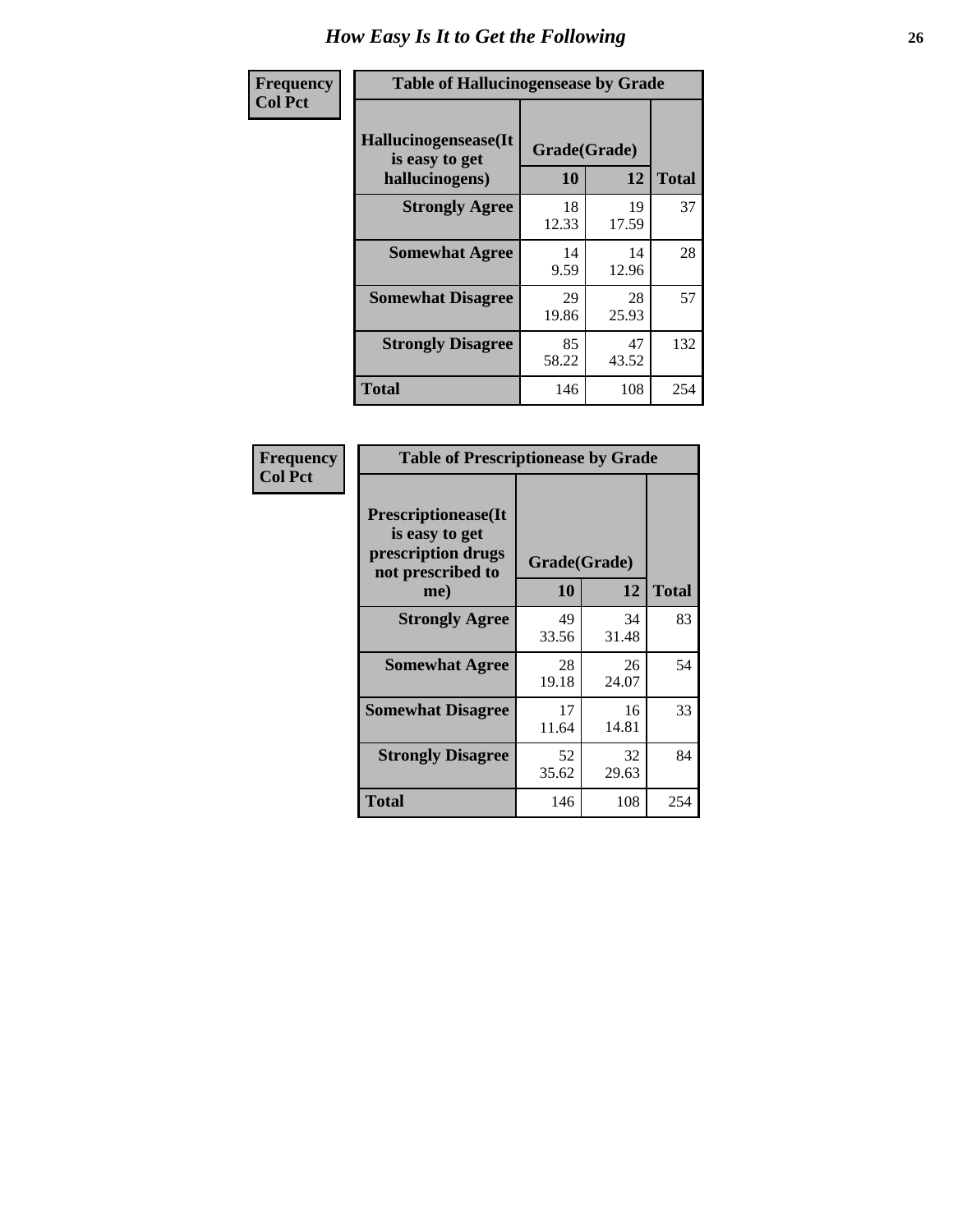# How Easy Is It to Get the Following

**Frequency**
**Col Pct**

**Table of Hallucinogensease by Grade**

| Hallucinogensease(It is easy to get hallucinogens) | Grade(Grade) | | |
|---|---|---|---|
| | 10 | 12 | Total |
| Strongly Agree | 18<br>12.33 | 19<br>17.59 | 37 |
| Somewhat Agree | 14<br>9.59 | 14<br>12.96 | 28 |
| Somewhat Disagree | 29<br>19.86 | 28<br>25.93 | 57 |
| Strongly Disagree | 85<br>58.22 | 47<br>43.52 | 132 |
| Total | 146 | 108 | 254 |

**Frequency**
**Col Pct**

**Table of Prescriptionease by Grade**

| Prescriptionease(It is easy to get prescription drugs not prescribed to me) | Grade(Grade) | | |
|---|---|---|---|
| | 10 | 12 | Total |
| Strongly Agree | 49<br>33.56 | 34<br>31.48 | 83 |
| Somewhat Agree | 28<br>19.18 | 26<br>24.07 | 54 |
| Somewhat Disagree | 17<br>11.64 | 16<br>14.81 | 33 |
| Strongly Disagree | 52<br>35.62 | 32<br>29.63 | 84 |
| Total | 146 | 108 | 254 |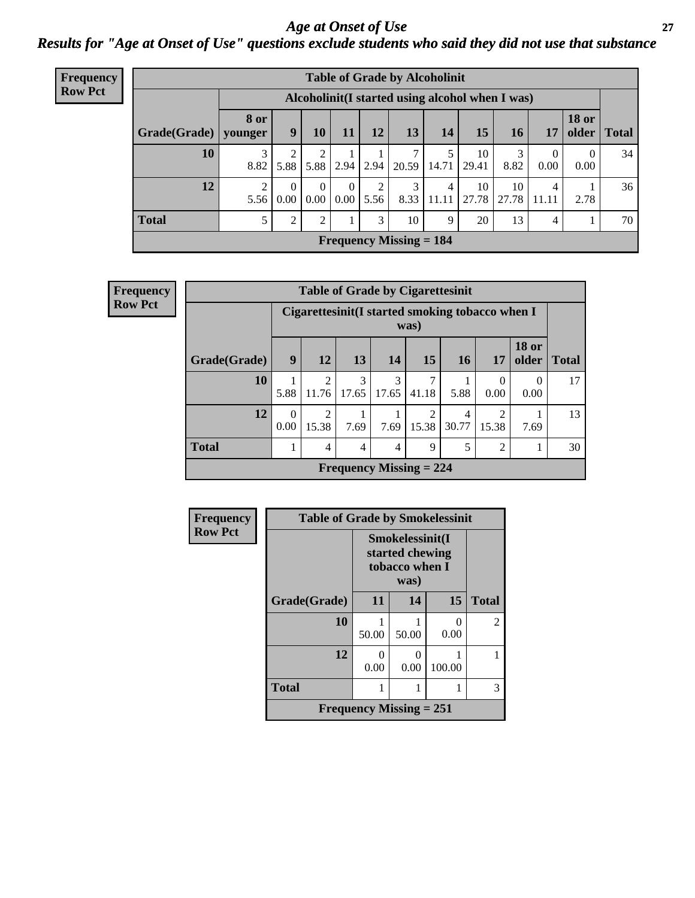# *Age at Onset of Use*

## *Results for "Age at Onset of Use" questions exclude students who said they did not use that substance*

**Frequency**
**Row Pct**

**Table of Grade by Alcoholinit**

| Grade(Grade) | Alcoholinit(I started using alcohol when I was) | | | | | | | | | | | Total |
|---|---|---|---|---|---|---|---|---|---|---|---|---|
| | 8 or younger | 9 | 10 | 11 | 12 | 13 | 14 | 15 | 16 | 17 | 18 or older | |
| **10** | 3<br>8.82 | 2<br>5.88 | 2<br>5.88 | 1<br>2.94 | 1<br>2.94 | 7<br>20.59 | 5<br>14.71 | 10<br>29.41 | 3<br>8.82 | 0<br>0.00 | 0<br>0.00 | 34 |
| **12** | 2<br>5.56 | 0<br>0.00 | 0<br>0.00 | 0<br>0.00 | 2<br>5.56 | 3<br>8.33 | 4<br>11.11 | 10<br>27.78 | 10<br>27.78 | 4<br>11.11 | 1<br>2.78 | 36 |
| **Total** | 5 | 2 | 2 | 1 | 3 | 10 | 9 | 20 | 13 | 4 | 1 | 70 |

**Frequency Missing = 184**

**Frequency**
**Row Pct**

**Table of Grade by Cigarettesinit**

| Grade(Grade) | Cigarettesinit(I started smoking tobacco when I was) | | | | | | | | Total |
|---|---|---|---|---|---|---|---|---|---|
| | 9 | 12 | 13 | 14 | 15 | 16 | 17 | 18 or older | |
| **10** | 1<br>5.88 | 2<br>11.76 | 3<br>17.65 | 3<br>17.65 | 7<br>41.18 | 1<br>5.88 | 0<br>0.00 | 0<br>0.00 | 17 |
| **12** | 0<br>0.00 | 2<br>15.38 | 1<br>7.69 | 1<br>7.69 | 2<br>15.38 | 4<br>30.77 | 2<br>15.38 | 1<br>7.69 | 13 |
| **Total** | 1 | 4 | 4 | 4 | 9 | 5 | 2 | 1 | 30 |

**Frequency Missing = 224**

**Frequency**
**Row Pct**

**Table of Grade by Smokelessinit**

| Grade(Grade) | Smokelessinit(I started chewing tobacco when I was) | | | Total |
|---|---|---|---|---|
| | 11 | 14 | 15 | |
| **10** | 1<br>50.00 | 1<br>50.00 | 0<br>0.00 | 2 |
| **12** | 0<br>0.00 | 0<br>0.00 | 1<br>100.00 | 1 |
| **Total** | 1 | 1 | 1 | 3 |

**Frequency Missing = 251**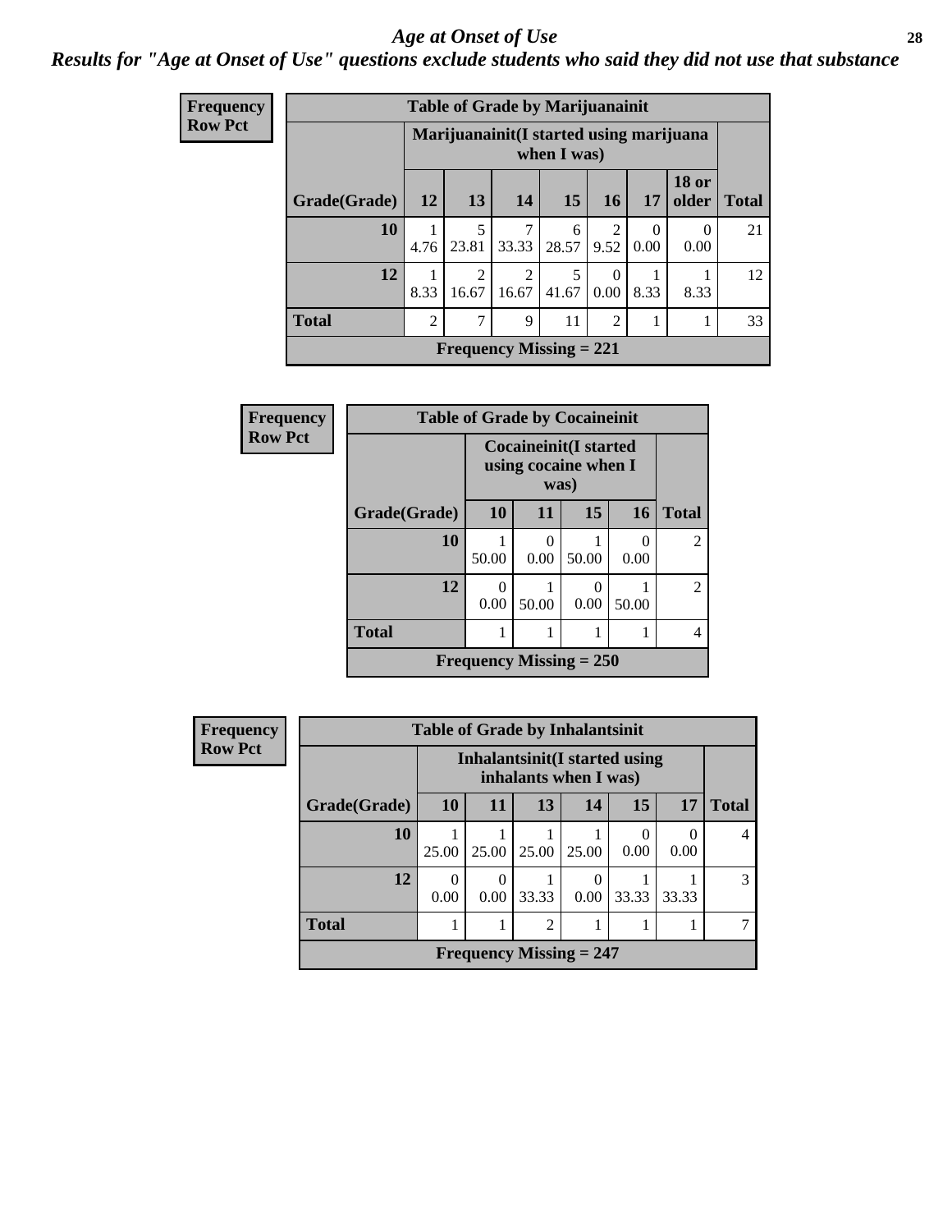# *Age at Onset of Use*

***Results for "Age at Onset of Use" questions exclude students who said they did not use that substance***

**Frequency**
**Row Pct**

**Table of Grade by Marijuanainit**

| Grade(Grade) | Marijuanainit(I started using marijuana when I was) | | | | | | | Total |
|---|---|---|---|---|---|---|---|---|
| | 12 | 13 | 14 | 15 | 16 | 17 | 18 or older | |
| 10 | 1<br>4.76 | 5<br>23.81 | 7<br>33.33 | 6<br>28.57 | 2<br>9.52 | 0<br>0.00 | 0<br>0.00 | 21 |
| 12 | 1<br>8.33 | 2<br>16.67 | 2<br>16.67 | 5<br>41.67 | 0<br>0.00 | 1<br>8.33 | 1<br>8.33 | 12 |
| Total | 2 | 7 | 9 | 11 | 2 | 1 | 1 | 33 |

**Frequency Missing = 221**

**Frequency**
**Row Pct**

**Table of Grade by Cocaineinit**

| Grade(Grade) | Cocaineinit(I started using cocaine when I was) | | | | Total |
|---|---|---|---|---|---|
| | 10 | 11 | 15 | 16 | |
| 10 | 1<br>50.00 | 0<br>0.00 | 1<br>50.00 | 0<br>0.00 | 2 |
| 12 | 0<br>0.00 | 1<br>50.00 | 0<br>0.00 | 1<br>50.00 | 2 |
| Total | 1 | 1 | 1 | 1 | 4 |

**Frequency Missing = 250**

**Frequency**
**Row Pct**

**Table of Grade by Inhalantsinit**

| Grade(Grade) | Inhalantsinit(I started using inhalants when I was) | | | | | | Total |
|---|---|---|---|---|---|---|---|
| | 10 | 11 | 13 | 14 | 15 | 17 | |
| 10 | 1<br>25.00 | 1<br>25.00 | 1<br>25.00 | 1<br>25.00 | 0<br>0.00 | 0<br>0.00 | 4 |
| 12 | 0<br>0.00 | 0<br>0.00 | 1<br>33.33 | 0<br>0.00 | 1<br>33.33 | 1<br>33.33 | 3 |
| Total | 1 | 1 | 2 | 1 | 1 | 1 | 7 |

**Frequency Missing = 247**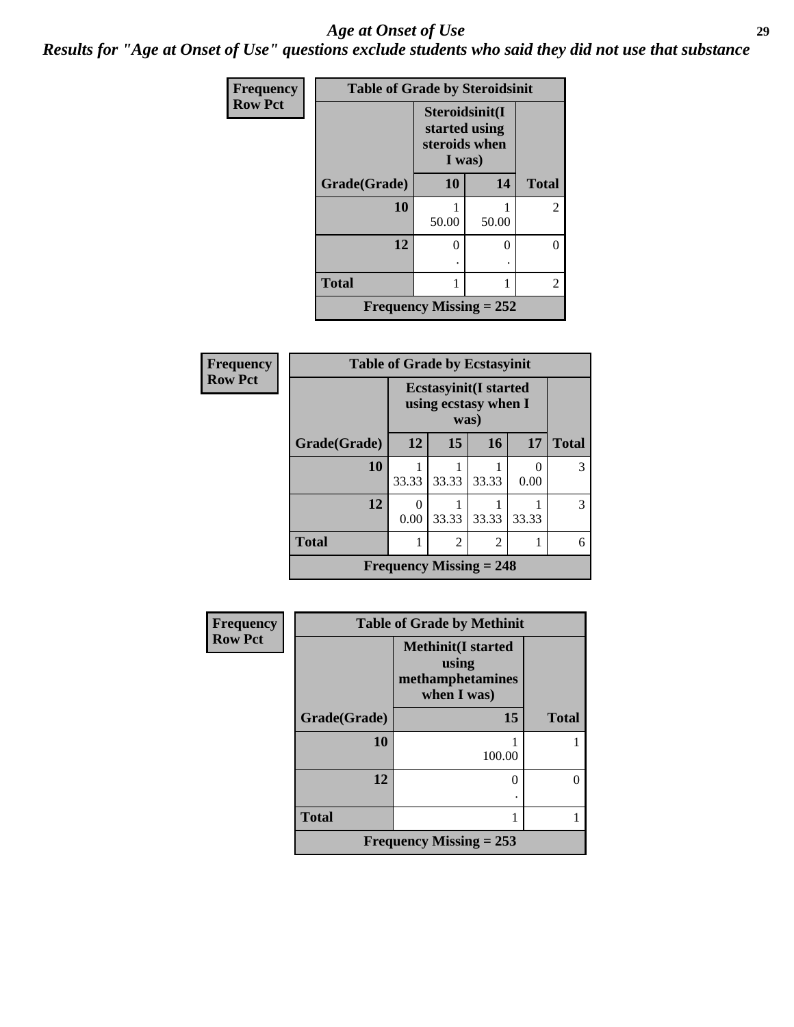# *Age at Onset of Use*

***Results for "Age at Onset of Use" questions exclude students who said they did not use that substance***

**Frequency**
**Row Pct**

| Table of Grade by Steroidsinit | | | |
|---|---|---|---|
| | Steroidsinit(I started using steroids when I was) | | |
| Grade(Grade) | 10 | 14 | Total |
| 10 | 1<br>50.00 | 1<br>50.00 | 2 |
| 12 | 0<br>. | 0<br>. | 0 |
| Total | 1 | 1 | 2 |
| Frequency Missing = 252 | | | |

**Frequency**
**Row Pct**

| Table of Grade by Ecstasyinit | | | | | |
|---|---|---|---|---|---|
| | Ecstasyinit(I started using ecstasy when I was) | | | | |
| Grade(Grade) | 12 | 15 | 16 | 17 | Total |
| 10 | 1<br>33.33 | 1<br>33.33 | 1<br>33.33 | 0<br>0.00 | 3 |
| 12 | 0<br>0.00 | 1<br>33.33 | 1<br>33.33 | 1<br>33.33 | 3 |
| Total | 1 | 2 | 2 | 1 | 6 |
| Frequency Missing = 248 | | | | | |

**Frequency**
**Row Pct**

| Table of Grade by Methinit | | |
|---|---|---|
| | Methinit(I started using methamphetamines when I was) | |
| Grade(Grade) | 15 | Total |
| 10 | 1<br>100.00 | 1 |
| 12 | 0<br>. | 0 |
| Total | 1 | 1 |
| Frequency Missing = 253 | | |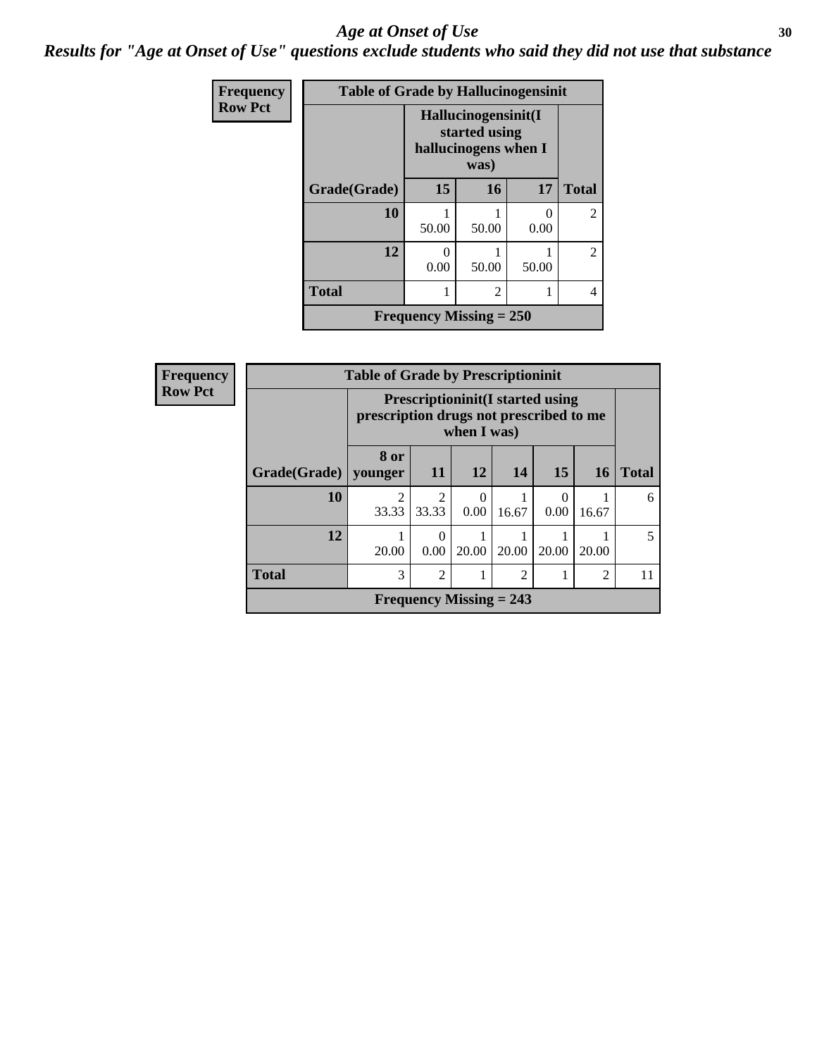## Age at Onset of Use

### Results for "Age at Onset of Use" questions exclude students who said they did not use that substance

**Frequency**
**Row Pct**

| Table of Grade by Hallucinogensinit | | | | |
|---|---|---|---|---|
| | Hallucinogensinit(I started using hallucinogens when I was) | | | |
| Grade(Grade) | 15 | 16 | 17 | Total |
| 10 | 1<br>50.00 | 1<br>50.00 | 0<br>0.00 | 2 |
| 12 | 0<br>0.00 | 1<br>50.00 | 1<br>50.00 | 2 |
| Total | 1 | 2 | 1 | 4 |
| Frequency Missing = 250 | | | | |

**Frequency**
**Row Pct**

| Table of Grade by Prescriptioninit | | | | | | | |
|---|---|---|---|---|---|---|---|
| | Prescriptioninit(I started using prescription drugs not prescribed to me when I was) | | | | | | |
| Grade(Grade) | 8 or younger | 11 | 12 | 14 | 15 | 16 | Total |
| 10 | 2<br>33.33 | 2<br>33.33 | 0<br>0.00 | 1<br>16.67 | 0<br>0.00 | 1<br>16.67 | 6 |
| 12 | 1<br>20.00 | 0<br>0.00 | 1<br>20.00 | 1<br>20.00 | 1<br>20.00 | 1<br>20.00 | 5 |
| Total | 3 | 2 | 1 | 2 | 1 | 2 | 11 |
| Frequency Missing = 243 | | | | | | | |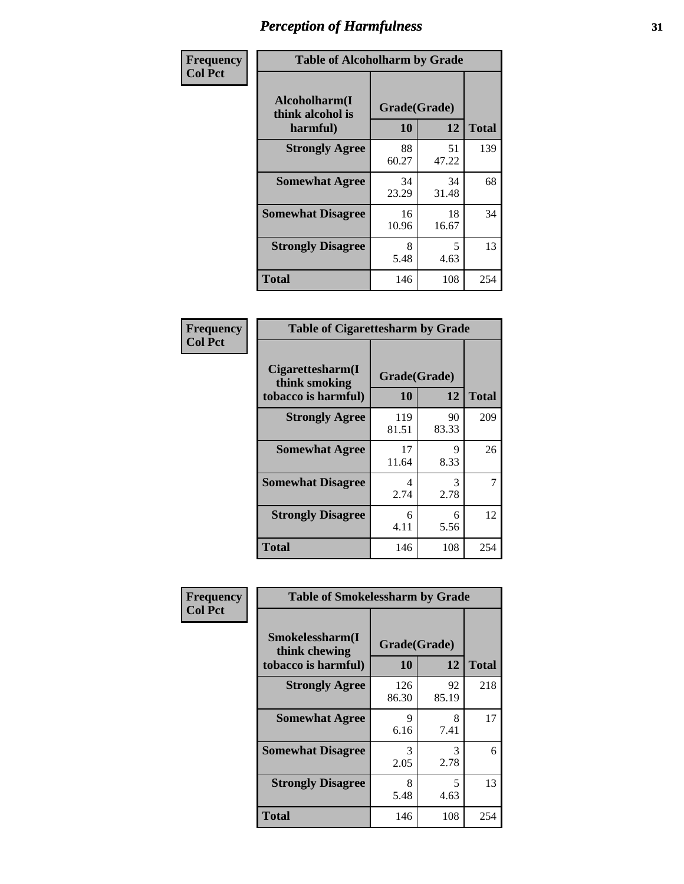# Perception of Harmfulness

| Frequency<br>Col Pct | Table of Alcoholharm by Grade | | |
|---|---|---|---|
| **Alcoholharm(I think alcohol is harmful)** | **Grade(Grade)** | | |
| | **10** | **12** | **Total** |
| **Strongly Agree** | 88<br>60.27 | 51<br>47.22 | 139 |
| **Somewhat Agree** | 34<br>23.29 | 34<br>31.48 | 68 |
| **Somewhat Disagree** | 16<br>10.96 | 18<br>16.67 | 34 |
| **Strongly Disagree** | 8<br>5.48 | 5<br>4.63 | 13 |
| **Total** | 146 | 108 | 254 |

| Frequency<br>Col Pct | Table of Cigarettesharm by Grade | | |
|---|---|---|---|
| **Cigarettesharm(I think smoking tobacco is harmful)** | **Grade(Grade)** | | |
| | **10** | **12** | **Total** |
| **Strongly Agree** | 119<br>81.51 | 90<br>83.33 | 209 |
| **Somewhat Agree** | 17<br>11.64 | 9<br>8.33 | 26 |
| **Somewhat Disagree** | 4<br>2.74 | 3<br>2.78 | 7 |
| **Strongly Disagree** | 6<br>4.11 | 6<br>5.56 | 12 |
| **Total** | 146 | 108 | 254 |

| Frequency<br>Col Pct | Table of Smokelessharm by Grade | | |
|---|---|---|---|
| **Smokelessharm(I think chewing tobacco is harmful)** | **Grade(Grade)** | | |
| | **10** | **12** | **Total** |
| **Strongly Agree** | 126<br>86.30 | 92<br>85.19 | 218 |
| **Somewhat Agree** | 9<br>6.16 | 8<br>7.41 | 17 |
| **Somewhat Disagree** | 3<br>2.05 | 3<br>2.78 | 6 |
| **Strongly Disagree** | 8<br>5.48 | 5<br>4.63 | 13 |
| **Total** | 146 | 108 | 254 |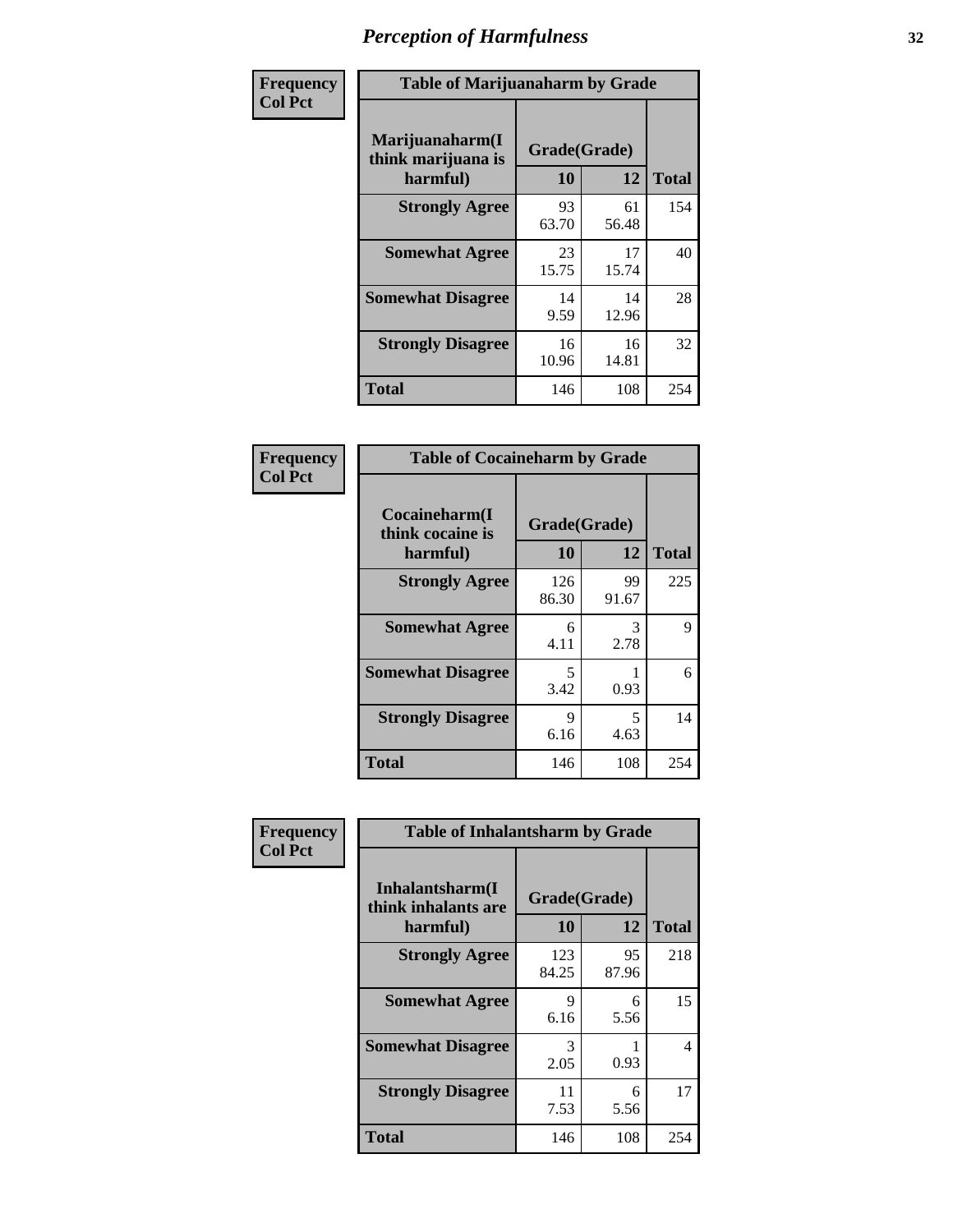# Perception of Harmfulness

**Frequency**
**Col Pct**

| Table of Marijuanaharm by Grade | | | |
|---|---|---|---|
| **Marijuanaharm(I think marijuana is harmful)** | **Grade(Grade)** | | **Total** |
| | **10** | **12** | |
| **Strongly Agree** | 93<br>63.70 | 61<br>56.48 | 154 |
| **Somewhat Agree** | 23<br>15.75 | 17<br>15.74 | 40 |
| **Somewhat Disagree** | 14<br>9.59 | 14<br>12.96 | 28 |
| **Strongly Disagree** | 16<br>10.96 | 16<br>14.81 | 32 |
| **Total** | 146 | 108 | 254 |

**Frequency**
**Col Pct**

| Table of Cocaineharm by Grade | | | |
|---|---|---|---|
| **Cocaineharm(I think cocaine is harmful)** | **Grade(Grade)** | | **Total** |
| | **10** | **12** | |
| **Strongly Agree** | 126<br>86.30 | 99<br>91.67 | 225 |
| **Somewhat Agree** | 6<br>4.11 | 3<br>2.78 | 9 |
| **Somewhat Disagree** | 5<br>3.42 | 1<br>0.93 | 6 |
| **Strongly Disagree** | 9<br>6.16 | 5<br>4.63 | 14 |
| **Total** | 146 | 108 | 254 |

**Frequency**
**Col Pct**

| Table of Inhalantsharm by Grade | | | |
|---|---|---|---|
| **Inhalantsharm(I think inhalants are harmful)** | **Grade(Grade)** | | **Total** |
| | **10** | **12** | |
| **Strongly Agree** | 123<br>84.25 | 95<br>87.96 | 218 |
| **Somewhat Agree** | 9<br>6.16 | 6<br>5.56 | 15 |
| **Somewhat Disagree** | 3<br>2.05 | 1<br>0.93 | 4 |
| **Strongly Disagree** | 11<br>7.53 | 6<br>5.56 | 17 |
| **Total** | 146 | 108 | 254 |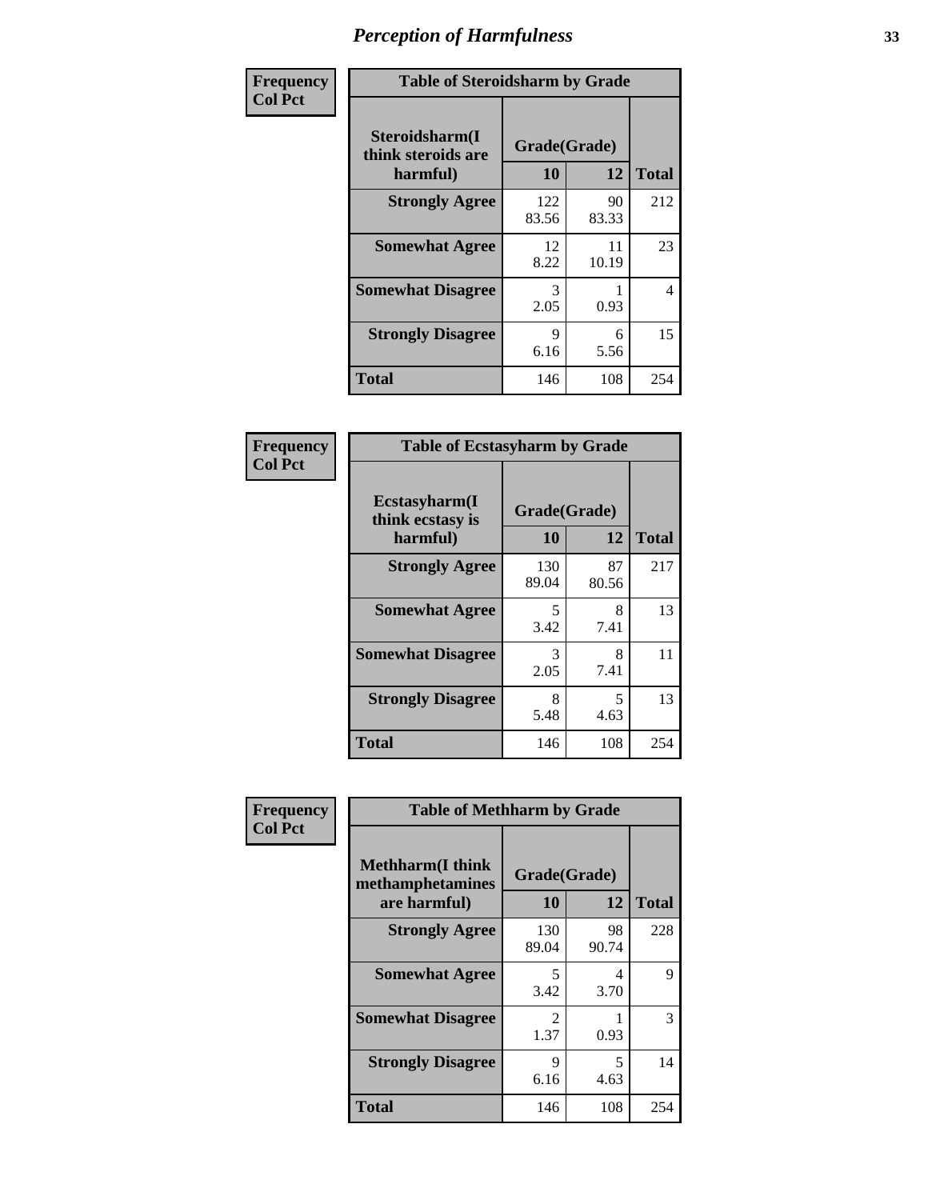## Perception of Harmfulness

| Frequency Col Pct | Table of Steroidsharm by Grade | | |
|---|---|---|---|
| Steroidsharm(I think steroids are harmful) | Grade(Grade) | | |
| | 10 | 12 | Total |
| Strongly Agree | 122<br>83.56 | 90<br>83.33 | 212 |
| Somewhat Agree | 12<br>8.22 | 11<br>10.19 | 23 |
| Somewhat Disagree | 3<br>2.05 | 1<br>0.93 | 4 |
| Strongly Disagree | 9<br>6.16 | 6<br>5.56 | 15 |
| Total | 146 | 108 | 254 |

| Frequency Col Pct | Table of Ecstasyharm by Grade | | |
|---|---|---|---|
| Ecstasyharm(I think ecstasy is harmful) | Grade(Grade) | | |
| | 10 | 12 | Total |
| Strongly Agree | 130<br>89.04 | 87<br>80.56 | 217 |
| Somewhat Agree | 5<br>3.42 | 8<br>7.41 | 13 |
| Somewhat Disagree | 3<br>2.05 | 8<br>7.41 | 11 |
| Strongly Disagree | 8<br>5.48 | 5<br>4.63 | 13 |
| Total | 146 | 108 | 254 |

| Frequency Col Pct | Table of Methharm by Grade | | |
|---|---|---|---|
| Methharm(I think methamphetamines are harmful) | Grade(Grade) | | |
| | 10 | 12 | Total |
| Strongly Agree | 130<br>89.04 | 98<br>90.74 | 228 |
| Somewhat Agree | 5<br>3.42 | 4<br>3.70 | 9 |
| Somewhat Disagree | 2<br>1.37 | 1<br>0.93 | 3 |
| Strongly Disagree | 9<br>6.16 | 5<br>4.63 | 14 |
| Total | 146 | 108 | 254 |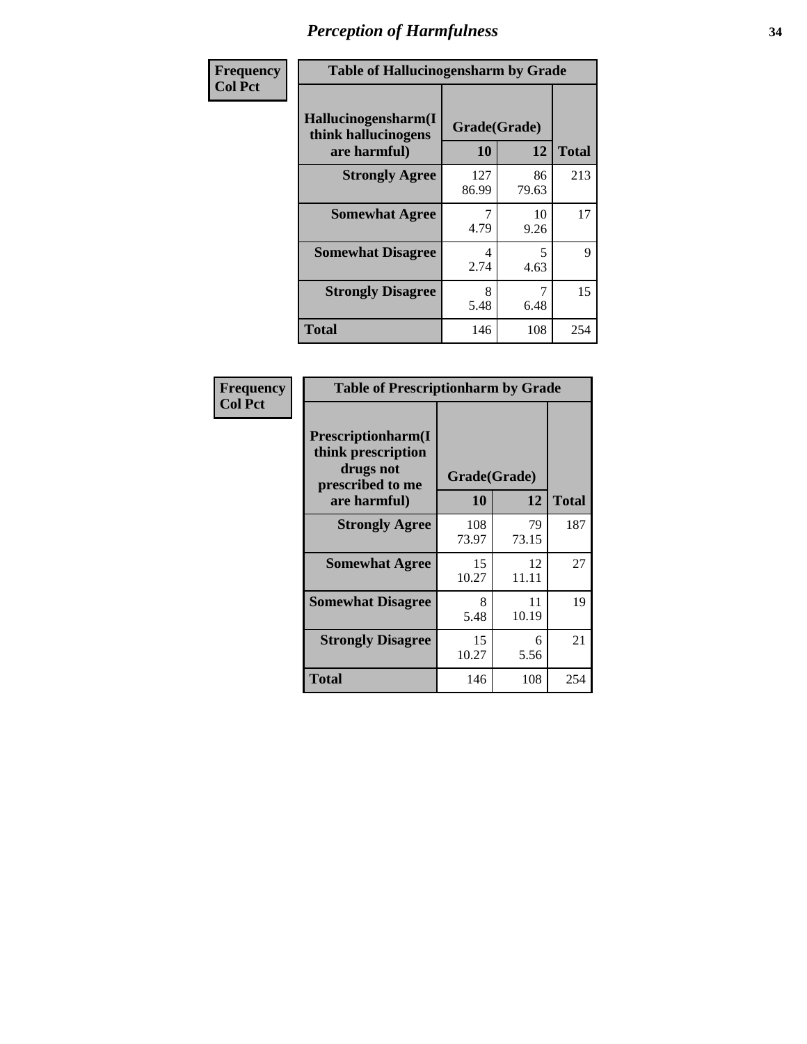# Perception of Harmfulness

| Frequency Col Pct | | | |
|---|---|---|---|
| **Table of Hallucinogensharm by Grade** | | | |
| **Hallucinogensharm(I think hallucinogens are harmful)** | **Grade(Grade)** | | |
| | **10** | **12** | **Total** |
| **Strongly Agree** | 127<br>86.99 | 86<br>79.63 | 213 |
| **Somewhat Agree** | 7<br>4.79 | 10<br>9.26 | 17 |
| **Somewhat Disagree** | 4<br>2.74 | 5<br>4.63 | 9 |
| **Strongly Disagree** | 8<br>5.48 | 7<br>6.48 | 15 |
| **Total** | 146 | 108 | 254 |

| Frequency Col Pct | | | |
|---|---|---|---|
| **Table of Prescriptionharm by Grade** | | | |
| **Prescriptionharm(I think prescription drugs not prescribed to me are harmful)** | **Grade(Grade)** | | |
| | **10** | **12** | **Total** |
| **Strongly Agree** | 108<br>73.97 | 79<br>73.15 | 187 |
| **Somewhat Agree** | 15<br>10.27 | 12<br>11.11 | 27 |
| **Somewhat Disagree** | 8<br>5.48 | 11<br>10.19 | 19 |
| **Strongly Disagree** | 15<br>10.27 | 6<br>5.56 | 21 |
| **Total** | 146 | 108 | 254 |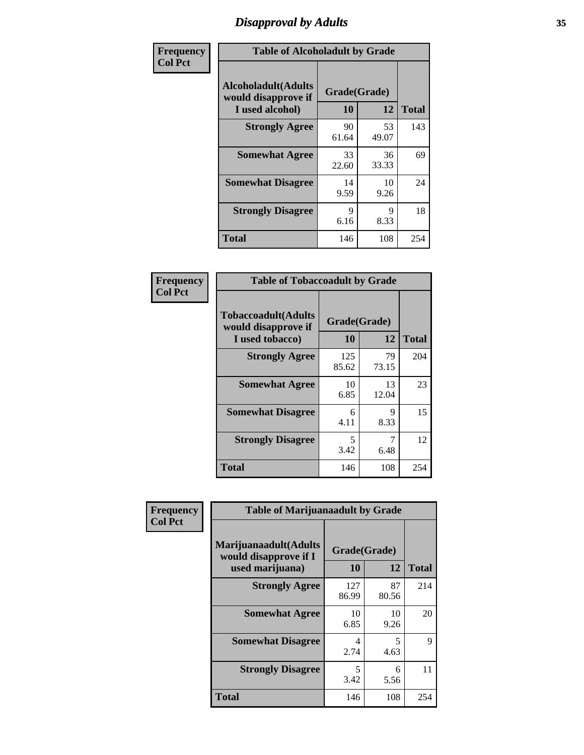# Disapproval by Adults

**Frequency**
**Col Pct**

**Table of Alcoholadult by Grade**

| Alcoholadult(Adults would disapprove if I used alcohol) | Grade(Grade) 10 | 12 | Total |
|---|---|---|---|
| **Strongly Agree** | 90<br>61.64 | 53<br>49.07 | 143 |
| **Somewhat Agree** | 33<br>22.60 | 36<br>33.33 | 69 |
| **Somewhat Disagree** | 14<br>9.59 | 10<br>9.26 | 24 |
| **Strongly Disagree** | 9<br>6.16 | 9<br>8.33 | 18 |
| **Total** | 146 | 108 | 254 |

**Frequency**
**Col Pct**

**Table of Tobaccoadult by Grade**

| Tobaccoadult(Adults would disapprove if I used tobacco) | Grade(Grade) 10 | 12 | Total |
|---|---|---|---|
| **Strongly Agree** | 125<br>85.62 | 79<br>73.15 | 204 |
| **Somewhat Agree** | 10<br>6.85 | 13<br>12.04 | 23 |
| **Somewhat Disagree** | 6<br>4.11 | 9<br>8.33 | 15 |
| **Strongly Disagree** | 5<br>3.42 | 7<br>6.48 | 12 |
| **Total** | 146 | 108 | 254 |

**Frequency**
**Col Pct**

**Table of Marijuanaadult by Grade**

| Marijuanaadult(Adults would disapprove if I used marijuana) | Grade(Grade) 10 | 12 | Total |
|---|---|---|---|
| **Strongly Agree** | 127<br>86.99 | 87<br>80.56 | 214 |
| **Somewhat Agree** | 10<br>6.85 | 10<br>9.26 | 20 |
| **Somewhat Disagree** | 4<br>2.74 | 5<br>4.63 | 9 |
| **Strongly Disagree** | 5<br>3.42 | 6<br>5.56 | 11 |
| **Total** | 146 | 108 | 254 |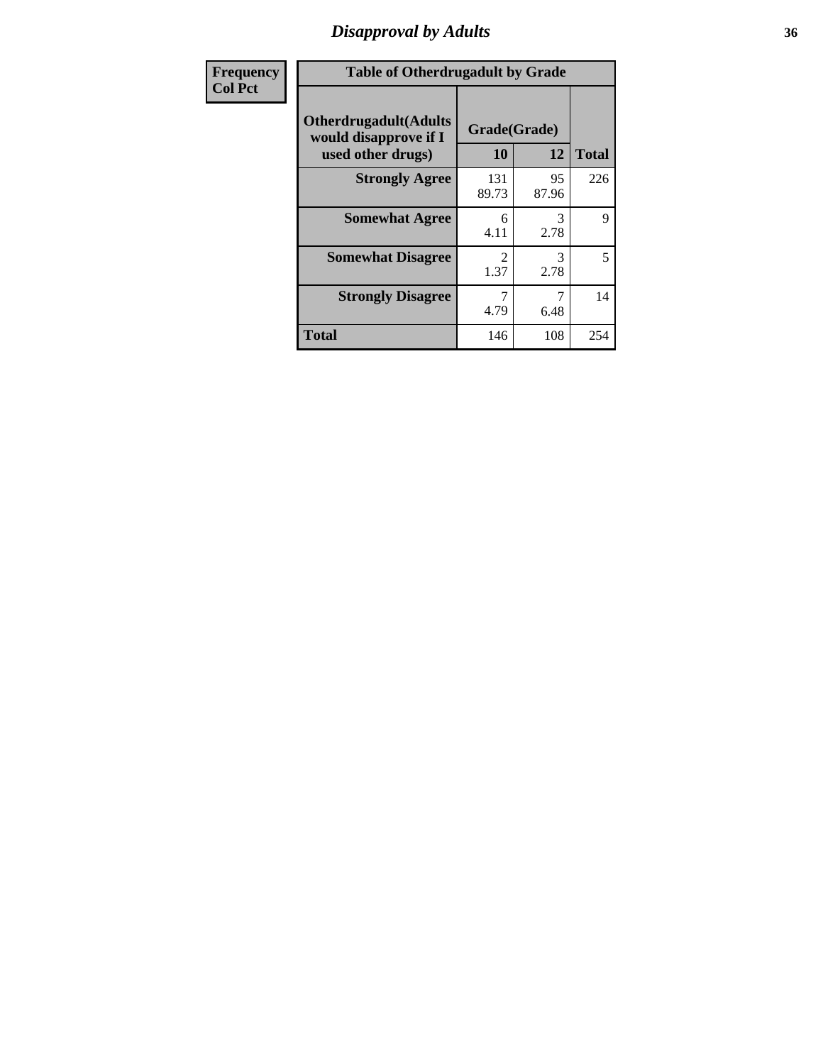# *Disapproval by Adults*

| Frequency<br>Col Pct |
|---|

**Table of Otherdrugadult by Grade**

| Otherdrugadult(Adults would disapprove if I used other drugs) | Grade(Grade) | | |
|---|---|---|---|
| | **10** | **12** | **Total** |
| **Strongly Agree** | 131<br>89.73 | 95<br>87.96 | 226 |
| **Somewhat Agree** | 6<br>4.11 | 3<br>2.78 | 9 |
| **Somewhat Disagree** | 2<br>1.37 | 3<br>2.78 | 5 |
| **Strongly Disagree** | 7<br>4.79 | 7<br>6.48 | 14 |
| **Total** | 146 | 108 | 254 |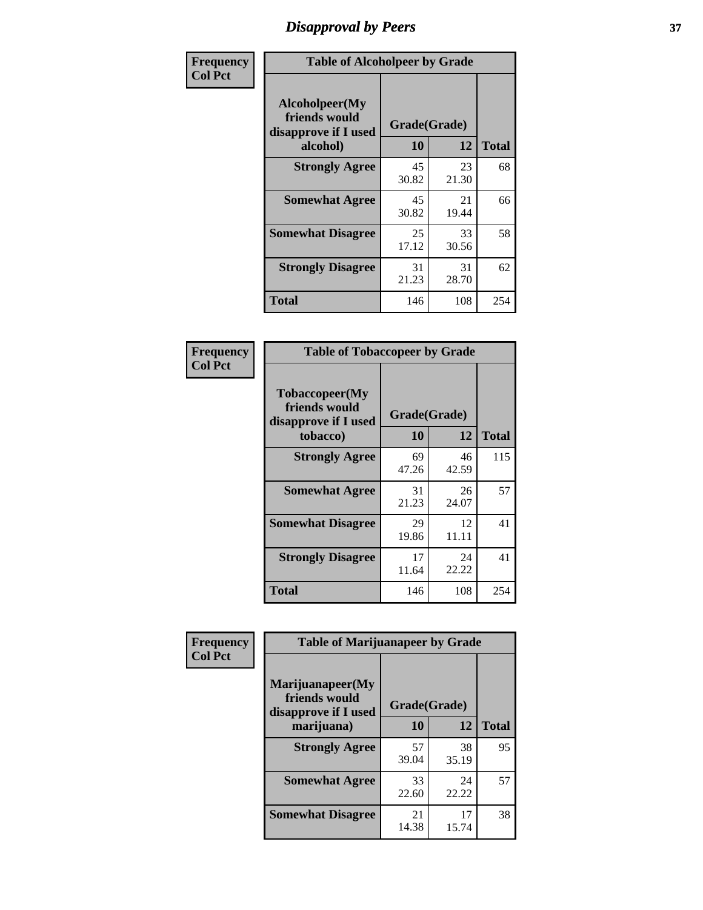# Disapproval by Peers

| Frequency<br>Col Pct | Table of Alcoholpeer by Grade | | |
|---|---|---|---|
| Alcoholpeer(My friends would disapprove if I used alcohol) | Grade(Grade) | | |
| | 10 | 12 | Total |
| Strongly Agree | 45<br>30.82 | 23<br>21.30 | 68 |
| Somewhat Agree | 45<br>30.82 | 21<br>19.44 | 66 |
| Somewhat Disagree | 25<br>17.12 | 33<br>30.56 | 58 |
| Strongly Disagree | 31<br>21.23 | 31<br>28.70 | 62 |
| Total | 146 | 108 | 254 |

| Frequency<br>Col Pct | Table of Tobaccopeer by Grade | | |
|---|---|---|---|
| Tobaccopeer(My friends would disapprove if I used tobacco) | Grade(Grade) | | |
| | 10 | 12 | Total |
| Strongly Agree | 69<br>47.26 | 46<br>42.59 | 115 |
| Somewhat Agree | 31<br>21.23 | 26<br>24.07 | 57 |
| Somewhat Disagree | 29<br>19.86 | 12<br>11.11 | 41 |
| Strongly Disagree | 17<br>11.64 | 24<br>22.22 | 41 |
| Total | 146 | 108 | 254 |

| Frequency<br>Col Pct | Table of Marijuanapeer by Grade | | |
|---|---|---|---|
| Marijuanapeer(My friends would disapprove if I used marijuana) | Grade(Grade) | | |
| | 10 | 12 | Total |
| Strongly Agree | 57<br>39.04 | 38<br>35.19 | 95 |
| Somewhat Agree | 33<br>22.60 | 24<br>22.22 | 57 |
| Somewhat Disagree | 21<br>14.38 | 17<br>15.74 | 38 |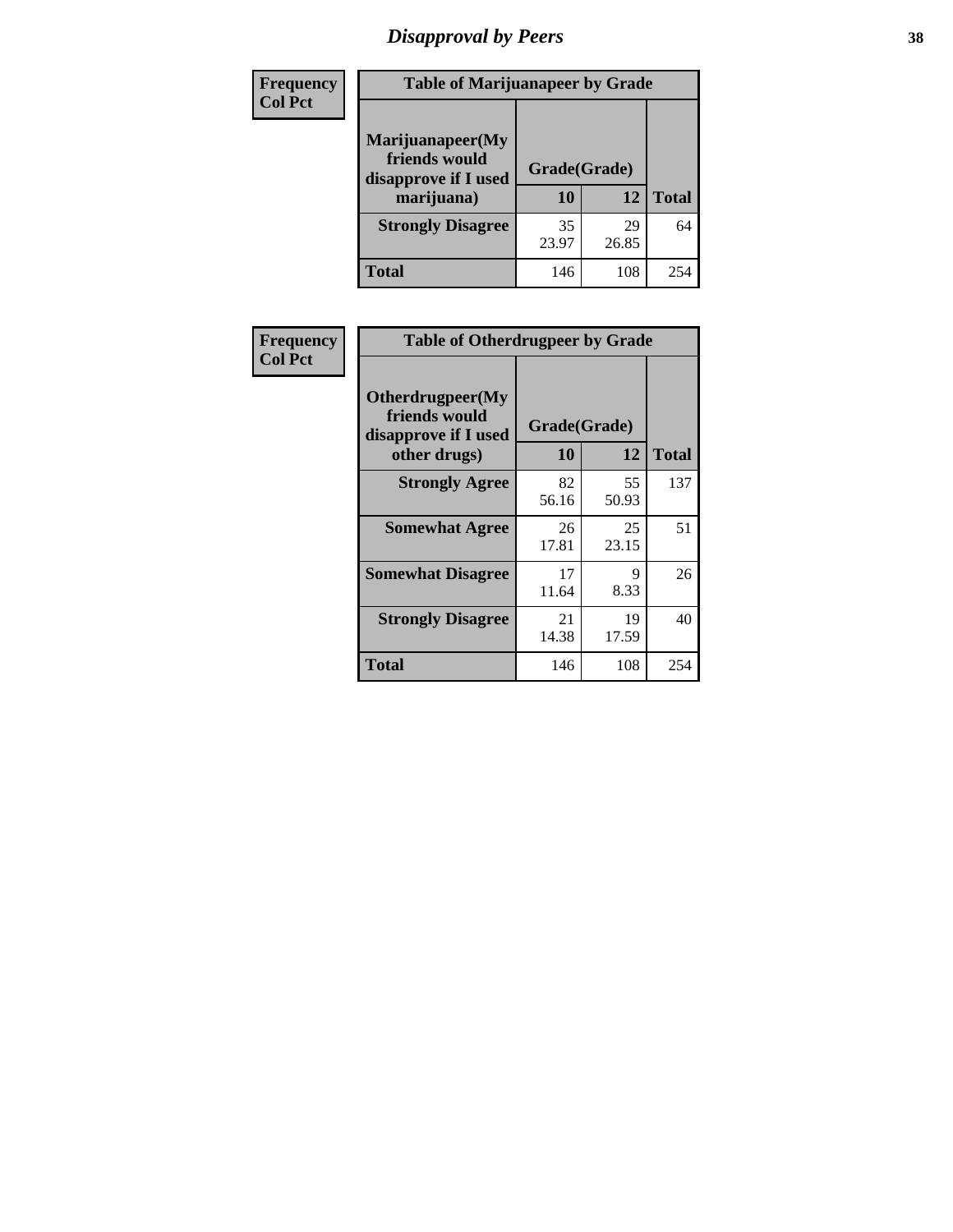# *Disapproval by Peers*

**Frequency**
**Col Pct**

**Table of Marijuanapeer by Grade**

| Marijuanapeer(My friends would disapprove if I used marijuana) | Grade(Grade) | | Total |
|---|---|---|---|
| | 10 | 12 | |
| **Strongly Disagree** | 35<br>23.97 | 29<br>26.85 | 64 |
| **Total** | 146 | 108 | 254 |

**Frequency**
**Col Pct**

**Table of Otherdrugpeer by Grade**

| Otherdrugpeer(My friends would disapprove if I used other drugs) | Grade(Grade) | | Total |
|---|---|---|---|
| | 10 | 12 | |
| **Strongly Agree** | 82<br>56.16 | 55<br>50.93 | 137 |
| **Somewhat Agree** | 26<br>17.81 | 25<br>23.15 | 51 |
| **Somewhat Disagree** | 17<br>11.64 | 9<br>8.33 | 26 |
| **Strongly Disagree** | 21<br>14.38 | 19<br>17.59 | 40 |
| **Total** | 146 | 108 | 254 |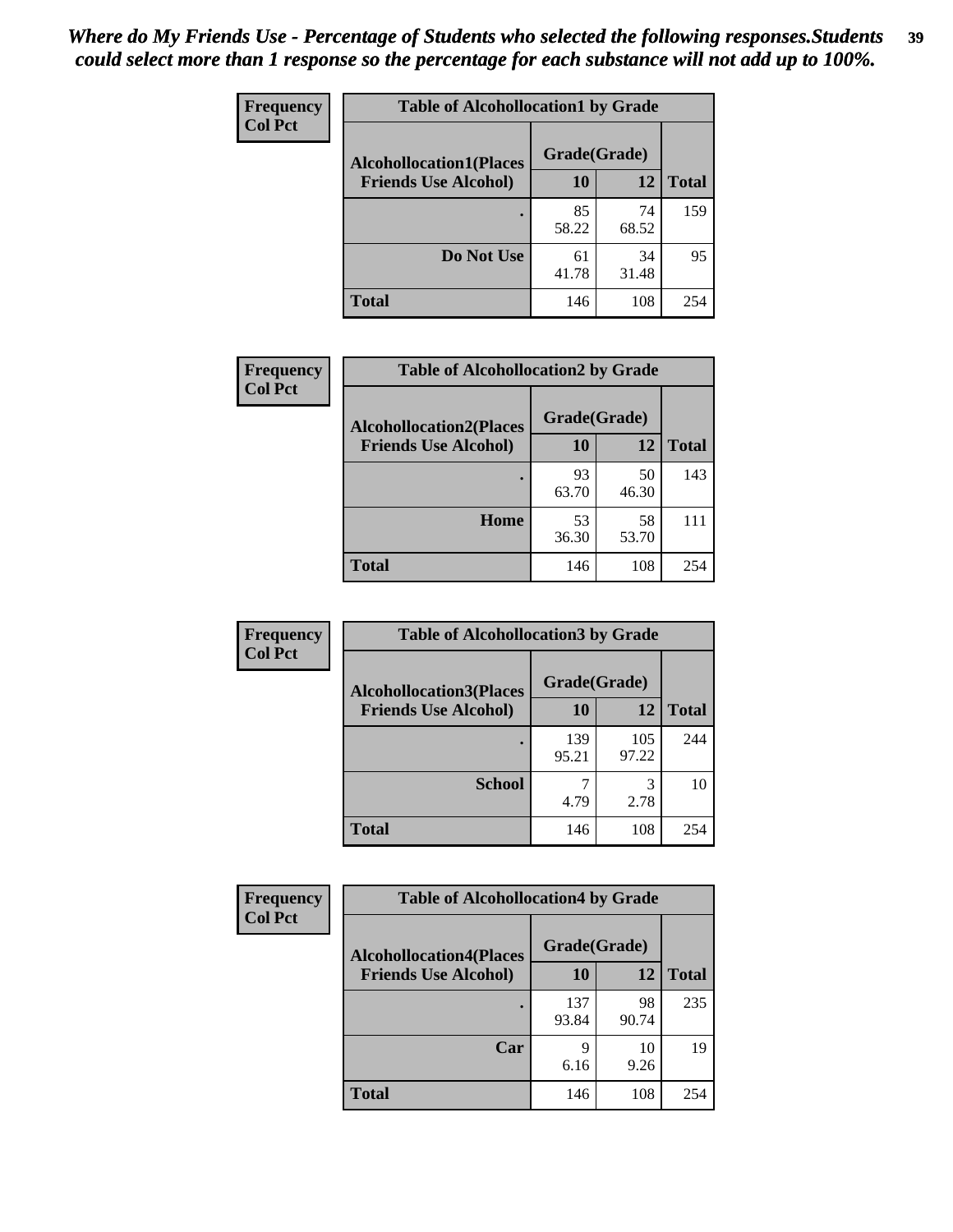*Where do My Friends Use - Percentage of Students who selected the following responses.Students could select more than 1 response so the percentage for each substance will not add up to 100%.*

**Frequency**
**Col Pct**

| Table of Alcohollocation1 by Grade | | | |
|---|---|---|---|
| **Alcohollocation1(Places Friends Use Alcohol)** | **Grade(Grade)** | | |
| | **10** | **12** | **Total** |
| . | 85<br>58.22 | 74<br>68.52 | 159 |
| **Do Not Use** | 61<br>41.78 | 34<br>31.48 | 95 |
| **Total** | 146 | 108 | 254 |

**Frequency**
**Col Pct**

| Table of Alcohollocation2 by Grade | | | |
|---|---|---|---|
| **Alcohollocation2(Places Friends Use Alcohol)** | **Grade(Grade)** | | |
| | **10** | **12** | **Total** |
| . | 93<br>63.70 | 50<br>46.30 | 143 |
| **Home** | 53<br>36.30 | 58<br>53.70 | 111 |
| **Total** | 146 | 108 | 254 |

**Frequency**
**Col Pct**

| Table of Alcohollocation3 by Grade | | | |
|---|---|---|---|
| **Alcohollocation3(Places Friends Use Alcohol)** | **Grade(Grade)** | | |
| | **10** | **12** | **Total** |
| . | 139<br>95.21 | 105<br>97.22 | 244 |
| **School** | 7<br>4.79 | 3<br>2.78 | 10 |
| **Total** | 146 | 108 | 254 |

**Frequency**
**Col Pct**

| Table of Alcohollocation4 by Grade | | | |
|---|---|---|---|
| **Alcohollocation4(Places Friends Use Alcohol)** | **Grade(Grade)** | | |
| | **10** | **12** | **Total** |
| . | 137<br>93.84 | 98<br>90.74 | 235 |
| **Car** | 9<br>6.16 | 10<br>9.26 | 19 |
| **Total** | 146 | 108 | 254 |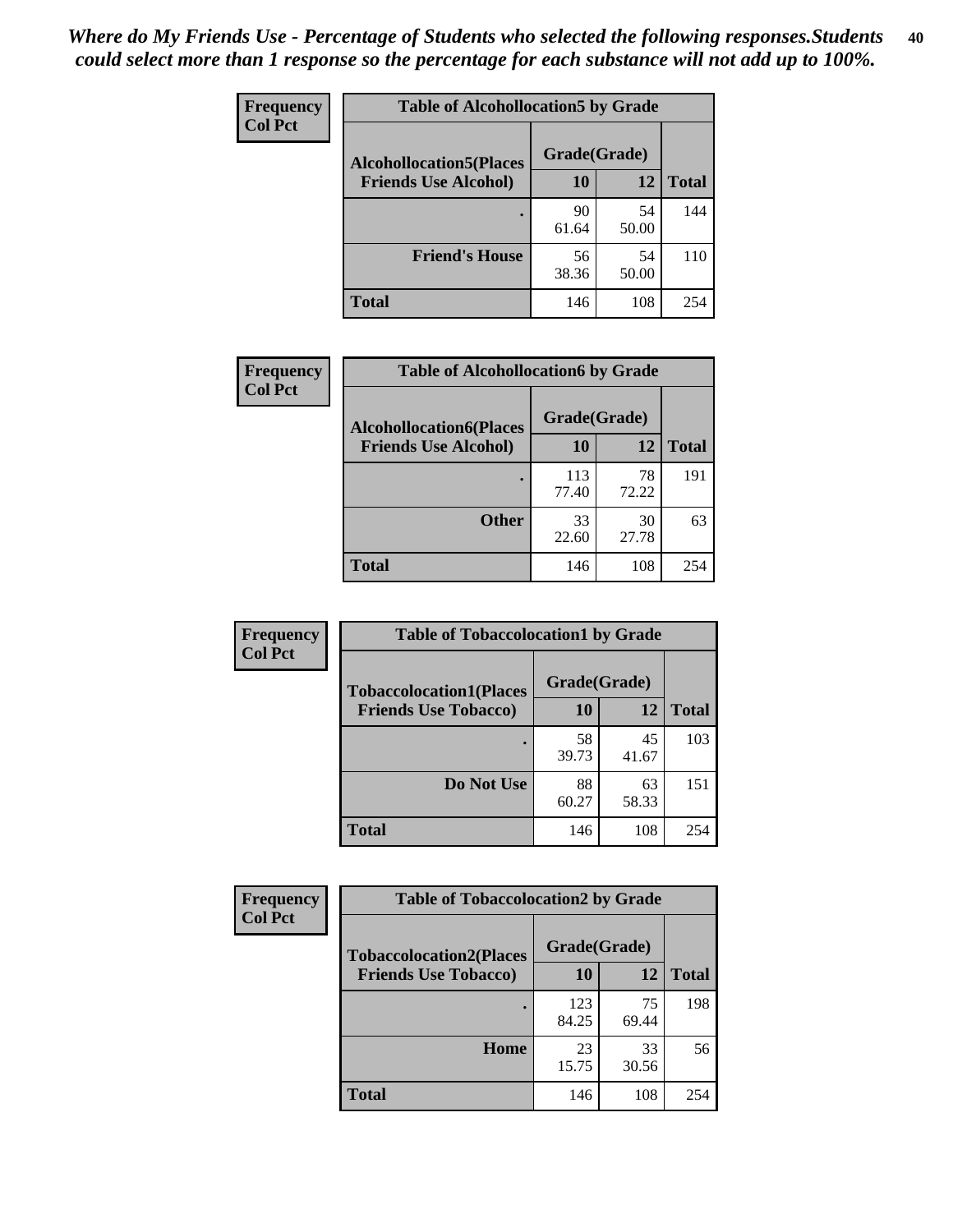*Where do My Friends Use - Percentage of Students who selected the following responses.Students could select more than 1 response so the percentage for each substance will not add up to 100%.*

**Frequency**
**Col Pct**

| Table of Alcohollocation5 by Grade | | | |
|---|---|---|---|
| **Alcohollocation5(Places Friends Use Alcohol)** | **Grade(Grade)** | | |
| | **10** | **12** | **Total** |
| . | 90<br>61.64 | 54<br>50.00 | 144 |
| **Friend's House** | 56<br>38.36 | 54<br>50.00 | 110 |
| **Total** | 146 | 108 | 254 |

**Frequency**
**Col Pct**

| Table of Alcohollocation6 by Grade | | | |
|---|---|---|---|
| **Alcohollocation6(Places Friends Use Alcohol)** | **Grade(Grade)** | | |
| | **10** | **12** | **Total** |
| . | 113<br>77.40 | 78<br>72.22 | 191 |
| **Other** | 33<br>22.60 | 30<br>27.78 | 63 |
| **Total** | 146 | 108 | 254 |

**Frequency**
**Col Pct**

| Table of Tobaccolocation1 by Grade | | | |
|---|---|---|---|
| **Tobaccolocation1(Places Friends Use Tobacco)** | **Grade(Grade)** | | |
| | **10** | **12** | **Total** |
| . | 58<br>39.73 | 45<br>41.67 | 103 |
| **Do Not Use** | 88<br>60.27 | 63<br>58.33 | 151 |
| **Total** | 146 | 108 | 254 |

**Frequency**
**Col Pct**

| Table of Tobaccolocation2 by Grade | | | |
|---|---|---|---|
| **Tobaccolocation2(Places Friends Use Tobacco)** | **Grade(Grade)** | | |
| | **10** | **12** | **Total** |
| . | 123<br>84.25 | 75<br>69.44 | 198 |
| **Home** | 23<br>15.75 | 33<br>30.56 | 56 |
| **Total** | 146 | 108 | 254 |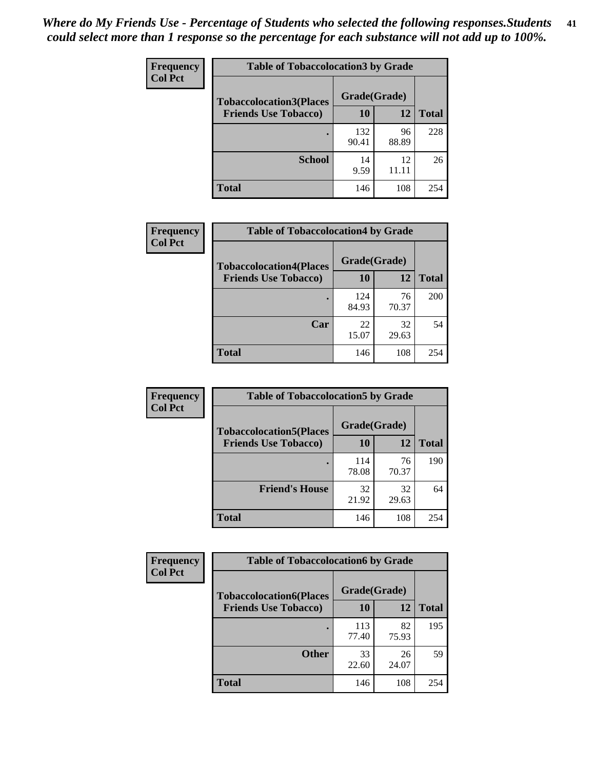*Where do My Friends Use - Percentage of Students who selected the following responses.Students could select more than 1 response so the percentage for each substance will not add up to 100%.*

**Frequency**
**Col Pct**

| Table of Tobaccolocation3 by Grade | | | |
|---|---|---|---|
| **Tobaccolocation3(Places Friends Use Tobacco)** | **Grade(Grade)** | | **Total** |
| | **10** | **12** | |
| **.** | 132<br>90.41 | 96<br>88.89 | 228 |
| **School** | 14<br>9.59 | 12<br>11.11 | 26 |
| **Total** | 146 | 108 | 254 |

**Frequency**
**Col Pct**

| Table of Tobaccolocation4 by Grade | | | |
|---|---|---|---|
| **Tobaccolocation4(Places Friends Use Tobacco)** | **Grade(Grade)** | | **Total** |
| | **10** | **12** | |
| **.** | 124<br>84.93 | 76<br>70.37 | 200 |
| **Car** | 22<br>15.07 | 32<br>29.63 | 54 |
| **Total** | 146 | 108 | 254 |

**Frequency**
**Col Pct**

| Table of Tobaccolocation5 by Grade | | | |
|---|---|---|---|
| **Tobaccolocation5(Places Friends Use Tobacco)** | **Grade(Grade)** | | **Total** |
| | **10** | **12** | |
| **.** | 114<br>78.08 | 76<br>70.37 | 190 |
| **Friend's House** | 32<br>21.92 | 32<br>29.63 | 64 |
| **Total** | 146 | 108 | 254 |

**Frequency**
**Col Pct**

| Table of Tobaccolocation6 by Grade | | | |
|---|---|---|---|
| **Tobaccolocation6(Places Friends Use Tobacco)** | **Grade(Grade)** | | **Total** |
| | **10** | **12** | |
| **.** | 113<br>77.40 | 82<br>75.93 | 195 |
| **Other** | 33<br>22.60 | 26<br>24.07 | 59 |
| **Total** | 146 | 108 | 254 |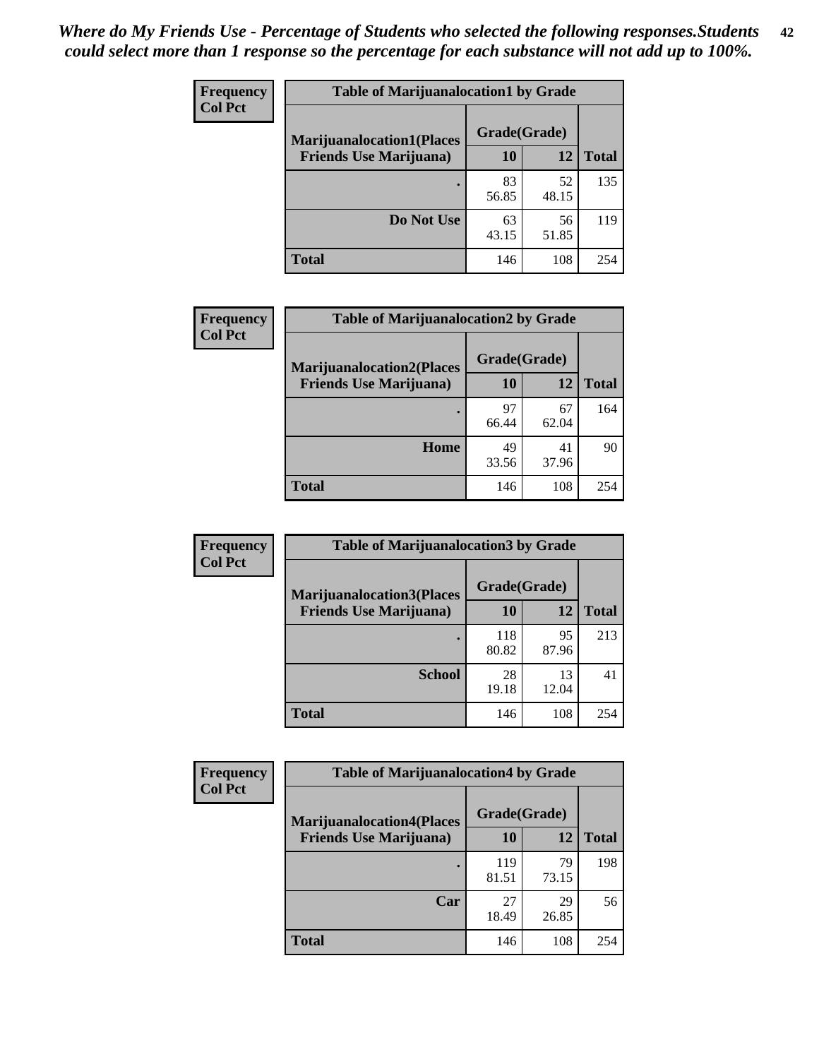*Where do My Friends Use - Percentage of Students who selected the following responses.Students could select more than 1 response so the percentage for each substance will not add up to 100%.*

**Frequency**
**Col Pct**

| Table of Marijuanalocation1 by Grade | | | |
|---|---|---|---|
| **Marijuanalocation1(Places Friends Use Marijuana)** | **Grade(Grade)** | | **Total** |
| | **10** | **12** | |
| . | 83<br>56.85 | 52<br>48.15 | 135 |
| **Do Not Use** | 63<br>43.15 | 56<br>51.85 | 119 |
| **Total** | 146 | 108 | 254 |

**Frequency**
**Col Pct**

| Table of Marijuanalocation2 by Grade | | | |
|---|---|---|---|
| **Marijuanalocation2(Places Friends Use Marijuana)** | **Grade(Grade)** | | **Total** |
| | **10** | **12** | |
| . | 97<br>66.44 | 67<br>62.04 | 164 |
| **Home** | 49<br>33.56 | 41<br>37.96 | 90 |
| **Total** | 146 | 108 | 254 |

**Frequency**
**Col Pct**

| Table of Marijuanalocation3 by Grade | | | |
|---|---|---|---|
| **Marijuanalocation3(Places Friends Use Marijuana)** | **Grade(Grade)** | | **Total** |
| | **10** | **12** | |
| . | 118<br>80.82 | 95<br>87.96 | 213 |
| **School** | 28<br>19.18 | 13<br>12.04 | 41 |
| **Total** | 146 | 108 | 254 |

**Frequency**
**Col Pct**

| Table of Marijuanalocation4 by Grade | | | |
|---|---|---|---|
| **Marijuanalocation4(Places Friends Use Marijuana)** | **Grade(Grade)** | | **Total** |
| | **10** | **12** | |
| . | 119<br>81.51 | 79<br>73.15 | 198 |
| **Car** | 27<br>18.49 | 29<br>26.85 | 56 |
| **Total** | 146 | 108 | 254 |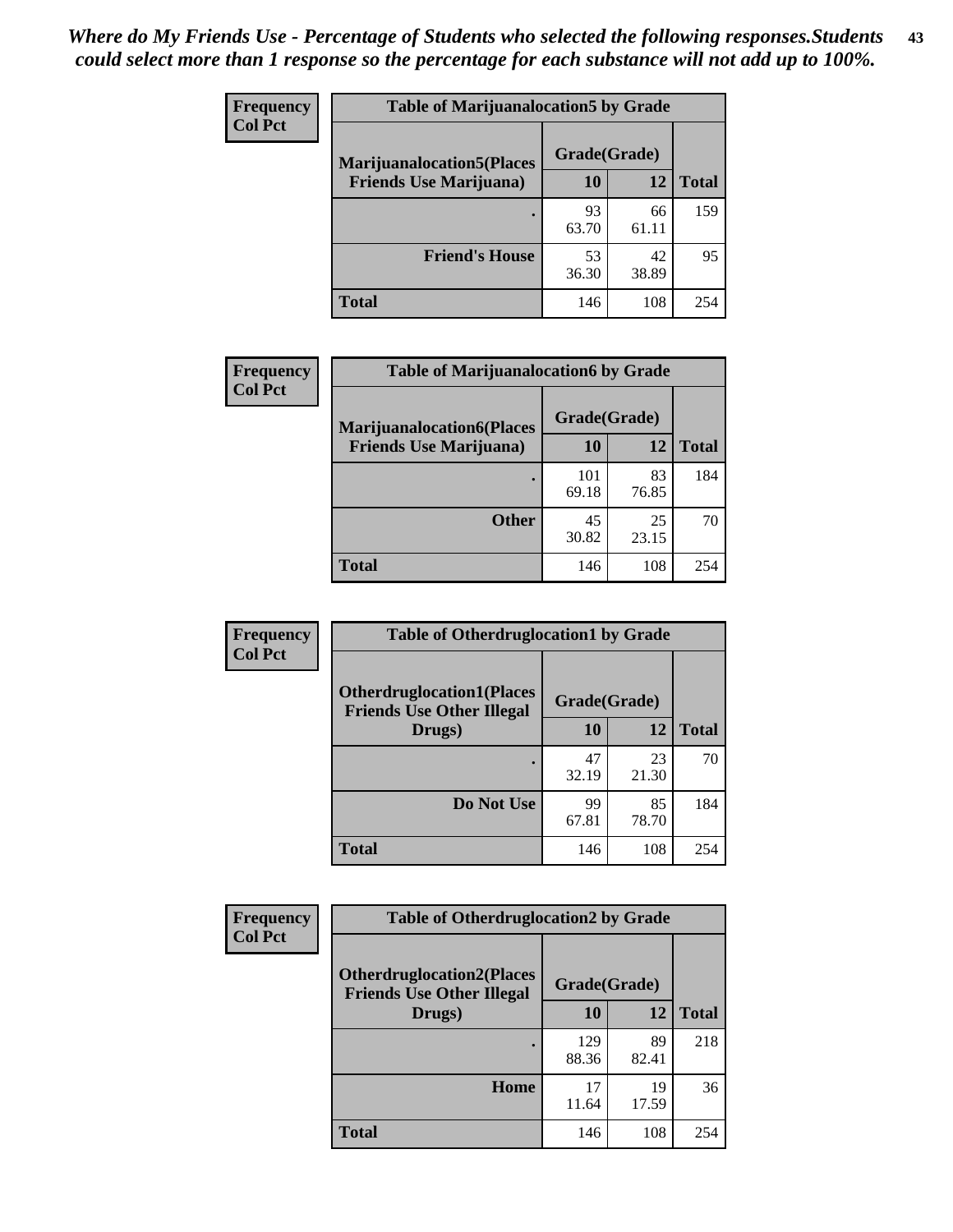*Where do My Friends Use - Percentage of Students who selected the following responses.Students could select more than 1 response so the percentage for each substance will not add up to 100%.*

**Table of Marijuanalocation5 by Grade**

| Frequency<br>Col Pct | | | |
|---|---|---|---|
| **Marijuanalocation5(Places Friends Use Marijuana)** | **Grade(Grade)** | | **Total** |
| | **10** | **12** | |
| . | 93<br>63.70 | 66<br>61.11 | 159 |
| **Friend's House** | 53<br>36.30 | 42<br>38.89 | 95 |
| **Total** | 146 | 108 | 254 |

**Table of Marijuanalocation6 by Grade**

| Frequency<br>Col Pct | | | |
|---|---|---|---|
| **Marijuanalocation6(Places Friends Use Marijuana)** | **Grade(Grade)** | | **Total** |
| | **10** | **12** | |
| . | 101<br>69.18 | 83<br>76.85 | 184 |
| **Other** | 45<br>30.82 | 25<br>23.15 | 70 |
| **Total** | 146 | 108 | 254 |

**Table of Otherdruglocation1 by Grade**

| Frequency<br>Col Pct | | | |
|---|---|---|---|
| **Otherdruglocation1(Places Friends Use Other Illegal Drugs)** | **Grade(Grade)** | | **Total** |
| | **10** | **12** | |
| . | 47<br>32.19 | 23<br>21.30 | 70 |
| **Do Not Use** | 99<br>67.81 | 85<br>78.70 | 184 |
| **Total** | 146 | 108 | 254 |

**Table of Otherdruglocation2 by Grade**

| Frequency<br>Col Pct | | | |
|---|---|---|---|
| **Otherdruglocation2(Places Friends Use Other Illegal Drugs)** | **Grade(Grade)** | | **Total** |
| | **10** | **12** | |
| . | 129<br>88.36 | 89<br>82.41 | 218 |
| **Home** | 17<br>11.64 | 19<br>17.59 | 36 |
| **Total** | 146 | 108 | 254 |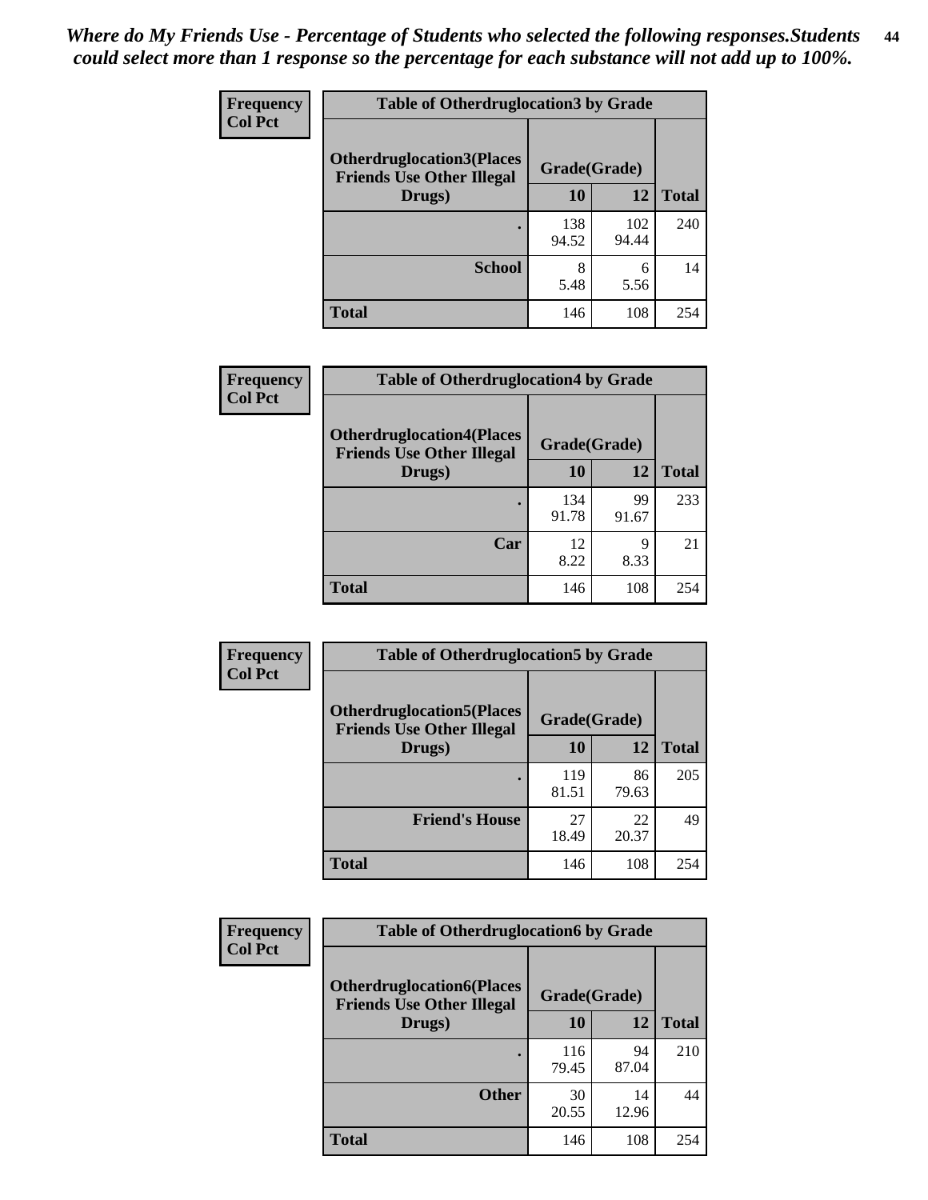*Where do My Friends Use - Percentage of Students who selected the following responses.Students could select more than 1 response so the percentage for each substance will not add up to 100%.*

**Frequency**
**Col Pct**

| Table of Otherdruglocation3 by Grade | | | |
|---|---|---|---|
| **Otherdruglocation3(Places Friends Use Other Illegal Drugs)** | **Grade(Grade)** | | **Total** |
| | **10** | **12** | |
| **.** | 138<br>94.52 | 102<br>94.44 | 240 |
| **School** | 8<br>5.48 | 6<br>5.56 | 14 |
| **Total** | 146 | 108 | 254 |

**Frequency**
**Col Pct**

| Table of Otherdruglocation4 by Grade | | | |
|---|---|---|---|
| **Otherdruglocation4(Places Friends Use Other Illegal Drugs)** | **Grade(Grade)** | | **Total** |
| | **10** | **12** | |
| **.** | 134<br>91.78 | 99<br>91.67 | 233 |
| **Car** | 12<br>8.22 | 9<br>8.33 | 21 |
| **Total** | 146 | 108 | 254 |

**Frequency**
**Col Pct**

| Table of Otherdruglocation5 by Grade | | | |
|---|---|---|---|
| **Otherdruglocation5(Places Friends Use Other Illegal Drugs)** | **Grade(Grade)** | | **Total** |
| | **10** | **12** | |
| **.** | 119<br>81.51 | 86<br>79.63 | 205 |
| **Friend's House** | 27<br>18.49 | 22<br>20.37 | 49 |
| **Total** | 146 | 108 | 254 |

**Frequency**
**Col Pct**

| Table of Otherdruglocation6 by Grade | | | |
|---|---|---|---|
| **Otherdruglocation6(Places Friends Use Other Illegal Drugs)** | **Grade(Grade)** | | **Total** |
| | **10** | **12** | |
| **.** | 116<br>79.45 | 94<br>87.04 | 210 |
| **Other** | 30<br>20.55 | 14<br>12.96 | 44 |
| **Total** | 146 | 108 | 254 |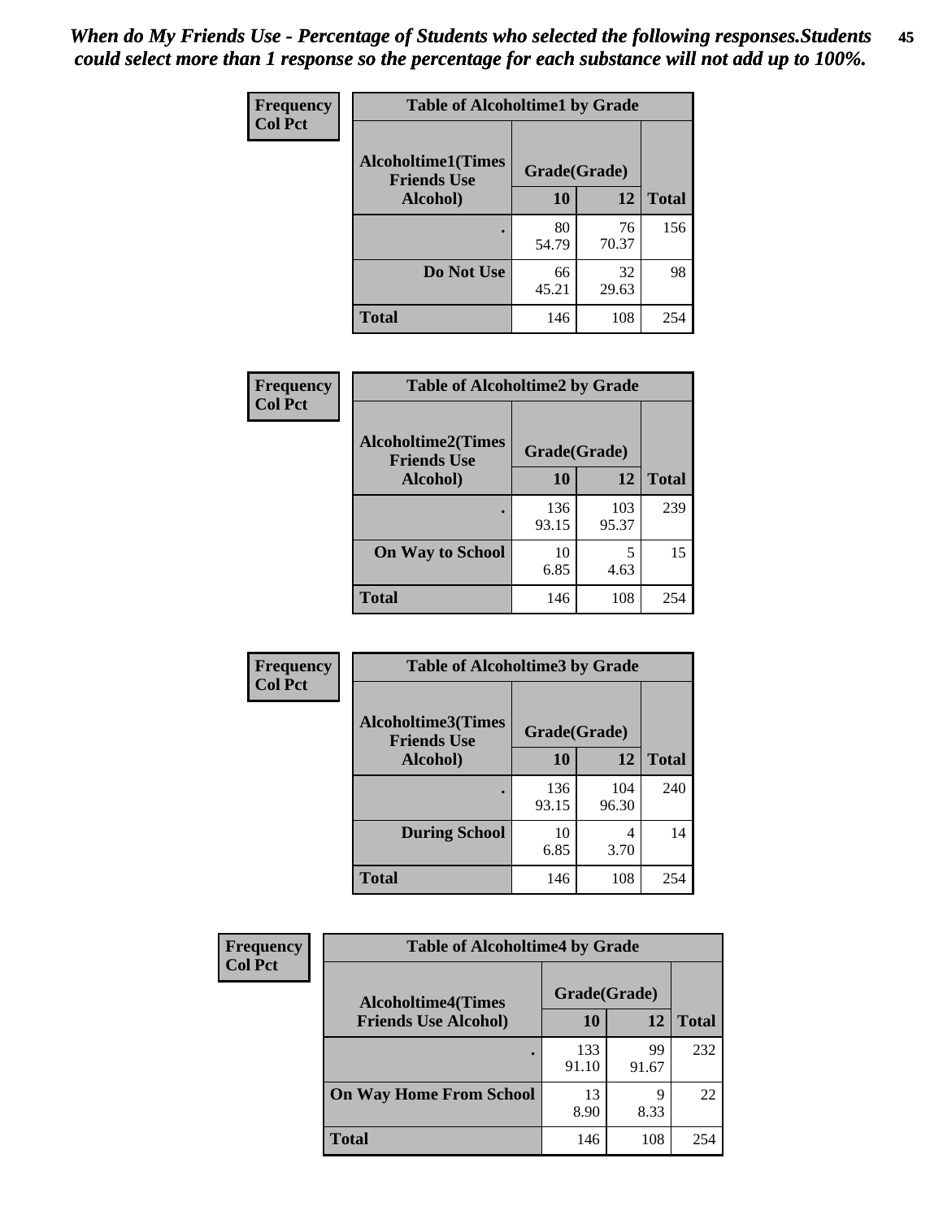*When do My Friends Use - Percentage of Students who selected the following responses.Students could select more than 1 response so the percentage for each substance will not add up to 100%.*

**Frequency**
**Col Pct**

| Table of Alcoholtime1 by Grade | | | |
|---|---|---|---|
| **Alcoholtime1(Times Friends Use Alcohol)** | **Grade(Grade)** | | |
| | **10** | **12** | **Total** |
| **.** | 80<br>54.79 | 76<br>70.37 | 156 |
| **Do Not Use** | 66<br>45.21 | 32<br>29.63 | 98 |
| **Total** | 146 | 108 | 254 |

**Frequency**
**Col Pct**

| Table of Alcoholtime2 by Grade | | | |
|---|---|---|---|
| **Alcoholtime2(Times Friends Use Alcohol)** | **Grade(Grade)** | | |
| | **10** | **12** | **Total** |
| **.** | 136<br>93.15 | 103<br>95.37 | 239 |
| **On Way to School** | 10<br>6.85 | 5<br>4.63 | 15 |
| **Total** | 146 | 108 | 254 |

**Frequency**
**Col Pct**

| Table of Alcoholtime3 by Grade | | | |
|---|---|---|---|
| **Alcoholtime3(Times Friends Use Alcohol)** | **Grade(Grade)** | | |
| | **10** | **12** | **Total** |
| **.** | 136<br>93.15 | 104<br>96.30 | 240 |
| **During School** | 10<br>6.85 | 4<br>3.70 | 14 |
| **Total** | 146 | 108 | 254 |

**Frequency**
**Col Pct**

| Table of Alcoholtime4 by Grade | | | |
|---|---|---|---|
| **Alcoholtime4(Times Friends Use Alcohol)** | **Grade(Grade)** | | |
| | **10** | **12** | **Total** |
| **.** | 133<br>91.10 | 99<br>91.67 | 232 |
| **On Way Home From School** | 13<br>8.90 | 9<br>8.33 | 22 |
| **Total** | 146 | 108 | 254 |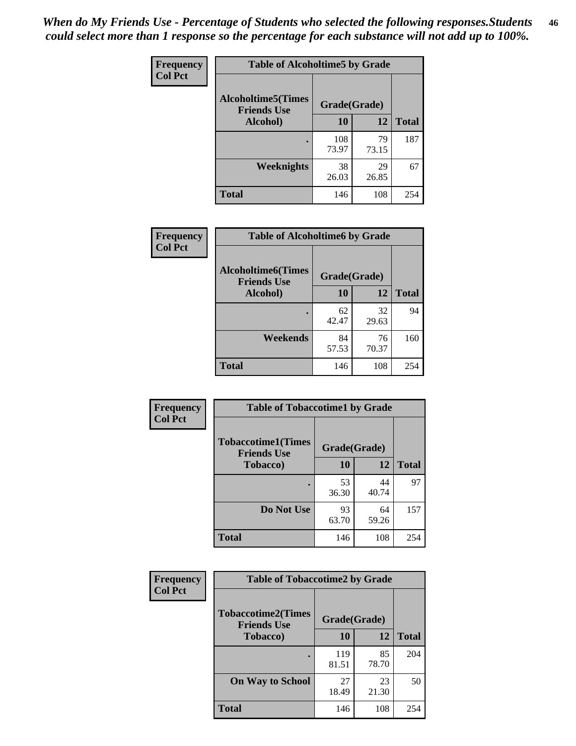*When do My Friends Use - Percentage of Students who selected the following responses.Students could select more than 1 response so the percentage for each substance will not add up to 100%.*

**Frequency**
**Col Pct**

| Table of Alcoholtime5 by Grade | | | |
|---|---|---|---|
| **Alcoholtime5(Times Friends Use Alcohol)** | **Grade(Grade)** | | **Total** |
| | **10** | **12** | |
| . | 108<br>73.97 | 79<br>73.15 | 187 |
| **Weeknights** | 38<br>26.03 | 29<br>26.85 | 67 |
| **Total** | 146 | 108 | 254 |

**Frequency**
**Col Pct**

| Table of Alcoholtime6 by Grade | | | |
|---|---|---|---|
| **Alcoholtime6(Times Friends Use Alcohol)** | **Grade(Grade)** | | **Total** |
| | **10** | **12** | |
| . | 62<br>42.47 | 32<br>29.63 | 94 |
| **Weekends** | 84<br>57.53 | 76<br>70.37 | 160 |
| **Total** | 146 | 108 | 254 |

**Frequency**
**Col Pct**

| Table of Tobaccotime1 by Grade | | | |
|---|---|---|---|
| **Tobaccotime1(Times Friends Use Tobacco)** | **Grade(Grade)** | | **Total** |
| | **10** | **12** | |
| . | 53<br>36.30 | 44<br>40.74 | 97 |
| **Do Not Use** | 93<br>63.70 | 64<br>59.26 | 157 |
| **Total** | 146 | 108 | 254 |

**Frequency**
**Col Pct**

| Table of Tobaccotime2 by Grade | | | |
|---|---|---|---|
| **Tobaccotime2(Times Friends Use Tobacco)** | **Grade(Grade)** | | **Total** |
| | **10** | **12** | |
| . | 119<br>81.51 | 85<br>78.70 | 204 |
| **On Way to School** | 27<br>18.49 | 23<br>21.30 | 50 |
| **Total** | 146 | 108 | 254 |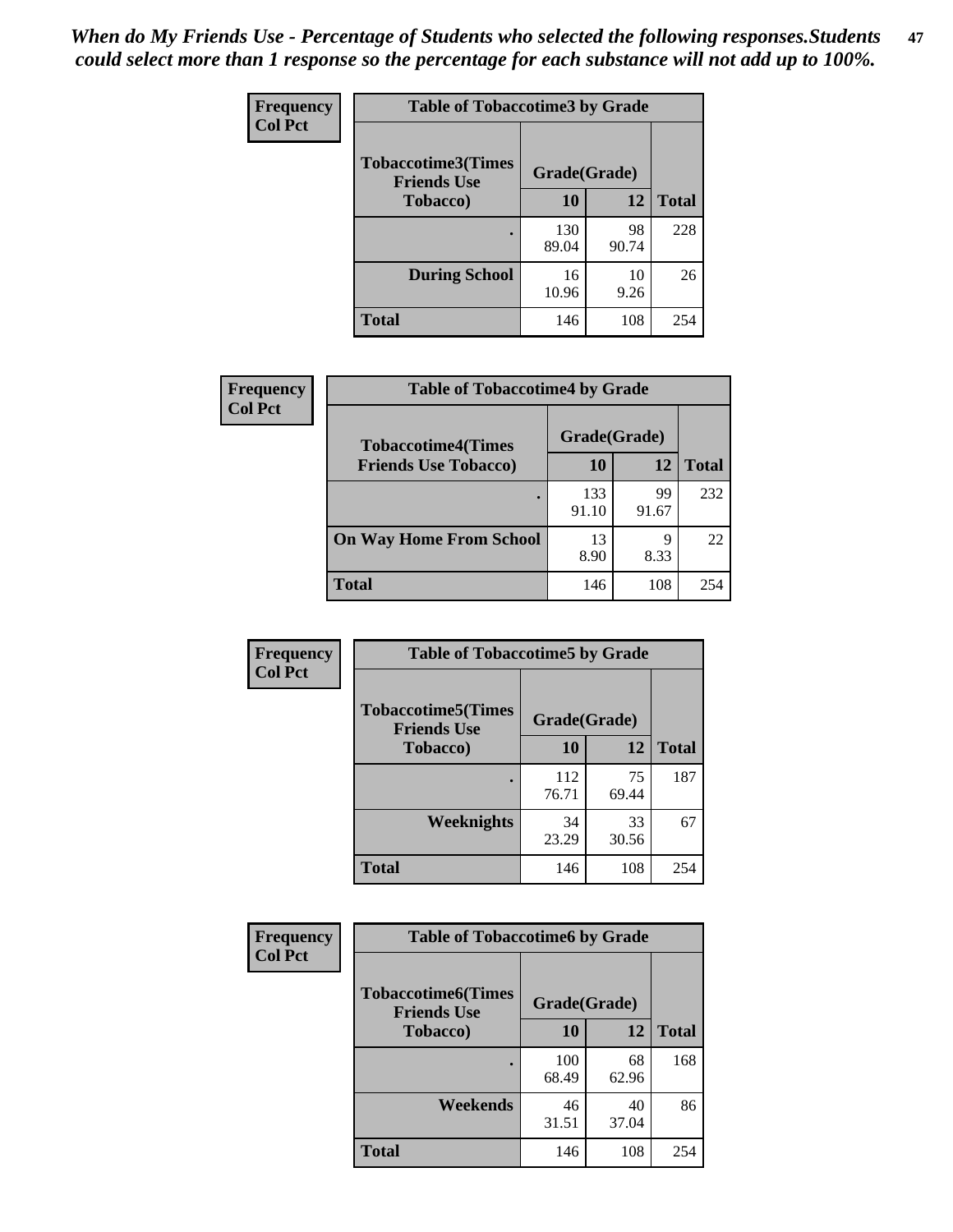*When do My Friends Use - Percentage of Students who selected the following responses.Students could select more than 1 response so the percentage for each substance will not add up to 100%.*

**Frequency**
**Col Pct**

| Table of Tobaccotime3 by Grade | | | |
|---|---|---|---|
| **Tobaccotime3(Times Friends Use Tobacco)** | **Grade(Grade)** | | |
| | **10** | **12** | **Total** |
| **.** | 130<br>89.04 | 98<br>90.74 | 228 |
| **During School** | 16<br>10.96 | 10<br>9.26 | 26 |
| **Total** | 146 | 108 | 254 |

**Frequency**
**Col Pct**

| Table of Tobaccotime4 by Grade | | | |
|---|---|---|---|
| **Tobaccotime4(Times Friends Use Tobacco)** | **Grade(Grade)** | | |
| | **10** | **12** | **Total** |
| **.** | 133<br>91.10 | 99<br>91.67 | 232 |
| **On Way Home From School** | 13<br>8.90 | 9<br>8.33 | 22 |
| **Total** | 146 | 108 | 254 |

**Frequency**
**Col Pct**

| Table of Tobaccotime5 by Grade | | | |
|---|---|---|---|
| **Tobaccotime5(Times Friends Use Tobacco)** | **Grade(Grade)** | | |
| | **10** | **12** | **Total** |
| **.** | 112<br>76.71 | 75<br>69.44 | 187 |
| **Weeknights** | 34<br>23.29 | 33<br>30.56 | 67 |
| **Total** | 146 | 108 | 254 |

**Frequency**
**Col Pct**

| Table of Tobaccotime6 by Grade | | | |
|---|---|---|---|
| **Tobaccotime6(Times Friends Use Tobacco)** | **Grade(Grade)** | | |
| | **10** | **12** | **Total** |
| **.** | 100<br>68.49 | 68<br>62.96 | 168 |
| **Weekends** | 46<br>31.51 | 40<br>37.04 | 86 |
| **Total** | 146 | 108 | 254 |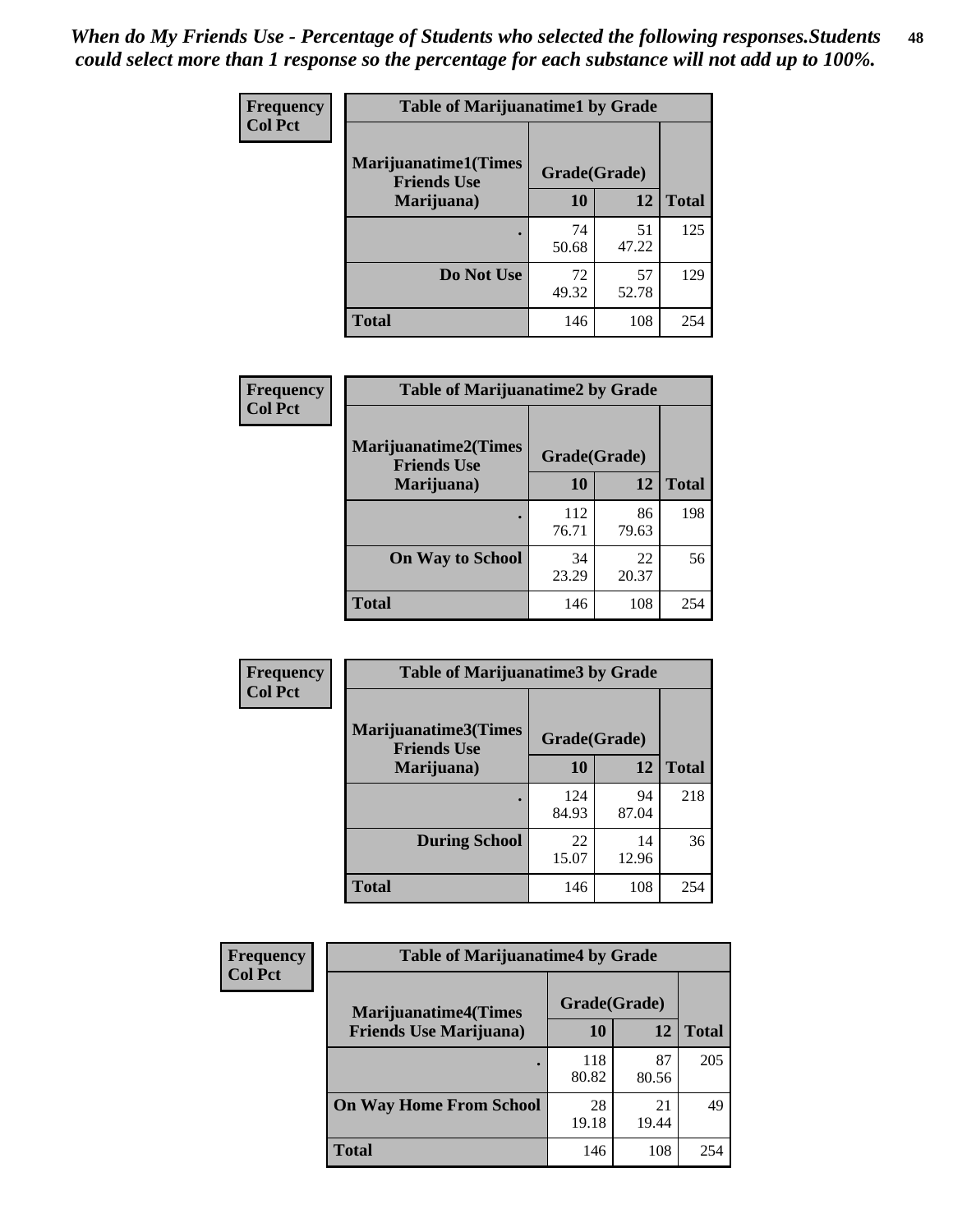*When do My Friends Use - Percentage of Students who selected the following responses.Students could select more than 1 response so the percentage for each substance will not add up to 100%.*

**Frequency**
**Col Pct**

| Table of Marijuanatime1 by Grade | | | |
|---|---|---|---|
| **Marijuanatime1(Times Friends Use Marijuana)** | **Grade(Grade)** | | **Total** |
| | **10** | **12** | |
| **.** | 74<br>50.68 | 51<br>47.22 | 125 |
| **Do Not Use** | 72<br>49.32 | 57<br>52.78 | 129 |
| **Total** | 146 | 108 | 254 |

**Frequency**
**Col Pct**

| Table of Marijuanatime2 by Grade | | | |
|---|---|---|---|
| **Marijuanatime2(Times Friends Use Marijuana)** | **Grade(Grade)** | | **Total** |
| | **10** | **12** | |
| **.** | 112<br>76.71 | 86<br>79.63 | 198 |
| **On Way to School** | 34<br>23.29 | 22<br>20.37 | 56 |
| **Total** | 146 | 108 | 254 |

**Frequency**
**Col Pct**

| Table of Marijuanatime3 by Grade | | | |
|---|---|---|---|
| **Marijuanatime3(Times Friends Use Marijuana)** | **Grade(Grade)** | | **Total** |
| | **10** | **12** | |
| **.** | 124<br>84.93 | 94<br>87.04 | 218 |
| **During School** | 22<br>15.07 | 14<br>12.96 | 36 |
| **Total** | 146 | 108 | 254 |

**Frequency**
**Col Pct**

| Table of Marijuanatime4 by Grade | | | |
|---|---|---|---|
| **Marijuanatime4(Times Friends Use Marijuana)** | **Grade(Grade)** | | **Total** |
| | **10** | **12** | |
| **.** | 118<br>80.82 | 87<br>80.56 | 205 |
| **On Way Home From School** | 28<br>19.18 | 21<br>19.44 | 49 |
| **Total** | 146 | 108 | 254 |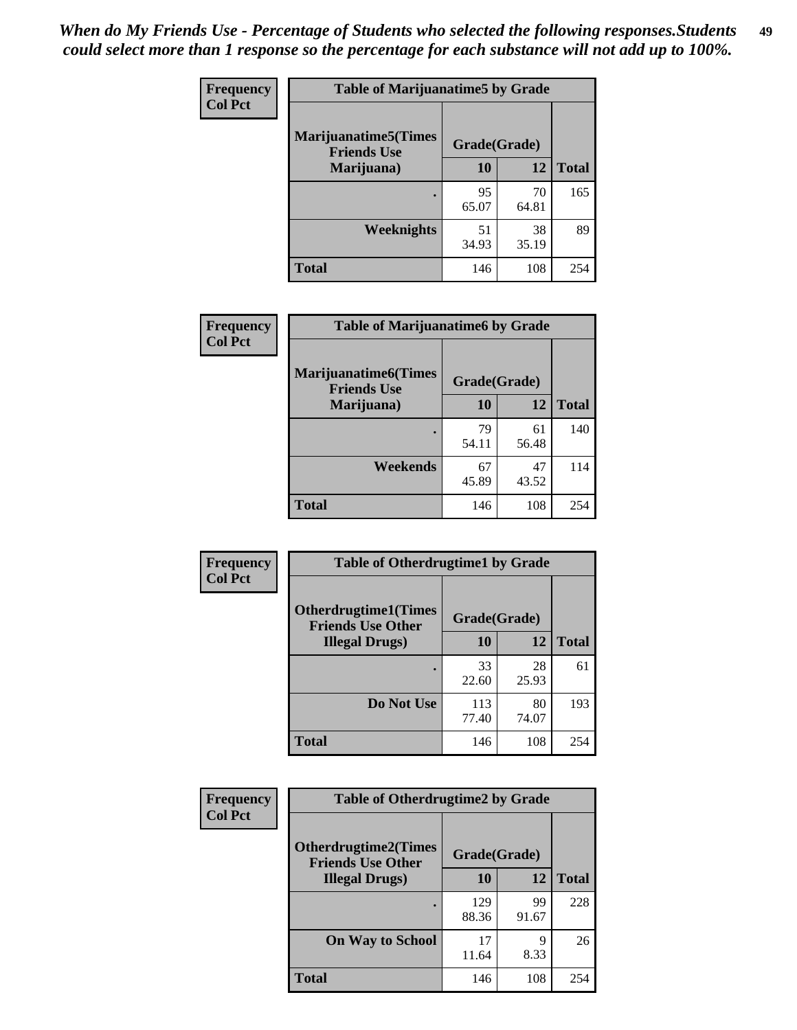*When do My Friends Use - Percentage of Students who selected the following responses.Students could select more than 1 response so the percentage for each substance will not add up to 100%.*

**Frequency**
**Col Pct**

| Table of Marijuanatime5 by Grade | | | |
|---|---|---|---|
| **Marijuanatime5(Times Friends Use Marijuana)** | **Grade(Grade)** | | **Total** |
| | **10** | **12** | |
| **.** | 95<br>65.07 | 70<br>64.81 | 165 |
| **Weeknights** | 51<br>34.93 | 38<br>35.19 | 89 |
| **Total** | 146 | 108 | 254 |

**Frequency**
**Col Pct**

| Table of Marijuanatime6 by Grade | | | |
|---|---|---|---|
| **Marijuanatime6(Times Friends Use Marijuana)** | **Grade(Grade)** | | **Total** |
| | **10** | **12** | |
| **.** | 79<br>54.11 | 61<br>56.48 | 140 |
| **Weekends** | 67<br>45.89 | 47<br>43.52 | 114 |
| **Total** | 146 | 108 | 254 |

**Frequency**
**Col Pct**

| Table of Otherdrugtime1 by Grade | | | |
|---|---|---|---|
| **Otherdrugtime1(Times Friends Use Other Illegal Drugs)** | **Grade(Grade)** | | **Total** |
| | **10** | **12** | |
| **.** | 33<br>22.60 | 28<br>25.93 | 61 |
| **Do Not Use** | 113<br>77.40 | 80<br>74.07 | 193 |
| **Total** | 146 | 108 | 254 |

**Frequency**
**Col Pct**

| Table of Otherdrugtime2 by Grade | | | |
|---|---|---|---|
| **Otherdrugtime2(Times Friends Use Other Illegal Drugs)** | **Grade(Grade)** | | **Total** |
| | **10** | **12** | |
| **.** | 129<br>88.36 | 99<br>91.67 | 228 |
| **On Way to School** | 17<br>11.64 | 9<br>8.33 | 26 |
| **Total** | 146 | 108 | 254 |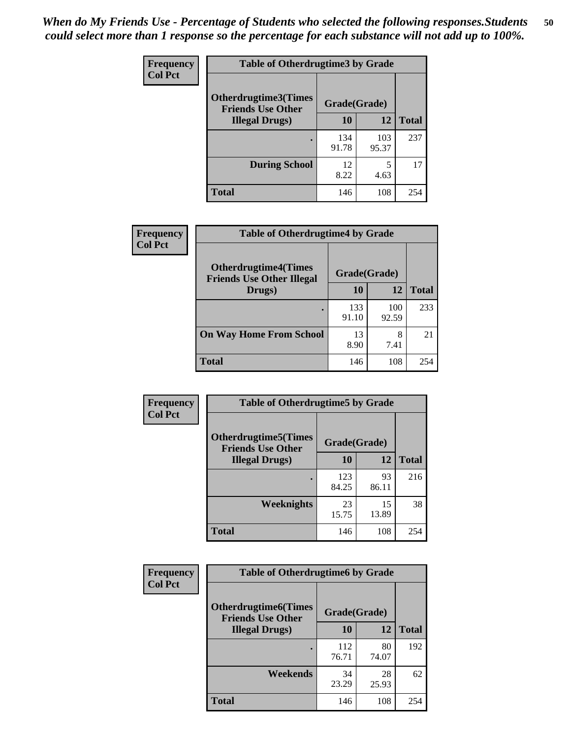*When do My Friends Use - Percentage of Students who selected the following responses.Students could select more than 1 response so the percentage for each substance will not add up to 100%.*

**Frequency**
**Col Pct**

| Table of Otherdrugtime3 by Grade | | | |
|---|---|---|---|
| **Otherdrugtime3(Times Friends Use Other Illegal Drugs)** | **Grade(Grade)** | | |
| | **10** | **12** | **Total** |
| . | 134<br>91.78 | 103<br>95.37 | 237 |
| **During School** | 12<br>8.22 | 5<br>4.63 | 17 |
| **Total** | 146 | 108 | 254 |

**Frequency**
**Col Pct**

| Table of Otherdrugtime4 by Grade | | | |
|---|---|---|---|
| **Otherdrugtime4(Times Friends Use Other Illegal Drugs)** | **Grade(Grade)** | | |
| | **10** | **12** | **Total** |
| . | 133<br>91.10 | 100<br>92.59 | 233 |
| **On Way Home From School** | 13<br>8.90 | 8<br>7.41 | 21 |
| **Total** | 146 | 108 | 254 |

**Frequency**
**Col Pct**

| Table of Otherdrugtime5 by Grade | | | |
|---|---|---|---|
| **Otherdrugtime5(Times Friends Use Other Illegal Drugs)** | **Grade(Grade)** | | |
| | **10** | **12** | **Total** |
| . | 123<br>84.25 | 93<br>86.11 | 216 |
| **Weeknights** | 23<br>15.75 | 15<br>13.89 | 38 |
| **Total** | 146 | 108 | 254 |

**Frequency**
**Col Pct**

| Table of Otherdrugtime6 by Grade | | | |
|---|---|---|---|
| **Otherdrugtime6(Times Friends Use Other Illegal Drugs)** | **Grade(Grade)** | | |
| | **10** | **12** | **Total** |
| . | 112<br>76.71 | 80<br>74.07 | 192 |
| **Weekends** | 34<br>23.29 | 28<br>25.93 | 62 |
| **Total** | 146 | 108 | 254 |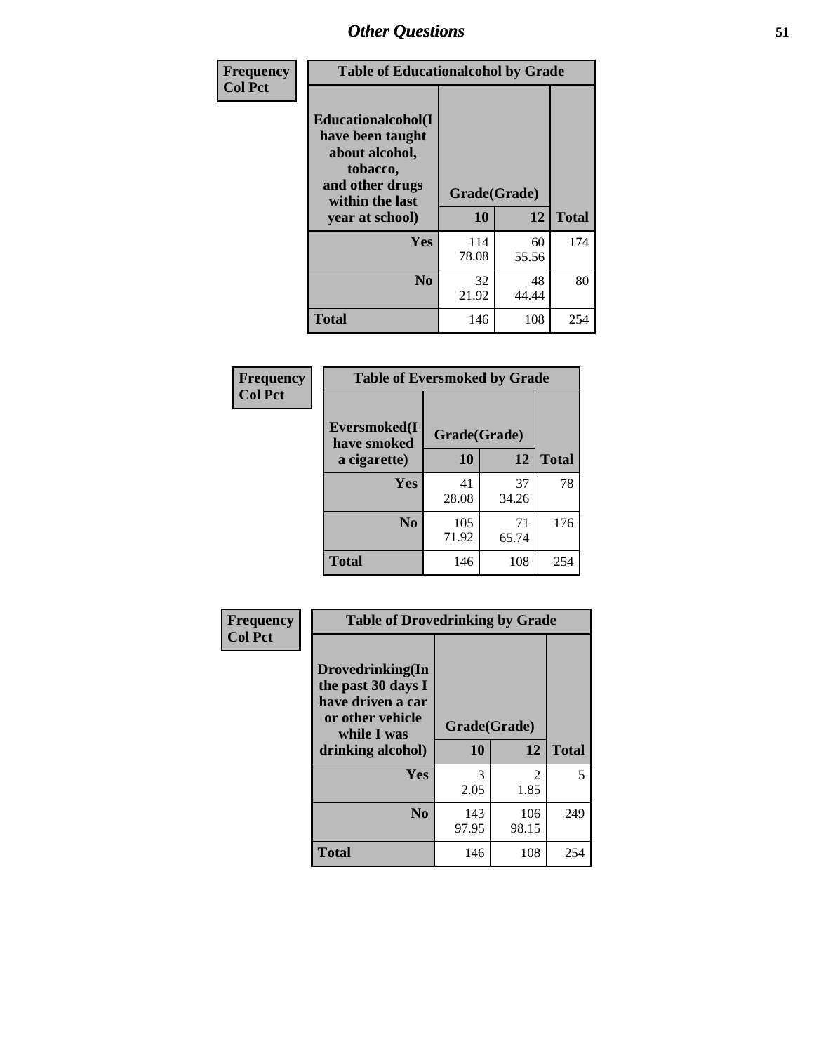| Frequency<br>Col Pct | Table of Educationalcohol by Grade | | |
|---|---|---|---|
| Educationalcohol(I have been taught about alcohol, tobacco, and other drugs within the last year at school) | Grade(Grade) | | |
| | 10 | 12 | Total |
| Yes | 114<br>78.08 | 60<br>55.56 | 174 |
| No | 32<br>21.92 | 48<br>44.44 | 80 |
| Total | 146 | 108 | 254 |

| Frequency<br>Col Pct | Table of Eversmoked by Grade | | |
|---|---|---|---|
| Eversmoked(I have smoked a cigarette) | Grade(Grade) | | |
| | 10 | 12 | Total |
| Yes | 41<br>28.08 | 37<br>34.26 | 78 |
| No | 105<br>71.92 | 71<br>65.74 | 176 |
| Total | 146 | 108 | 254 |

| Frequency<br>Col Pct | Table of Drovedrinking by Grade | | |
|---|---|---|---|
| Drovedrinking(In the past 30 days I have driven a car or other vehicle while I was drinking alcohol) | Grade(Grade) | | |
| | 10 | 12 | Total |
| Yes | 3<br>2.05 | 2<br>1.85 | 5 |
| No | 143<br>97.95 | 106<br>98.15 | 249 |
| Total | 146 | 108 | 254 |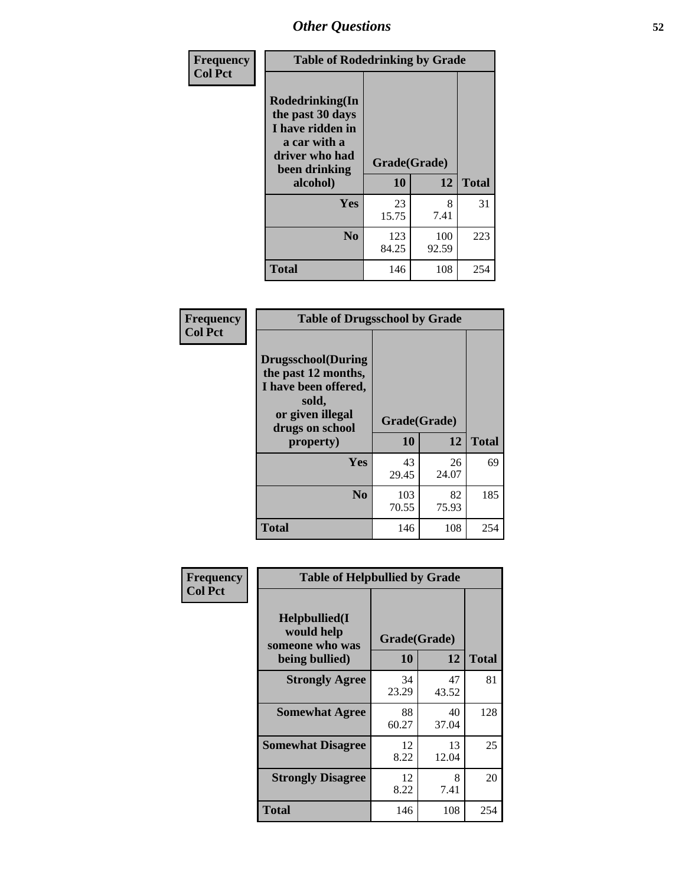## Other Questions

**Frequency**
**Col Pct**

**Table of Rodedrinking by Grade**

| Rodedrinking(In the past 30 days I have ridden in a car with a driver who had been drinking alcohol) | Grade(Grade) | | |
|---|---|---|---|
| | 10 | 12 | Total |
| Yes | 23<br>15.75 | 8<br>7.41 | 31 |
| No | 123<br>84.25 | 100<br>92.59 | 223 |
| Total | 146 | 108 | 254 |

**Frequency**
**Col Pct**

**Table of Drugsschool by Grade**

| Drugsschool(During the past 12 months, I have been offered, sold, or given illegal drugs on school property) | Grade(Grade) | | |
|---|---|---|---|
| | 10 | 12 | Total |
| Yes | 43<br>29.45 | 26<br>24.07 | 69 |
| No | 103<br>70.55 | 82<br>75.93 | 185 |
| Total | 146 | 108 | 254 |

**Frequency**
**Col Pct**

**Table of Helpbullied by Grade**

| Helpbullied(I would help someone who was being bullied) | Grade(Grade) | | |
|---|---|---|---|
| | 10 | 12 | Total |
| Strongly Agree | 34<br>23.29 | 47<br>43.52 | 81 |
| Somewhat Agree | 88<br>60.27 | 40<br>37.04 | 128 |
| Somewhat Disagree | 12<br>8.22 | 13<br>12.04 | 25 |
| Strongly Disagree | 12<br>8.22 | 8<br>7.41 | 20 |
| Total | 146 | 108 | 254 |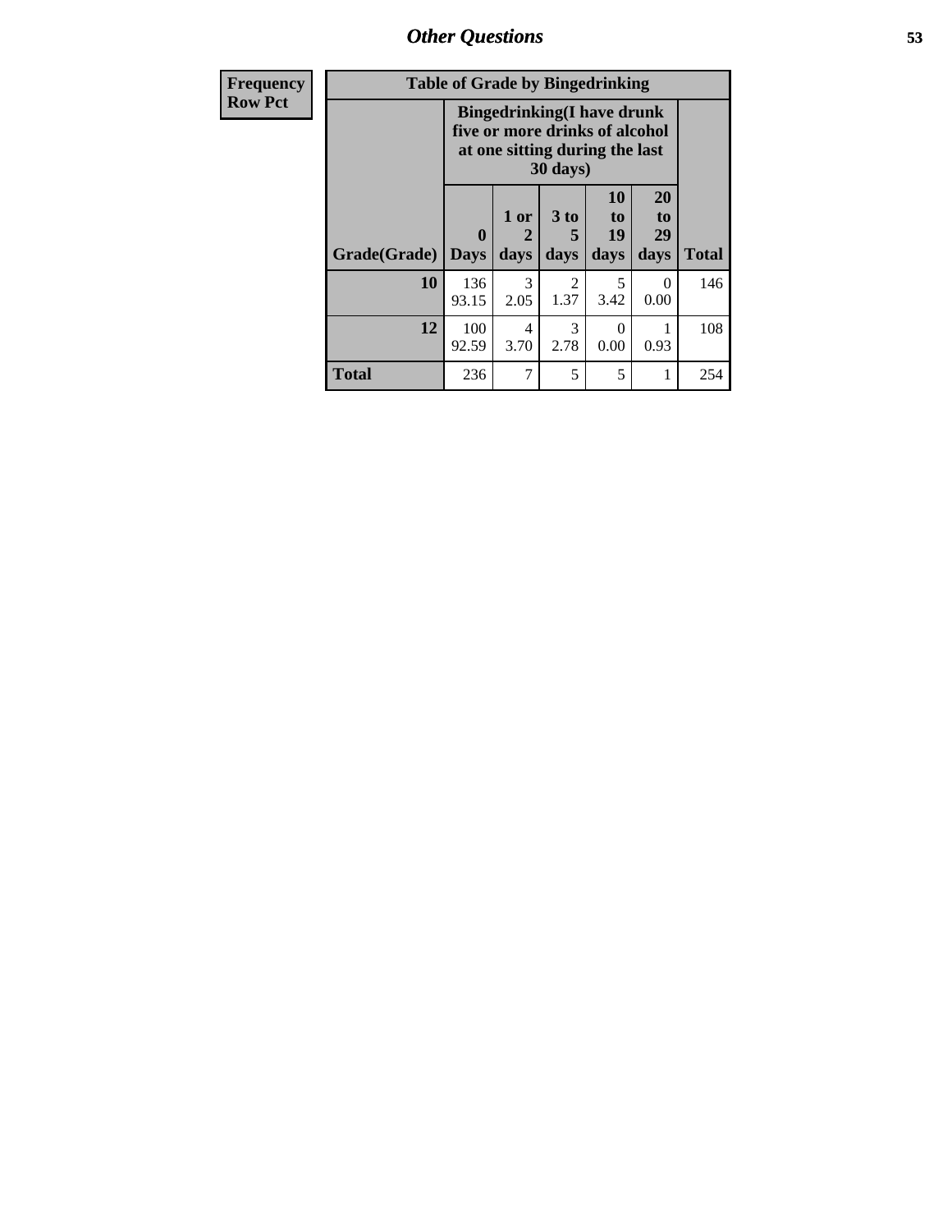| Frequency<br>Row Pct | Table of Grade by Bingedrinking | | | | | |
|---|---|---|---|---|---|---|
| | Bingedrinking(I have drunk five or more drinks of alcohol at one sitting during the last 30 days) | | | | | |
| Grade(Grade) | 0 Days | 1 or 2 days | 3 to 5 days | 10 to 19 days | 20 to 29 days | Total |
| 10 | 136<br>93.15 | 3<br>2.05 | 2<br>1.37 | 5<br>3.42 | 0<br>0.00 | 146 |
| 12 | 100<br>92.59 | 4<br>3.70 | 3<br>2.78 | 0<br>0.00 | 1<br>0.93 | 108 |
| Total | 236 | 7 | 5 | 5 | 1 | 254 |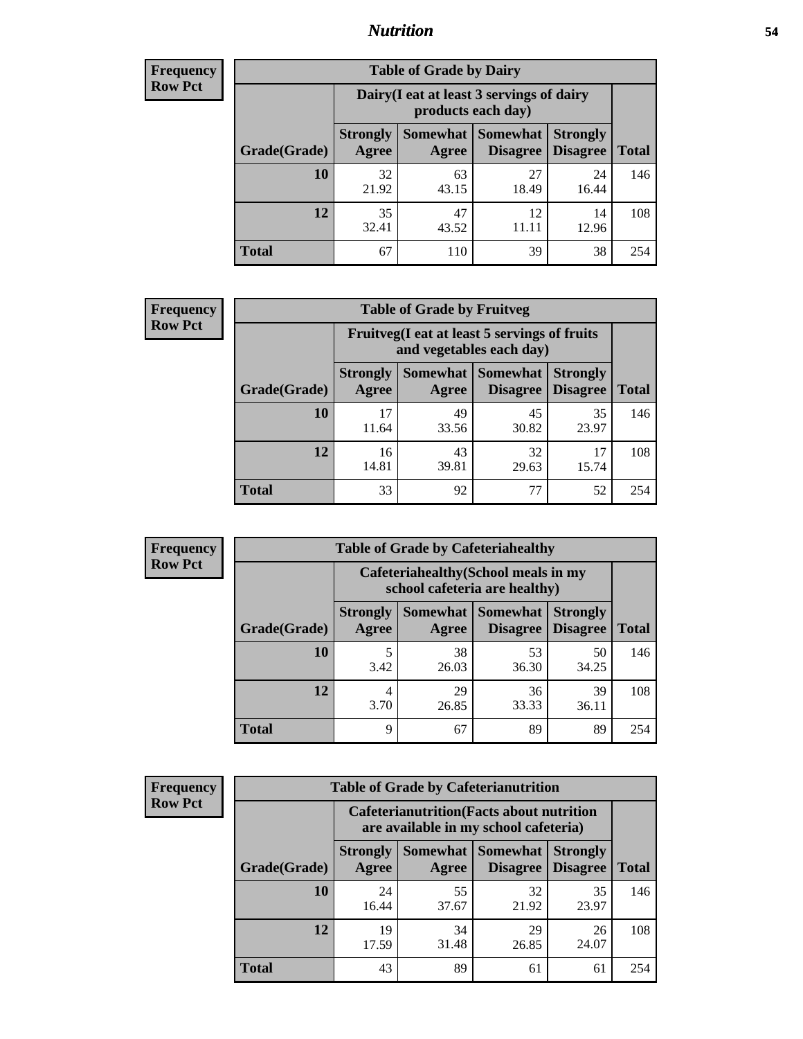# Nutrition

**Frequency Row Pct**

| Table of Grade by Dairy | | | | | |
|---|---|---|---|---|---|
| | Dairy(I eat at least 3 servings of dairy products each day) | | | | |
| Grade(Grade) | Strongly Agree | Somewhat Agree | Somewhat Disagree | Strongly Disagree | Total |
| 10 | 32<br>21.92 | 63<br>43.15 | 27<br>18.49 | 24<br>16.44 | 146 |
| 12 | 35<br>32.41 | 47<br>43.52 | 12<br>11.11 | 14<br>12.96 | 108 |
| Total | 67 | 110 | 39 | 38 | 254 |

**Frequency Row Pct**

| Table of Grade by Fruitveg | | | | | |
|---|---|---|---|---|---|
| | Fruitveg(I eat at least 5 servings of fruits and vegetables each day) | | | | |
| Grade(Grade) | Strongly Agree | Somewhat Agree | Somewhat Disagree | Strongly Disagree | Total |
| 10 | 17<br>11.64 | 49<br>33.56 | 45<br>30.82 | 35<br>23.97 | 146 |
| 12 | 16<br>14.81 | 43<br>39.81 | 32<br>29.63 | 17<br>15.74 | 108 |
| Total | 33 | 92 | 77 | 52 | 254 |

**Frequency Row Pct**

| Table of Grade by Cafeteriahealthy | | | | | |
|---|---|---|---|---|---|
| | Cafeteriahealthy(School meals in my school cafeteria are healthy) | | | | |
| Grade(Grade) | Strongly Agree | Somewhat Agree | Somewhat Disagree | Strongly Disagree | Total |
| 10 | 5<br>3.42 | 38<br>26.03 | 53<br>36.30 | 50<br>34.25 | 146 |
| 12 | 4<br>3.70 | 29<br>26.85 | 36<br>33.33 | 39<br>36.11 | 108 |
| Total | 9 | 67 | 89 | 89 | 254 |

**Frequency Row Pct**

| Table of Grade by Cafeterianutrition | | | | | |
|---|---|---|---|---|---|
| | Cafeterianutrition(Facts about nutrition are available in my school cafeteria) | | | | |
| Grade(Grade) | Strongly Agree | Somewhat Agree | Somewhat Disagree | Strongly Disagree | Total |
| 10 | 24<br>16.44 | 55<br>37.67 | 32<br>21.92 | 35<br>23.97 | 146 |
| 12 | 19<br>17.59 | 34<br>31.48 | 29<br>26.85 | 26<br>24.07 | 108 |
| Total | 43 | 89 | 61 | 61 | 254 |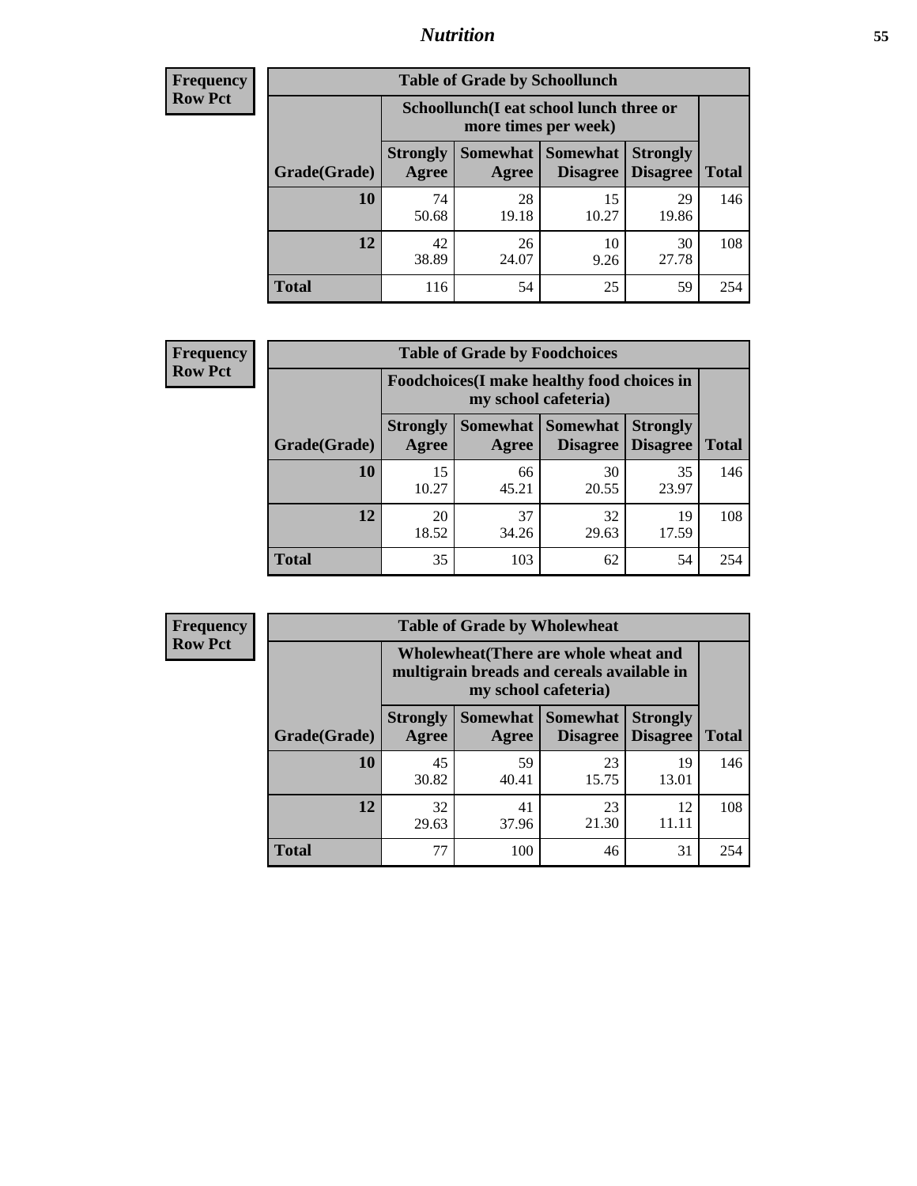## Nutrition

| Frequency Row Pct | Table of Grade by Schoollunch | | | | |
|---|---|---|---|---|---|
| | Schoollunch(I eat school lunch three or more times per week) | | | | |
| Grade(Grade) | Strongly Agree | Somewhat Agree | Somewhat Disagree | Strongly Disagree | Total |
| 10 | 74<br>50.68 | 28<br>19.18 | 15<br>10.27 | 29<br>19.86 | 146 |
| 12 | 42<br>38.89 | 26<br>24.07 | 10<br>9.26 | 30<br>27.78 | 108 |
| Total | 116 | 54 | 25 | 59 | 254 |

| Frequency Row Pct | Table of Grade by Foodchoices | | | | |
|---|---|---|---|---|---|
| | Foodchoices(I make healthy food choices in my school cafeteria) | | | | |
| Grade(Grade) | Strongly Agree | Somewhat Agree | Somewhat Disagree | Strongly Disagree | Total |
| 10 | 15<br>10.27 | 66<br>45.21 | 30<br>20.55 | 35<br>23.97 | 146 |
| 12 | 20<br>18.52 | 37<br>34.26 | 32<br>29.63 | 19<br>17.59 | 108 |
| Total | 35 | 103 | 62 | 54 | 254 |

| Frequency Row Pct | Table of Grade by Wholewheat | | | | |
|---|---|---|---|---|---|
| | Wholewheat(There are whole wheat and multigrain breads and cereals available in my school cafeteria) | | | | |
| Grade(Grade) | Strongly Agree | Somewhat Agree | Somewhat Disagree | Strongly Disagree | Total |
| 10 | 45<br>30.82 | 59<br>40.41 | 23<br>15.75 | 19<br>13.01 | 146 |
| 12 | 32<br>29.63 | 41<br>37.96 | 23<br>21.30 | 12<br>11.11 | 108 |
| Total | 77 | 100 | 46 | 31 | 254 |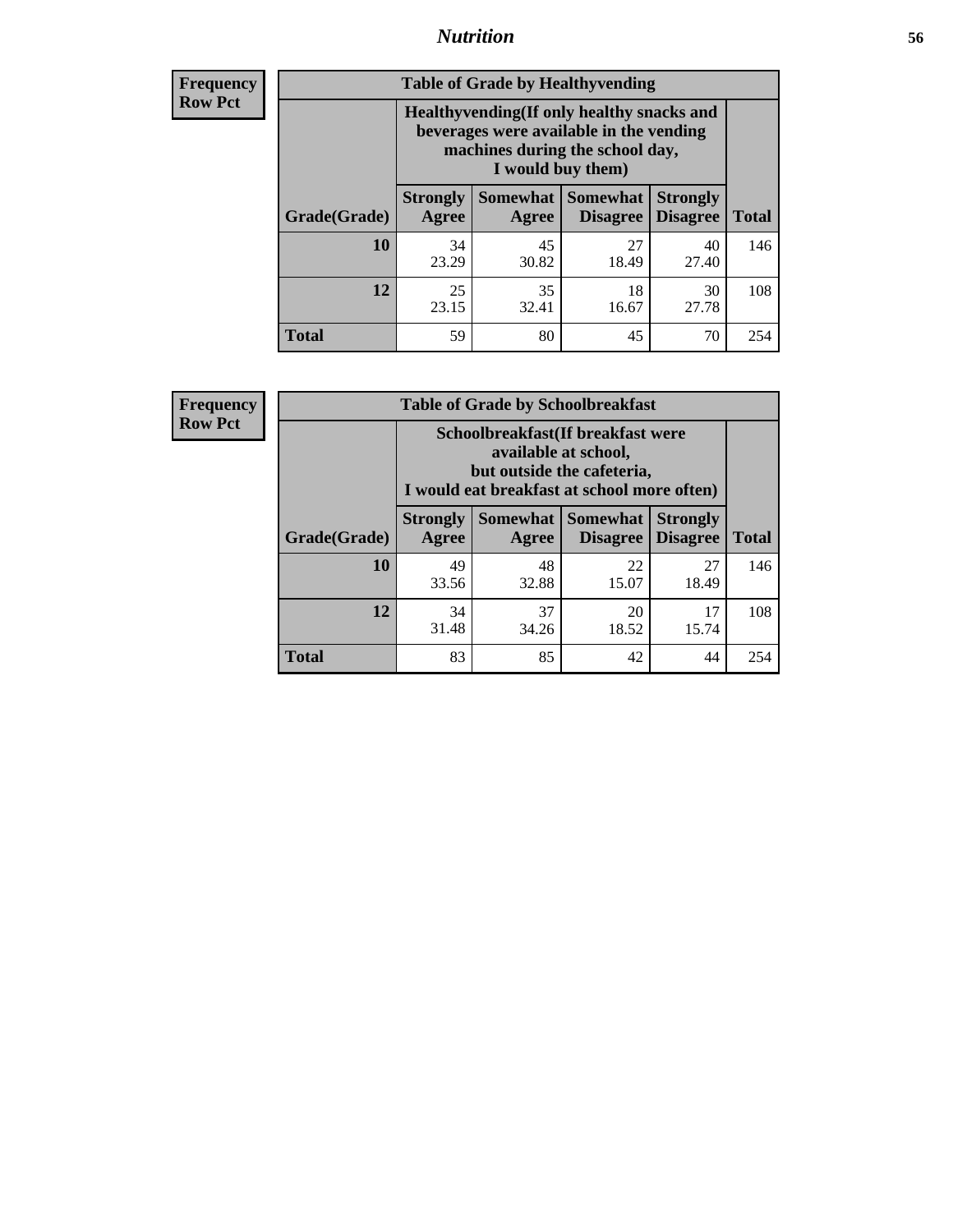| Frequency Row Pct |
|---|

**Table of Grade by Healthyvending**

| Grade(Grade) | Healthyvending(If only healthy snacks and beverages were available in the vending machines during the school day, I would buy them) | | | | Total |
|---|---|---|---|---|---|
| | Strongly Agree | Somewhat Agree | Somewhat Disagree | Strongly Disagree | Total |
| 10 | 34<br>23.29 | 45<br>30.82 | 27<br>18.49 | 40<br>27.40 | 146 |
| 12 | 25<br>23.15 | 35<br>32.41 | 18<br>16.67 | 30<br>27.78 | 108 |
| Total | 59 | 80 | 45 | 70 | 254 |

| Frequency Row Pct |
|---|

**Table of Grade by Schoolbreakfast**

| Grade(Grade) | Schoolbreakfast(If breakfast were available at school, but outside the cafeteria, I would eat breakfast at school more often) | | | | Total |
|---|---|---|---|---|---|
| | Strongly Agree | Somewhat Agree | Somewhat Disagree | Strongly Disagree | Total |
| 10 | 49<br>33.56 | 48<br>32.88 | 22<br>15.07 | 27<br>18.49 | 146 |
| 12 | 34<br>31.48 | 37<br>34.26 | 20<br>18.52 | 17<br>15.74 | 108 |
| Total | 83 | 85 | 42 | 44 | 254 |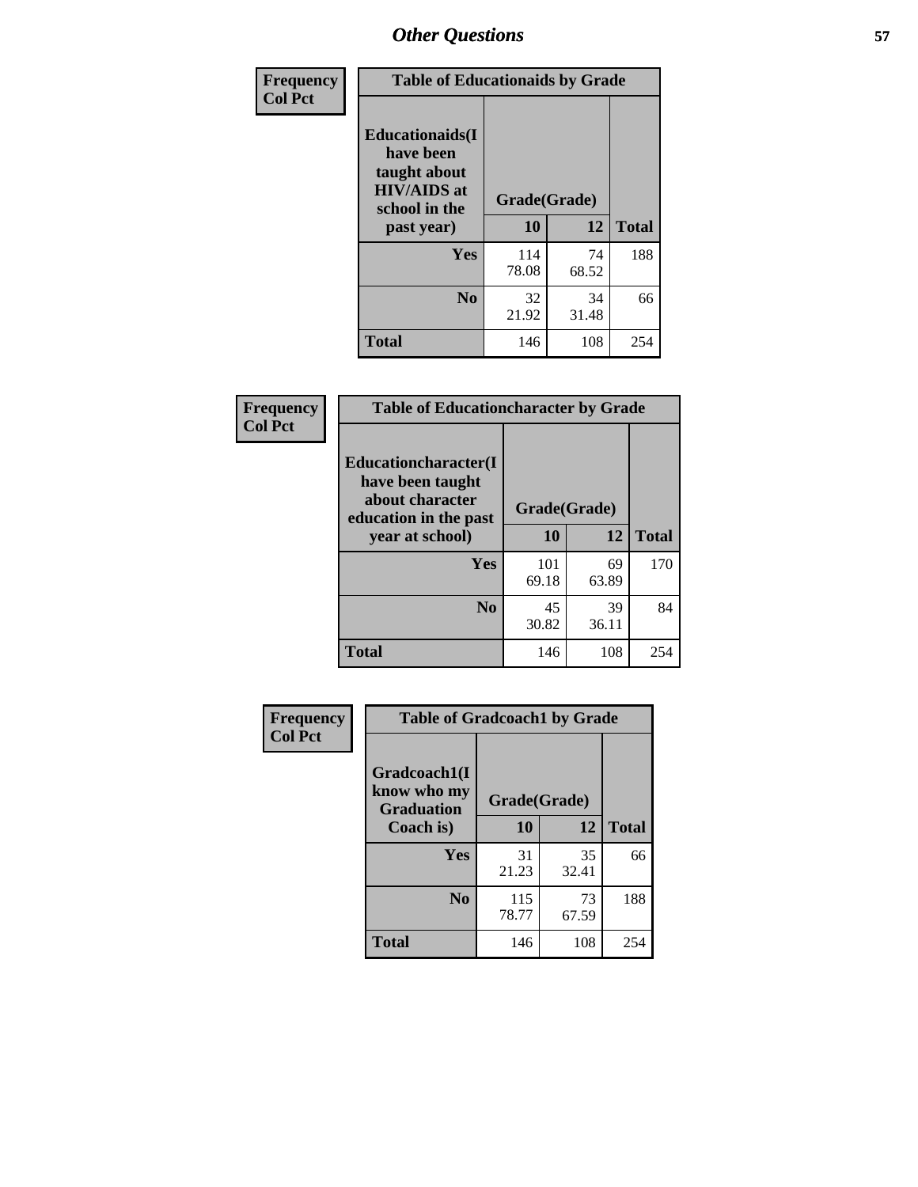## Other Questions

**Frequency**
**Col Pct**

| Table of Educationaids by Grade | | | |
|---|---|---|---|
| **Educationaids(I have been taught about HIV/AIDS at school in the past year)** | **Grade(Grade)** | | |
| | **10** | **12** | **Total** |
| **Yes** | 114<br>78.08 | 74<br>68.52 | 188 |
| **No** | 32<br>21.92 | 34<br>31.48 | 66 |
| **Total** | 146 | 108 | 254 |

**Frequency**
**Col Pct**

| Table of Educationcharacter by Grade | | | |
|---|---|---|---|
| **Educationcharacter(I have been taught about character education in the past year at school)** | **Grade(Grade)** | | |
| | **10** | **12** | **Total** |
| **Yes** | 101<br>69.18 | 69<br>63.89 | 170 |
| **No** | 45<br>30.82 | 39<br>36.11 | 84 |
| **Total** | 146 | 108 | 254 |

**Frequency**
**Col Pct**

| Table of Gradcoach1 by Grade | | | |
|---|---|---|---|
| **Gradcoach1(I know who my Graduation Coach is)** | **Grade(Grade)** | | |
| | **10** | **12** | **Total** |
| **Yes** | 31<br>21.23 | 35<br>32.41 | 66 |
| **No** | 115<br>78.77 | 73<br>67.59 | 188 |
| **Total** | 146 | 108 | 254 |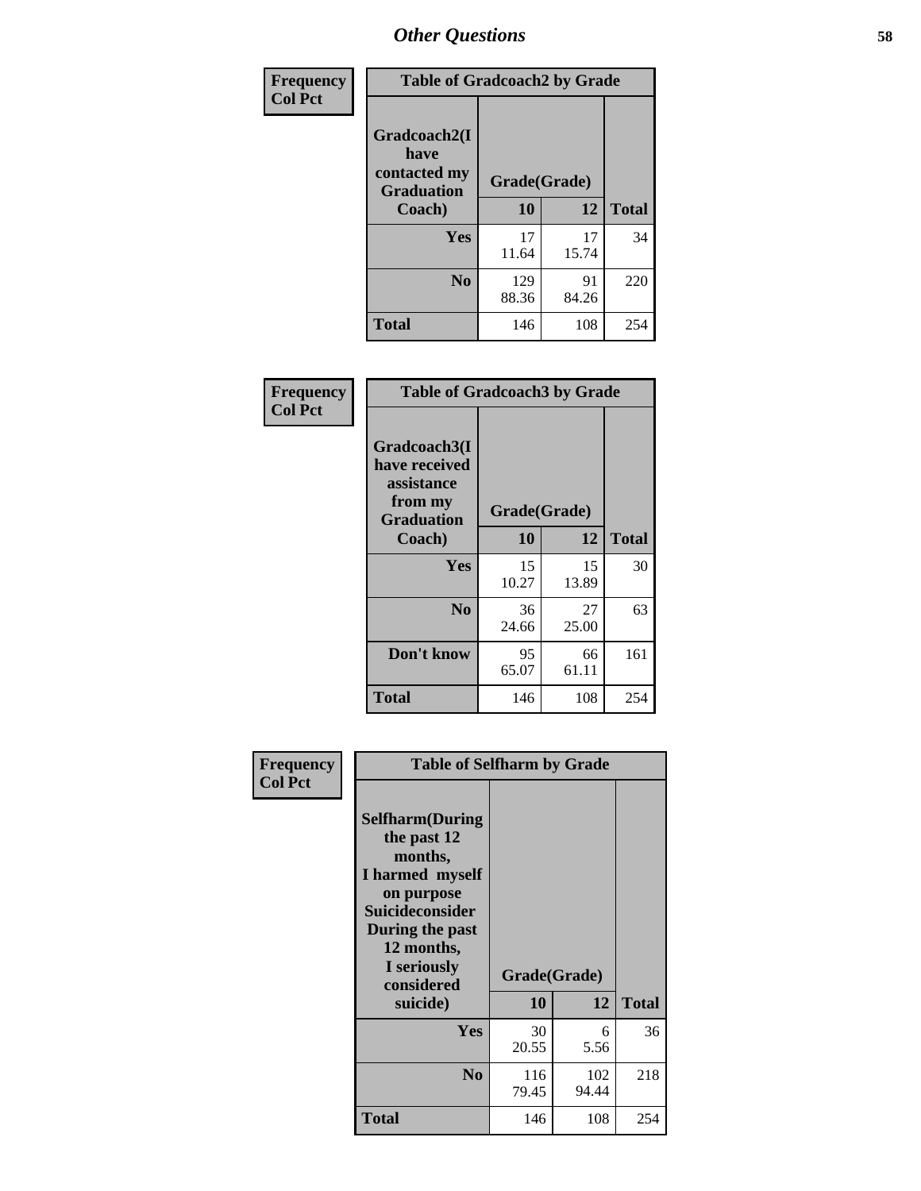# Other Questions

**Frequency Col Pct**

| Table of Gradcoach2 by Grade | | | |
|---|---|---|---|
| Gradcoach2(I have contacted my Graduation Coach) | Grade(Grade) | | |
| | 10 | 12 | Total |
| Yes | 17<br>11.64 | 17<br>15.74 | 34 |
| No | 129<br>88.36 | 91<br>84.26 | 220 |
| Total | 146 | 108 | 254 |

**Frequency Col Pct**

| Table of Gradcoach3 by Grade | | | |
|---|---|---|---|
| Gradcoach3(I have received assistance from my Graduation Coach) | Grade(Grade) | | |
| | 10 | 12 | Total |
| Yes | 15<br>10.27 | 15<br>13.89 | 30 |
| No | 36<br>24.66 | 27<br>25.00 | 63 |
| Don't know | 95<br>65.07 | 66<br>61.11 | 161 |
| Total | 146 | 108 | 254 |

**Frequency Col Pct**

| Table of Selfharm by Grade | | | |
|---|---|---|---|
| Selfharm(During the past 12 months, I harmed myself on purpose Suicideconsider During the past 12 months, I seriously considered suicide) | Grade(Grade) | | |
| | 10 | 12 | Total |
| Yes | 30<br>20.55 | 6<br>5.56 | 36 |
| No | 116<br>79.45 | 102<br>94.44 | 218 |
| Total | 146 | 108 | 254 |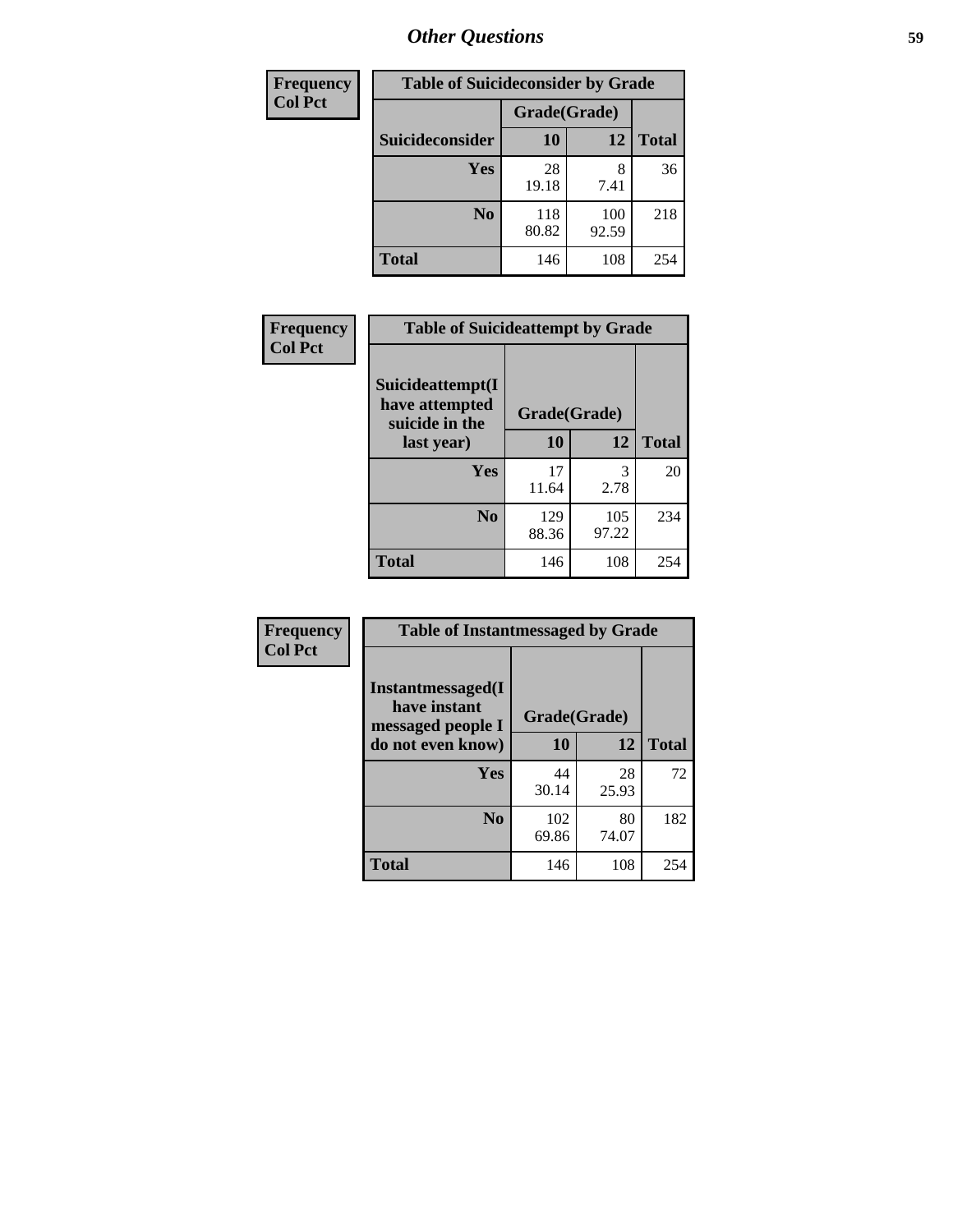## *Other Questions*

| Frequency<br>Col Pct | Table of Suicideconsider by Grade | | |
|---|---|---|---|
| | Grade(Grade) | | |
| Suicideconsider | 10 | 12 | Total |
| Yes | 28<br>19.18 | 8<br>7.41 | 36 |
| No | 118<br>80.82 | 100<br>92.59 | 218 |
| Total | 146 | 108 | 254 |

| Frequency<br>Col Pct | Table of Suicideattempt by Grade | | |
|---|---|---|---|
| Suicideattempt(I have attempted suicide in the last year) | Grade(Grade) | | |
| | 10 | 12 | Total |
| Yes | 17<br>11.64 | 3<br>2.78 | 20 |
| No | 129<br>88.36 | 105<br>97.22 | 234 |
| Total | 146 | 108 | 254 |

| Frequency<br>Col Pct | Table of Instantmessaged by Grade | | |
|---|---|---|---|
| Instantmessaged(I have instant messaged people I do not even know) | Grade(Grade) | | |
| | 10 | 12 | Total |
| Yes | 44<br>30.14 | 28<br>25.93 | 72 |
| No | 102<br>69.86 | 80<br>74.07 | 182 |
| Total | 146 | 108 | 254 |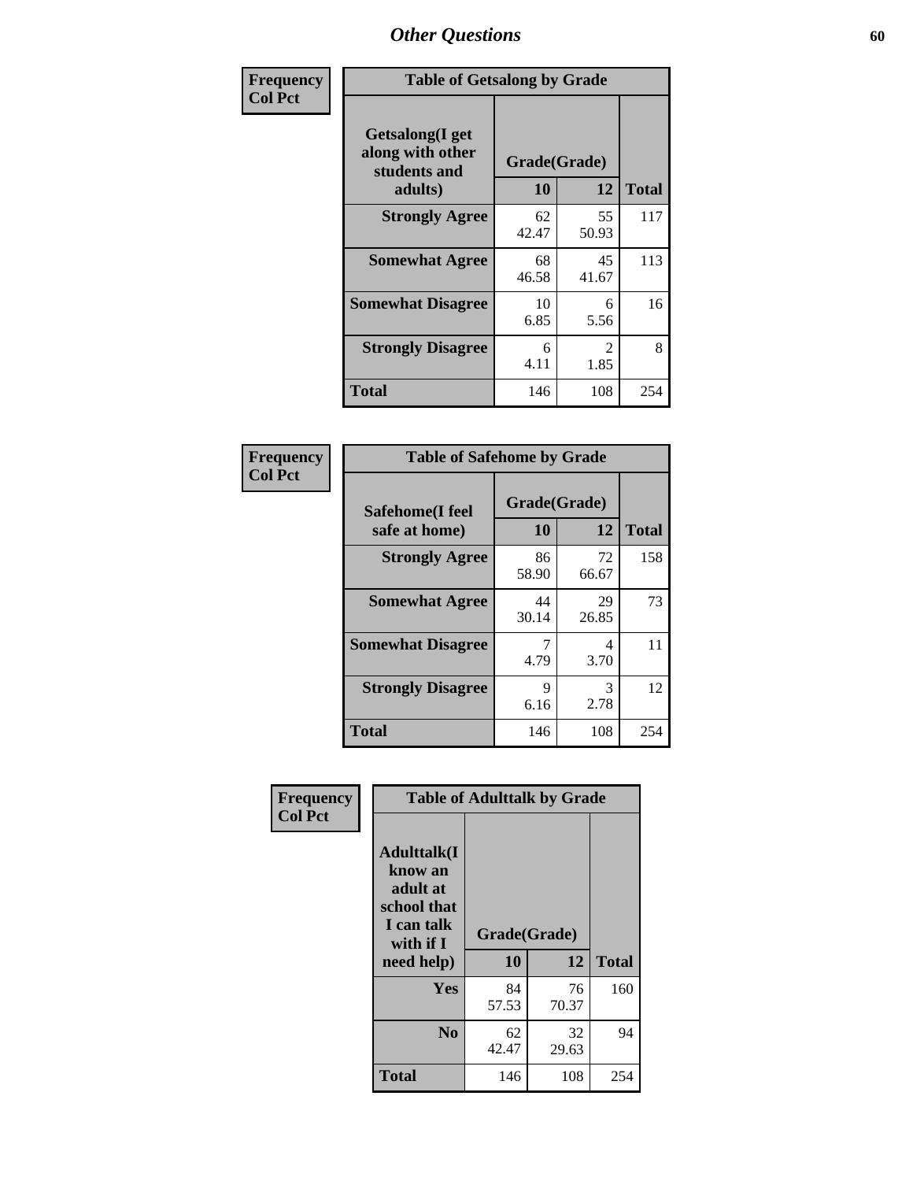# Other Questions

**Frequency**
**Col Pct**

| Table of Getsalong by Grade | | | |
|---|---|---|---|
| **Getsalong(I get along with other students and adults)** | **Grade(Grade)** | | |
| | **10** | **12** | **Total** |
| **Strongly Agree** | 62<br>42.47 | 55<br>50.93 | 117 |
| **Somewhat Agree** | 68<br>46.58 | 45<br>41.67 | 113 |
| **Somewhat Disagree** | 10<br>6.85 | 6<br>5.56 | 16 |
| **Strongly Disagree** | 6<br>4.11 | 2<br>1.85 | 8 |
| **Total** | 146 | 108 | 254 |

**Frequency**
**Col Pct**

| Table of Safehome by Grade | | | |
|---|---|---|---|
| **Safehome(I feel safe at home)** | **Grade(Grade)** | | |
| | **10** | **12** | **Total** |
| **Strongly Agree** | 86<br>58.90 | 72<br>66.67 | 158 |
| **Somewhat Agree** | 44<br>30.14 | 29<br>26.85 | 73 |
| **Somewhat Disagree** | 7<br>4.79 | 4<br>3.70 | 11 |
| **Strongly Disagree** | 9<br>6.16 | 3<br>2.78 | 12 |
| **Total** | 146 | 108 | 254 |

**Frequency**
**Col Pct**

| Table of Adulttalk by Grade | | | |
|---|---|---|---|
| **Adulttalk(I know an adult at school that I can talk with if I need help)** | **Grade(Grade)** | | |
| | **10** | **12** | **Total** |
| **Yes** | 84<br>57.53 | 76<br>70.37 | 160 |
| **No** | 62<br>42.47 | 32<br>29.63 | 94 |
| **Total** | 146 | 108 | 254 |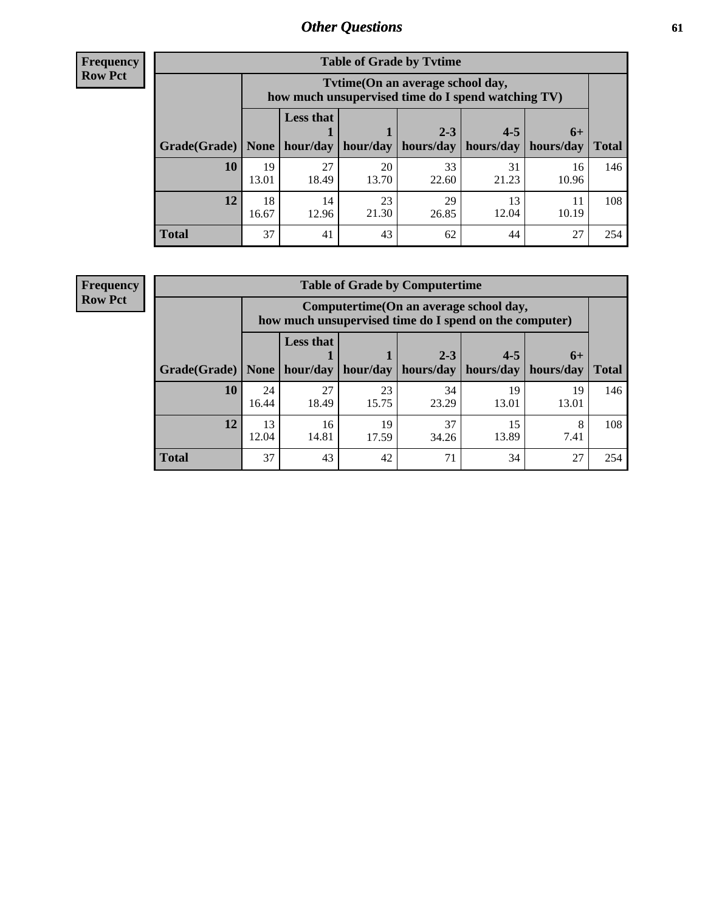# Other Questions

**Frequency**
**Row Pct**

| Table of Grade by Tvtime | | | | | | | |
|---|---|---|---|---|---|---|---|
| | Tvtime(On an average school day, how much unsupervised time do I spend watching TV) | | | | | | |
| Grade(Grade) | None | Less that 1 hour/day | 1 hour/day | 2-3 hours/day | 4-5 hours/day | 6+ hours/day | Total |
| **10** | 19<br>13.01 | 27<br>18.49 | 20<br>13.70 | 33<br>22.60 | 31<br>21.23 | 16<br>10.96 | 146 |
| **12** | 18<br>16.67 | 14<br>12.96 | 23<br>21.30 | 29<br>26.85 | 13<br>12.04 | 11<br>10.19 | 108 |
| **Total** | 37 | 41 | 43 | 62 | 44 | 27 | 254 |

**Frequency**
**Row Pct**

| Table of Grade by Computertime | | | | | | | |
|---|---|---|---|---|---|---|---|
| | Computertime(On an average school day, how much unsupervised time do I spend on the computer) | | | | | | |
| Grade(Grade) | None | Less that 1 hour/day | 1 hour/day | 2-3 hours/day | 4-5 hours/day | 6+ hours/day | Total |
| **10** | 24<br>16.44 | 27<br>18.49 | 23<br>15.75 | 34<br>23.29 | 19<br>13.01 | 19<br>13.01 | 146 |
| **12** | 13<br>12.04 | 16<br>14.81 | 19<br>17.59 | 37<br>34.26 | 15<br>13.89 | 8<br>7.41 | 108 |
| **Total** | 37 | 43 | 42 | 71 | 34 | 27 | 254 |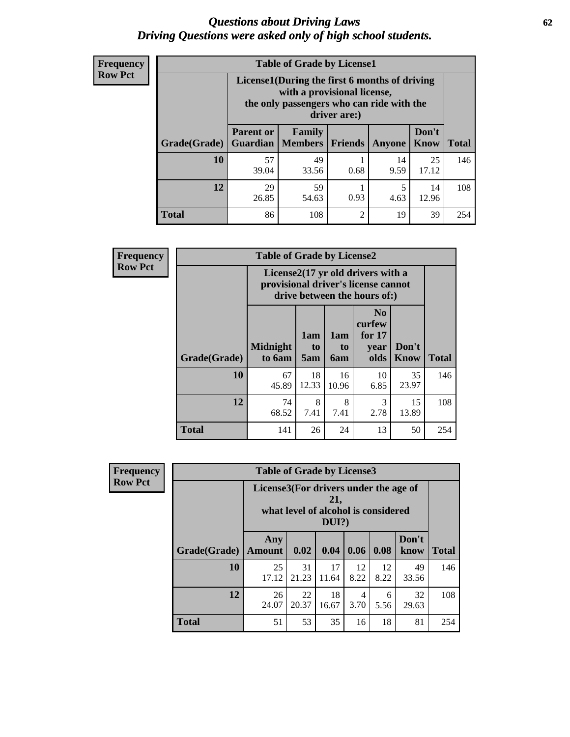# *Questions about Driving Laws*
# *Driving Questions were asked only of high school students.*

**Frequency**
**Row Pct**

**Table of Grade by License1**

| Grade(Grade) | License1(During the first 6 months of driving with a provisional license, the only passengers who can ride with the driver are:) | | | | | Total |
|---|---|---|---|---|---|---|
| | Parent or Guardian | Family Members | Friends | Anyone | Don't Know | |
| 10 | 57<br>39.04 | 49<br>33.56 | 1<br>0.68 | 14<br>9.59 | 25<br>17.12 | 146 |
| 12 | 29<br>26.85 | 59<br>54.63 | 1<br>0.93 | 5<br>4.63 | 14<br>12.96 | 108 |
| Total | 86 | 108 | 2 | 19 | 39 | 254 |

**Frequency**
**Row Pct**

**Table of Grade by License2**

| Grade(Grade) | License2(17 yr old drivers with a provisional driver's license cannot drive between the hours of:) | | | | | Total |
|---|---|---|---|---|---|---|
| | Midnight to 6am | 1am to 5am | 1am to 6am | No curfew for 17 year olds | Don't Know | |
| 10 | 67<br>45.89 | 18<br>12.33 | 16<br>10.96 | 10<br>6.85 | 35<br>23.97 | 146 |
| 12 | 74<br>68.52 | 8<br>7.41 | 8<br>7.41 | 3<br>2.78 | 15<br>13.89 | 108 |
| Total | 141 | 26 | 24 | 13 | 50 | 254 |

**Frequency**
**Row Pct**

**Table of Grade by License3**

| Grade(Grade) | License3(For drivers under the age of 21, what level of alcohol is considered DUI?) | | | | | | Total |
|---|---|---|---|---|---|---|---|
| | Any Amount | 0.02 | 0.04 | 0.06 | 0.08 | Don't know | |
| 10 | 25<br>17.12 | 31<br>21.23 | 17<br>11.64 | 12<br>8.22 | 12<br>8.22 | 49<br>33.56 | 146 |
| 12 | 26<br>24.07 | 22<br>20.37 | 18<br>16.67 | 4<br>3.70 | 6<br>5.56 | 32<br>29.63 | 108 |
| Total | 51 | 53 | 35 | 16 | 18 | 81 | 254 |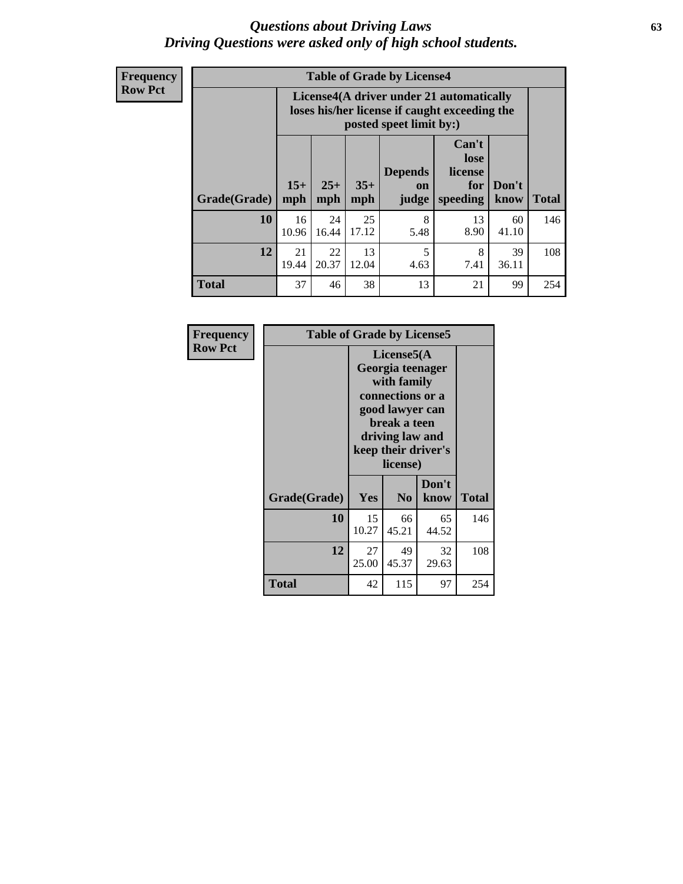# *Questions about Driving Laws*
## *Driving Questions were asked only of high school students.*

**Frequency**
**Row Pct**

| Table of Grade by License4 | | | | | | | |
|---|---|---|---|---|---|---|---|
| | License4(A driver under 21 automatically loses his/her license if caught exceeding the posted speet limit by:) | | | | | | |
| **Grade(Grade)** | **15+ mph** | **25+ mph** | **35+ mph** | **Depends on judge** | **Can't lose license for speeding** | **Don't know** | **Total** |
| **10** | 16<br>10.96 | 24<br>16.44 | 25<br>17.12 | 8<br>5.48 | 13<br>8.90 | 60<br>41.10 | 146 |
| **12** | 21<br>19.44 | 22<br>20.37 | 13<br>12.04 | 5<br>4.63 | 8<br>7.41 | 39<br>36.11 | 108 |
| **Total** | 37 | 46 | 38 | 13 | 21 | 99 | 254 |

**Frequency**
**Row Pct**

| Table of Grade by License5 | | | | |
|---|---|---|---|---|
| | License5(A Georgia teenager with family connections or a good lawyer can break a teen driving law and keep their driver's license) | | | |
| **Grade(Grade)** | **Yes** | **No** | **Don't know** | **Total** |
| **10** | 15<br>10.27 | 66<br>45.21 | 65<br>44.52 | 146 |
| **12** | 27<br>25.00 | 49<br>45.37 | 32<br>29.63 | 108 |
| **Total** | 42 | 115 | 97 | 254 |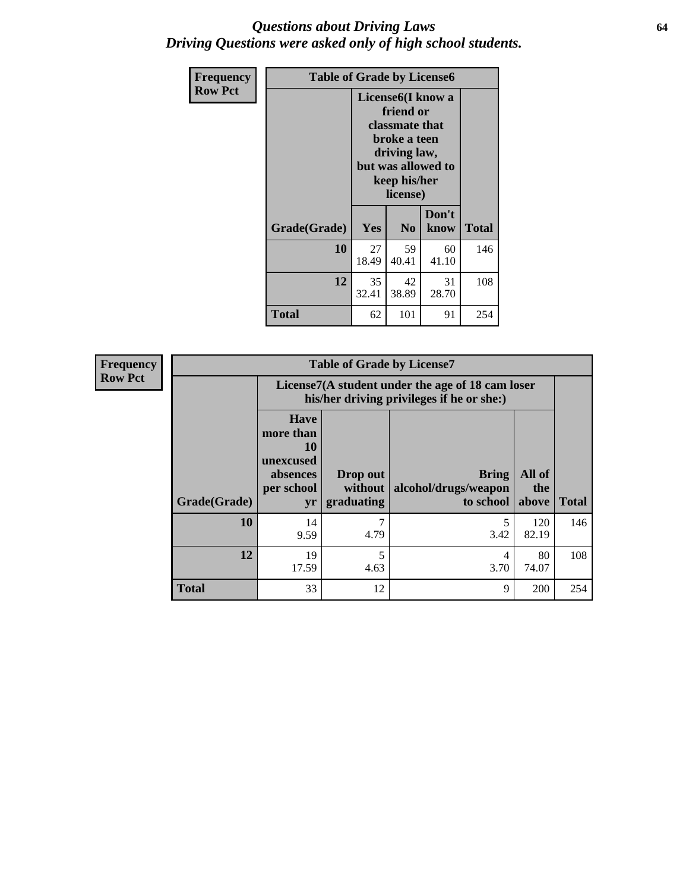# *Questions about Driving Laws*
# *Driving Questions were asked only of high school students.*

**Frequency**
**Row Pct**

| Table of Grade by License6 | | | | |
|---|---|---|---|---|
| | License6(I know a friend or classmate that broke a teen driving law, but was allowed to keep his/her license) | | | |
| Grade(Grade) | Yes | No | Don't know | Total |
| 10 | 27<br>18.49 | 59<br>40.41 | 60<br>41.10 | 146 |
| 12 | 35<br>32.41 | 42<br>38.89 | 31<br>28.70 | 108 |
| Total | 62 | 101 | 91 | 254 |

**Frequency**
**Row Pct**

| Table of Grade by License7 | | | | | |
|---|---|---|---|---|---|
| | License7(A student under the age of 18 cam loser his/her driving privileges if he or she:) | | | | |
| Grade(Grade) | Have more than 10 unexcused absences per school yr | Drop out without graduating | Bring alcohol/drugs/weapon to school | All of the above | Total |
| 10 | 14<br>9.59 | 7<br>4.79 | 5<br>3.42 | 120<br>82.19 | 146 |
| 12 | 19<br>17.59 | 5<br>4.63 | 4<br>3.70 | 80<br>74.07 | 108 |
| Total | 33 | 12 | 9 | 200 | 254 |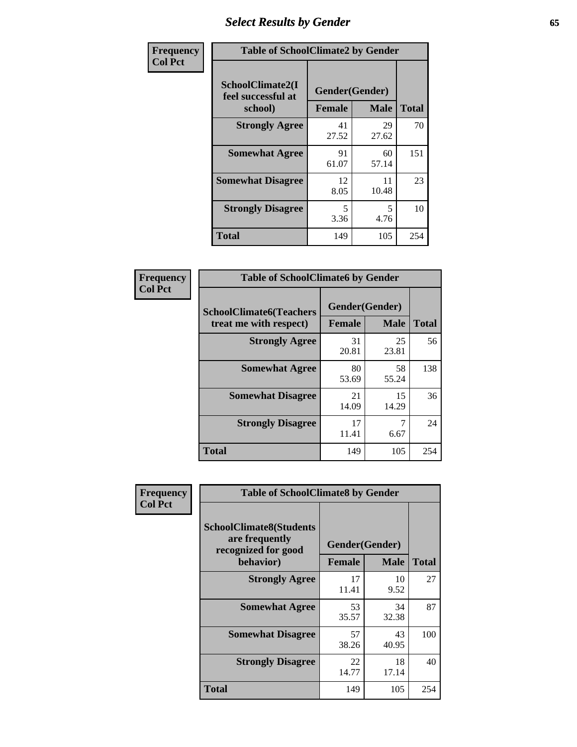## Select Results by Gender

| Frequency Col Pct | Table of SchoolClimate2 by Gender | | |
|---|---|---|---|
| **SchoolClimate2(I feel successful at school)** | **Gender(Gender)** | | |
| | **Female** | **Male** | **Total** |
| **Strongly Agree** | 41 27.52 | 29 27.62 | 70 |
| **Somewhat Agree** | 91 61.07 | 60 57.14 | 151 |
| **Somewhat Disagree** | 12 8.05 | 11 10.48 | 23 |
| **Strongly Disagree** | 5 3.36 | 5 4.76 | 10 |
| **Total** | 149 | 105 | 254 |

| Frequency Col Pct | Table of SchoolClimate6 by Gender | | |
|---|---|---|---|
| **SchoolClimate6(Teachers treat me with respect)** | **Gender(Gender)** | | |
| | **Female** | **Male** | **Total** |
| **Strongly Agree** | 31 20.81 | 25 23.81 | 56 |
| **Somewhat Agree** | 80 53.69 | 58 55.24 | 138 |
| **Somewhat Disagree** | 21 14.09 | 15 14.29 | 36 |
| **Strongly Disagree** | 17 11.41 | 7 6.67 | 24 |
| **Total** | 149 | 105 | 254 |

| Frequency Col Pct | Table of SchoolClimate8 by Gender | | |
|---|---|---|---|
| **SchoolClimate8(Students are frequently recognized for good behavior)** | **Gender(Gender)** | | |
| | **Female** | **Male** | **Total** |
| **Strongly Agree** | 17 11.41 | 10 9.52 | 27 |
| **Somewhat Agree** | 53 35.57 | 34 32.38 | 87 |
| **Somewhat Disagree** | 57 38.26 | 43 40.95 | 100 |
| **Strongly Disagree** | 22 14.77 | 18 17.14 | 40 |
| **Total** | 149 | 105 | 254 |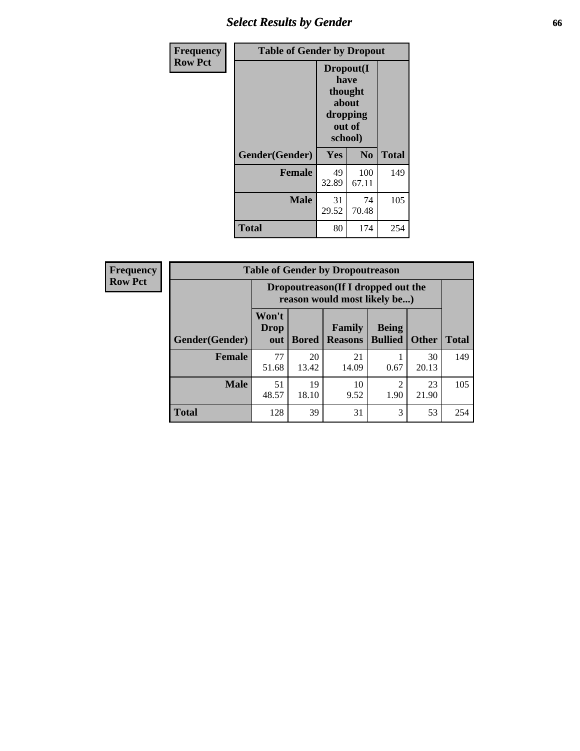## Select Results by Gender

| Frequency<br>Row Pct | | | |
|---|---|---|---|

**Table of Gender by Dropout**

| Gender(Gender) | Dropout(I have thought about dropping out of school) | | Total |
|---|---|---|---|
| | Yes | No | |
| **Female** | 49<br>32.89 | 100<br>67.11 | 149 |
| **Male** | 31<br>29.52 | 74<br>70.48 | 105 |
| **Total** | 80 | 174 | 254 |

| Frequency<br>Row Pct | | | | | | |
|---|---|---|---|---|---|---|

**Table of Gender by Dropoutreason**

| Gender(Gender) | Dropoutreason(If I dropped out the reason would most likely be...) | | | | | Total |
|---|---|---|---|---|---|---|
| | Won't Drop out | Bored | Family Reasons | Being Bullied | Other | |
| **Female** | 77<br>51.68 | 20<br>13.42 | 21<br>14.09 | 1<br>0.67 | 30<br>20.13 | 149 |
| **Male** | 51<br>48.57 | 19<br>18.10 | 10<br>9.52 | 2<br>1.90 | 23<br>21.90 | 105 |
| **Total** | 128 | 39 | 31 | 3 | 53 | 254 |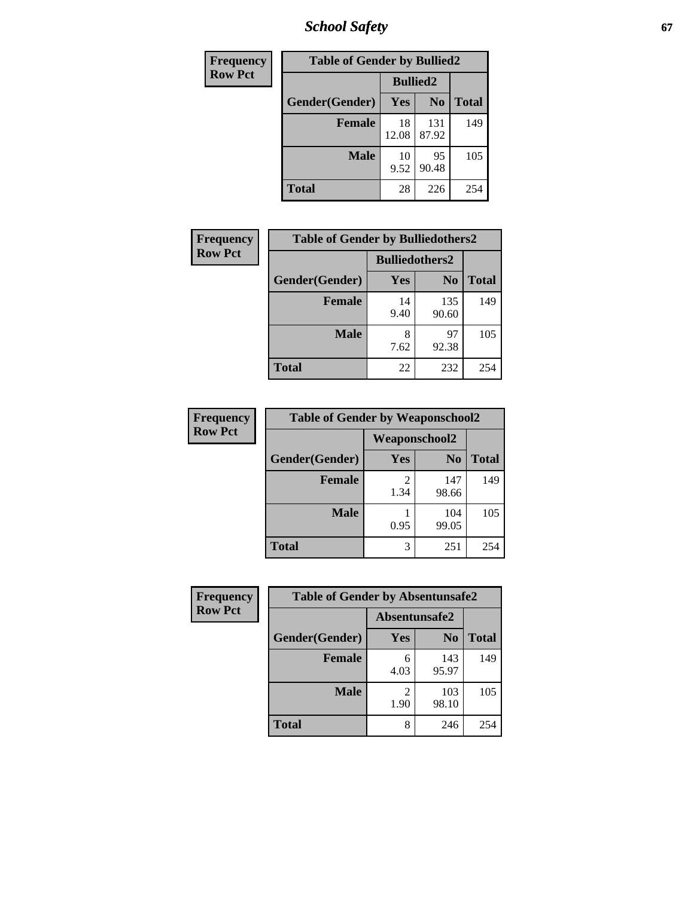| Frequency<br>Row Pct |
|---|

| Table of Gender by Bullied2 | | | |
|---|---|---|---|
| | Bullied2 | | |
| Gender(Gender) | Yes | No | Total |
| Female | 18<br>12.08 | 131<br>87.92 | 149 |
| Male | 10<br>9.52 | 95<br>90.48 | 105 |
| Total | 28 | 226 | 254 |

| Frequency<br>Row Pct |
|---|

| Table of Gender by Bulliedothers2 | | | |
|---|---|---|---|
| | Bulliedothers2 | | |
| Gender(Gender) | Yes | No | Total |
| Female | 14<br>9.40 | 135<br>90.60 | 149 |
| Male | 8<br>7.62 | 97<br>92.38 | 105 |
| Total | 22 | 232 | 254 |

| Frequency<br>Row Pct |
|---|

| Table of Gender by Weaponschool2 | | | |
|---|---|---|---|
| | Weaponschool2 | | |
| Gender(Gender) | Yes | No | Total |
| Female | 2<br>1.34 | 147<br>98.66 | 149 |
| Male | 1<br>0.95 | 104<br>99.05 | 105 |
| Total | 3 | 251 | 254 |

| Frequency<br>Row Pct |
|---|

| Table of Gender by Absentunsafe2 | | | |
|---|---|---|---|
| | Absentunsafe2 | | |
| Gender(Gender) | Yes | No | Total |
| Female | 6<br>4.03 | 143<br>95.97 | 149 |
| Male | 2<br>1.90 | 103<br>98.10 | 105 |
| Total | 8 | 246 | 254 |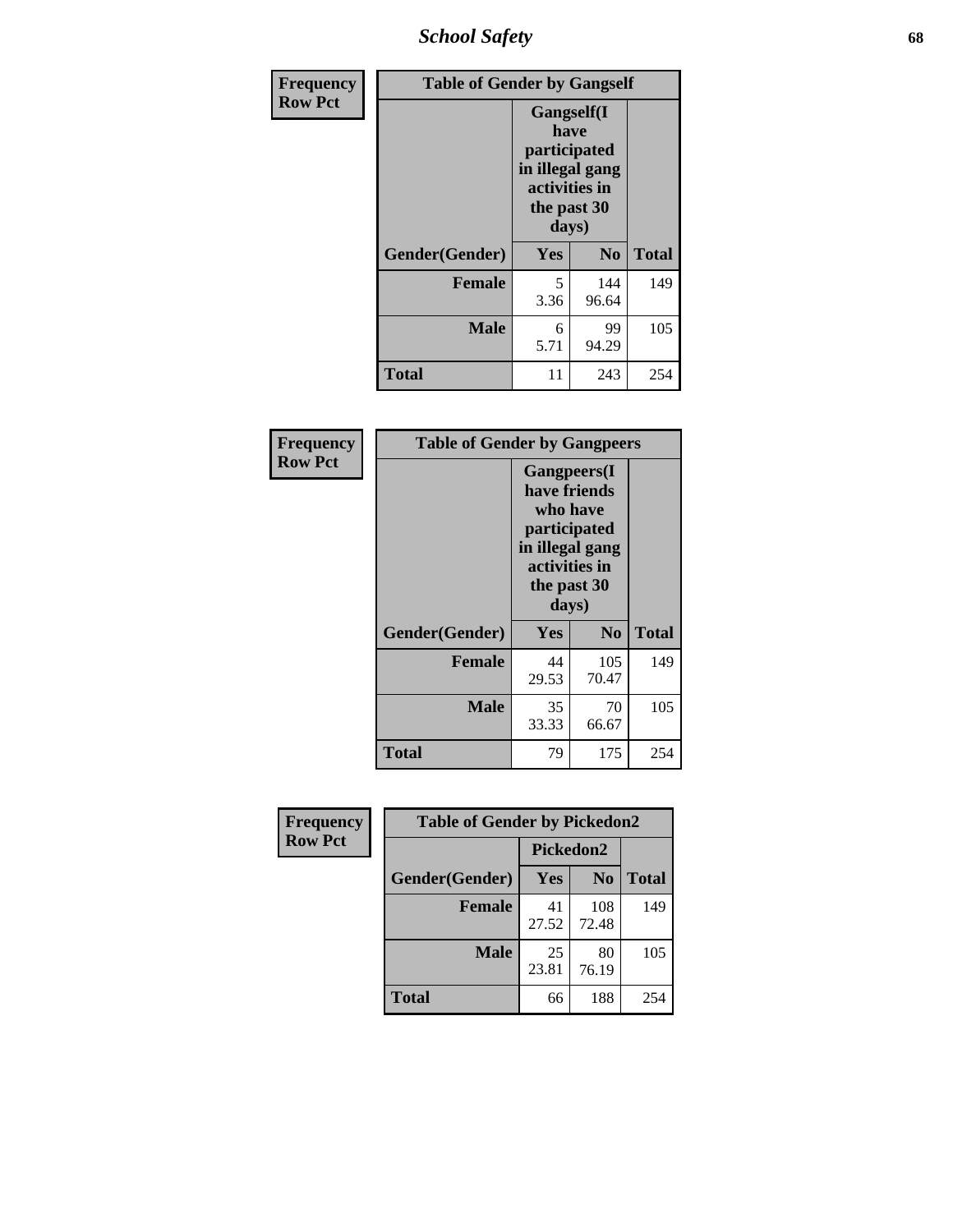| Frequency Row Pct | Table of Gender by Gangself | | |
|---|---|---|---|
| | Gangself(I have participated in illegal gang activities in the past 30 days) | | |
| Gender(Gender) | Yes | No | Total |
| Female | 5<br>3.36 | 144<br>96.64 | 149 |
| Male | 6<br>5.71 | 99<br>94.29 | 105 |
| Total | 11 | 243 | 254 |

| Frequency Row Pct | Table of Gender by Gangpeers | | |
|---|---|---|---|
| | Gangpeers(I have friends who have participated in illegal gang activities in the past 30 days) | | |
| Gender(Gender) | Yes | No | Total |
| Female | 44<br>29.53 | 105<br>70.47 | 149 |
| Male | 35<br>33.33 | 70<br>66.67 | 105 |
| Total | 79 | 175 | 254 |

| Frequency Row Pct | Table of Gender by Pickedon2 | | |
|---|---|---|---|
| | Pickedon2 | | |
| Gender(Gender) | Yes | No | Total |
| Female | 41<br>27.52 | 108<br>72.48 | 149 |
| Male | 25<br>23.81 | 80<br>76.19 | 105 |
| Total | 66 | 188 | 254 |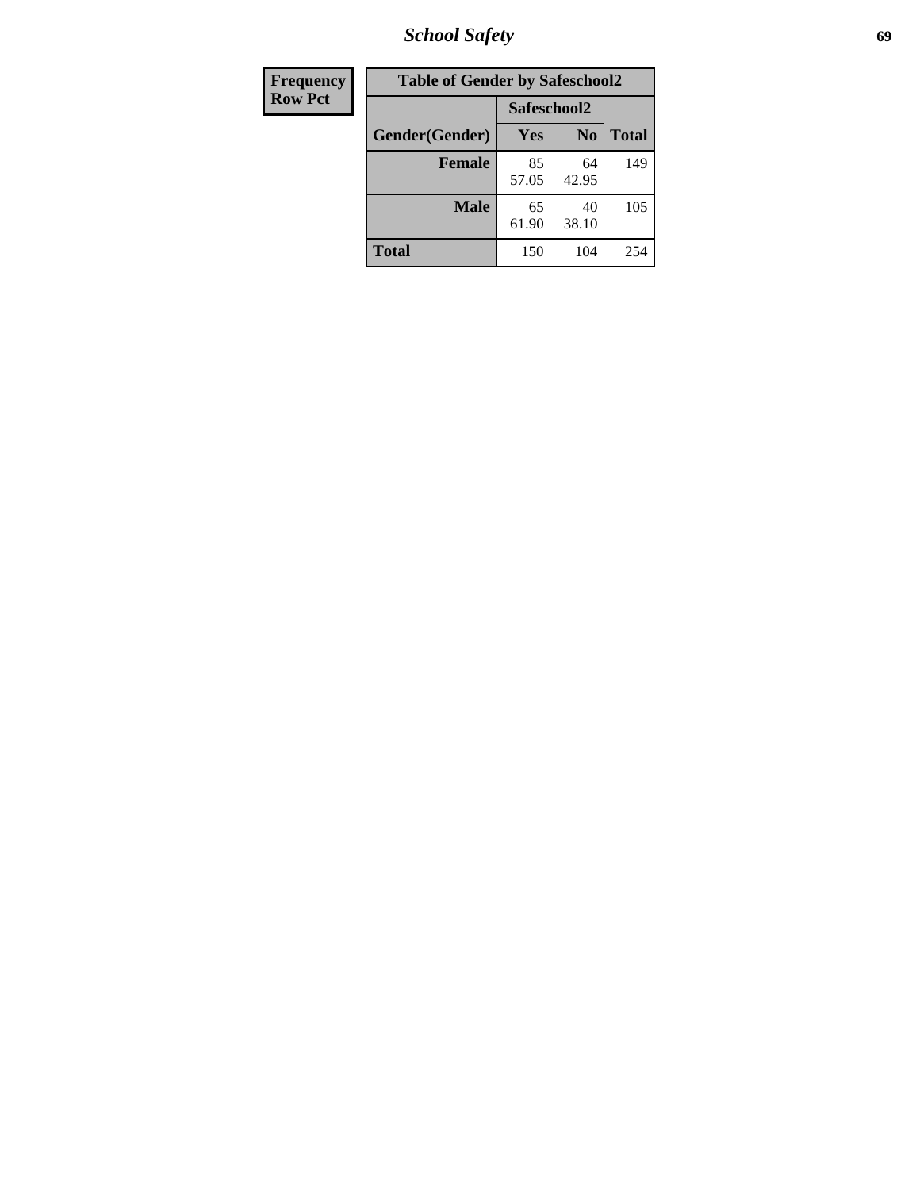| Frequency |
|---|
| Row Pct |

| Table of Gender by Safeschool2 | | | |
|---|---|---|---|
| | Safeschool2 | | |
| Gender(Gender) | Yes | No | Total |
| Female | 85<br>57.05 | 64<br>42.95 | 149 |
| Male | 65<br>61.90 | 40<br>38.10 | 105 |
| Total | 150 | 104 | 254 |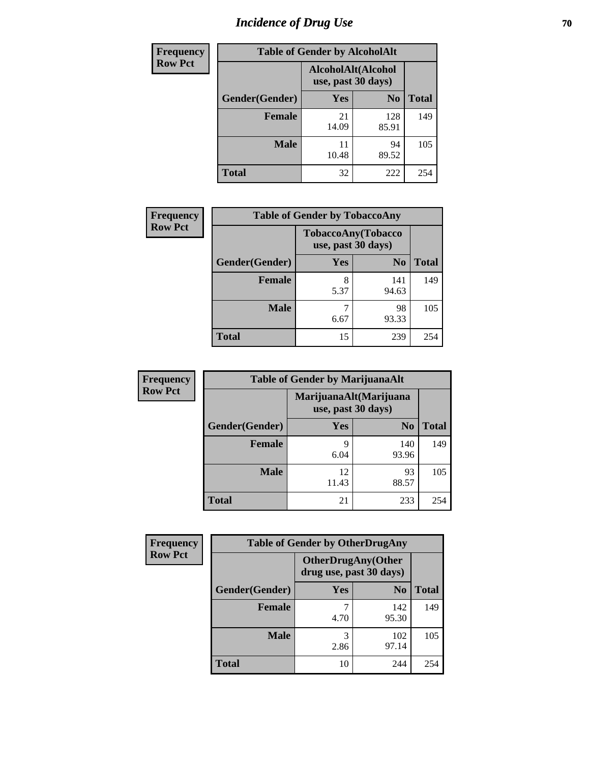# Incidence of Drug Use

| Frequency Row Pct | | | |
|---|---|---|---|

**Table of Gender by AlcoholAlt**

| | AlcoholAlt(Alcohol use, past 30 days) | | |
|---|---|---|---|
| Gender(Gender) | Yes | No | Total |
| Female | 21<br>14.09 | 128<br>85.91 | 149 |
| Male | 11<br>10.48 | 94<br>89.52 | 105 |
| Total | 32 | 222 | 254 |

| Frequency Row Pct | | | |
|---|---|---|---|

**Table of Gender by TobaccoAny**

| | TobaccoAny(Tobacco use, past 30 days) | | |
|---|---|---|---|
| Gender(Gender) | Yes | No | Total |
| Female | 8<br>5.37 | 141<br>94.63 | 149 |
| Male | 7<br>6.67 | 98<br>93.33 | 105 |
| Total | 15 | 239 | 254 |

| Frequency Row Pct | | | |
|---|---|---|---|

**Table of Gender by MarijuanaAlt**

| | MarijuanaAlt(Marijuana use, past 30 days) | | |
|---|---|---|---|
| Gender(Gender) | Yes | No | Total |
| Female | 9<br>6.04 | 140<br>93.96 | 149 |
| Male | 12<br>11.43 | 93<br>88.57 | 105 |
| Total | 21 | 233 | 254 |

| Frequency Row Pct | | | |
|---|---|---|---|

**Table of Gender by OtherDrugAny**

| | OtherDrugAny(Other drug use, past 30 days) | | |
|---|---|---|---|
| Gender(Gender) | Yes | No | Total |
| Female | 7<br>4.70 | 142<br>95.30 | 149 |
| Male | 3<br>2.86 | 102<br>97.14 | 105 |
| Total | 10 | 244 | 254 |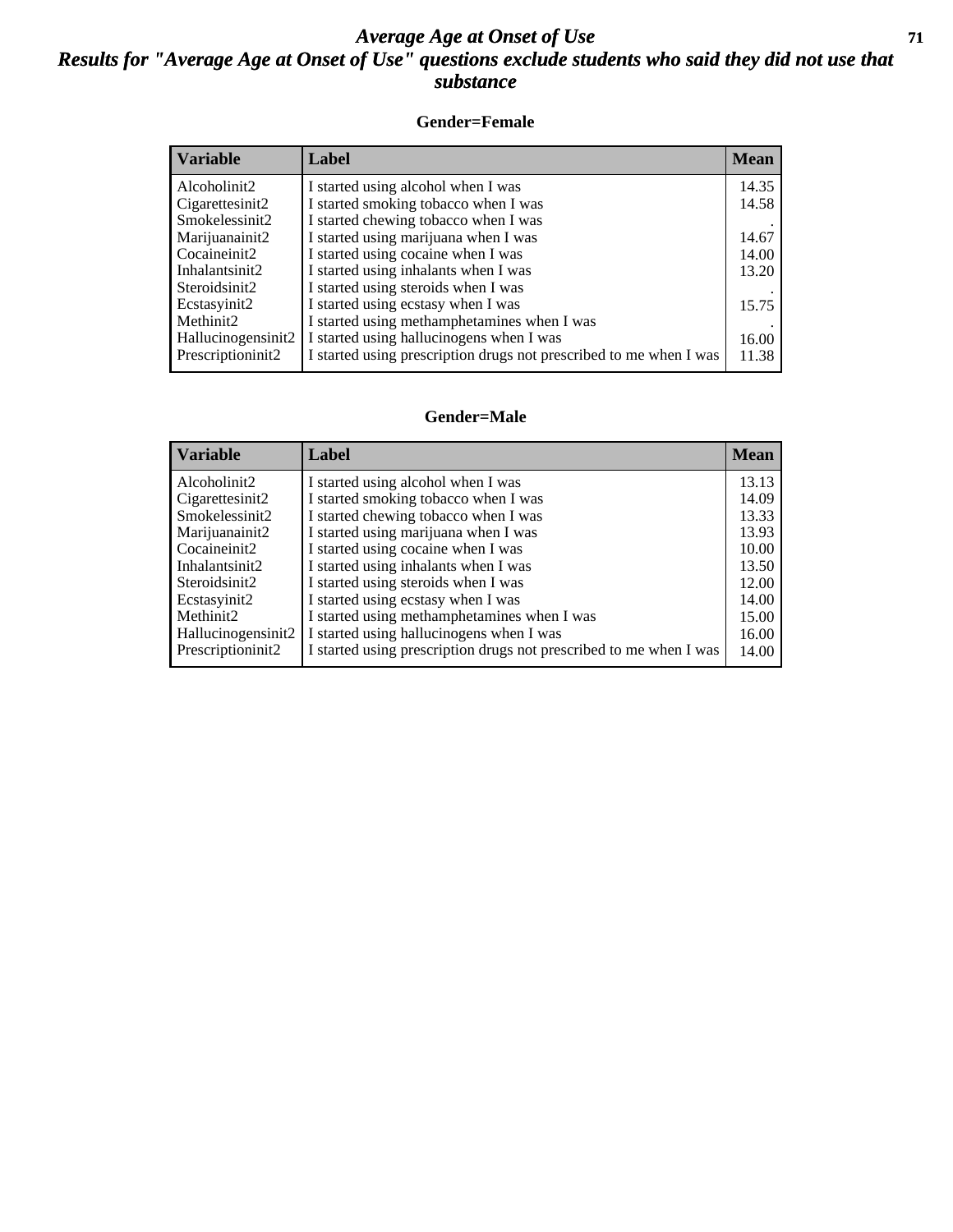# Average Age at Onset of Use

## Results for "Average Age at Onset of Use" questions exclude students who said they did not use that substance

### Gender=Female

| Variable | Label | Mean |
|---|---|---|
| Alcoholinit2 | I started using alcohol when I was | 14.35 |
| Cigarettesinit2 | I started smoking tobacco when I was | 14.58 |
| Smokelessinit2 | I started chewing tobacco when I was | . |
| Marijuanainit2 | I started using marijuana when I was | 14.67 |
| Cocaineinit2 | I started using cocaine when I was | 14.00 |
| Inhalantsinit2 | I started using inhalants when I was | 13.20 |
| Steroidsinit2 | I started using steroids when I was | . |
| Ecstasyinit2 | I started using ecstasy when I was | 15.75 |
| Methinit2 | I started using methamphetamines when I was | . |
| Hallucinogensinit2 | I started using hallucinogens when I was | 16.00 |
| Prescriptioninit2 | I started using prescription drugs not prescribed to me when I was | 11.38 |

### Gender=Male

| Variable | Label | Mean |
|---|---|---|
| Alcoholinit2 | I started using alcohol when I was | 13.13 |
| Cigarettesinit2 | I started smoking tobacco when I was | 14.09 |
| Smokelessinit2 | I started chewing tobacco when I was | 13.33 |
| Marijuanainit2 | I started using marijuana when I was | 13.93 |
| Cocaineinit2 | I started using cocaine when I was | 10.00 |
| Inhalantsinit2 | I started using inhalants when I was | 13.50 |
| Steroidsinit2 | I started using steroids when I was | 12.00 |
| Ecstasyinit2 | I started using ecstasy when I was | 14.00 |
| Methinit2 | I started using methamphetamines when I was | 15.00 |
| Hallucinogensinit2 | I started using hallucinogens when I was | 16.00 |
| Prescriptioninit2 | I started using prescription drugs not prescribed to me when I was | 14.00 |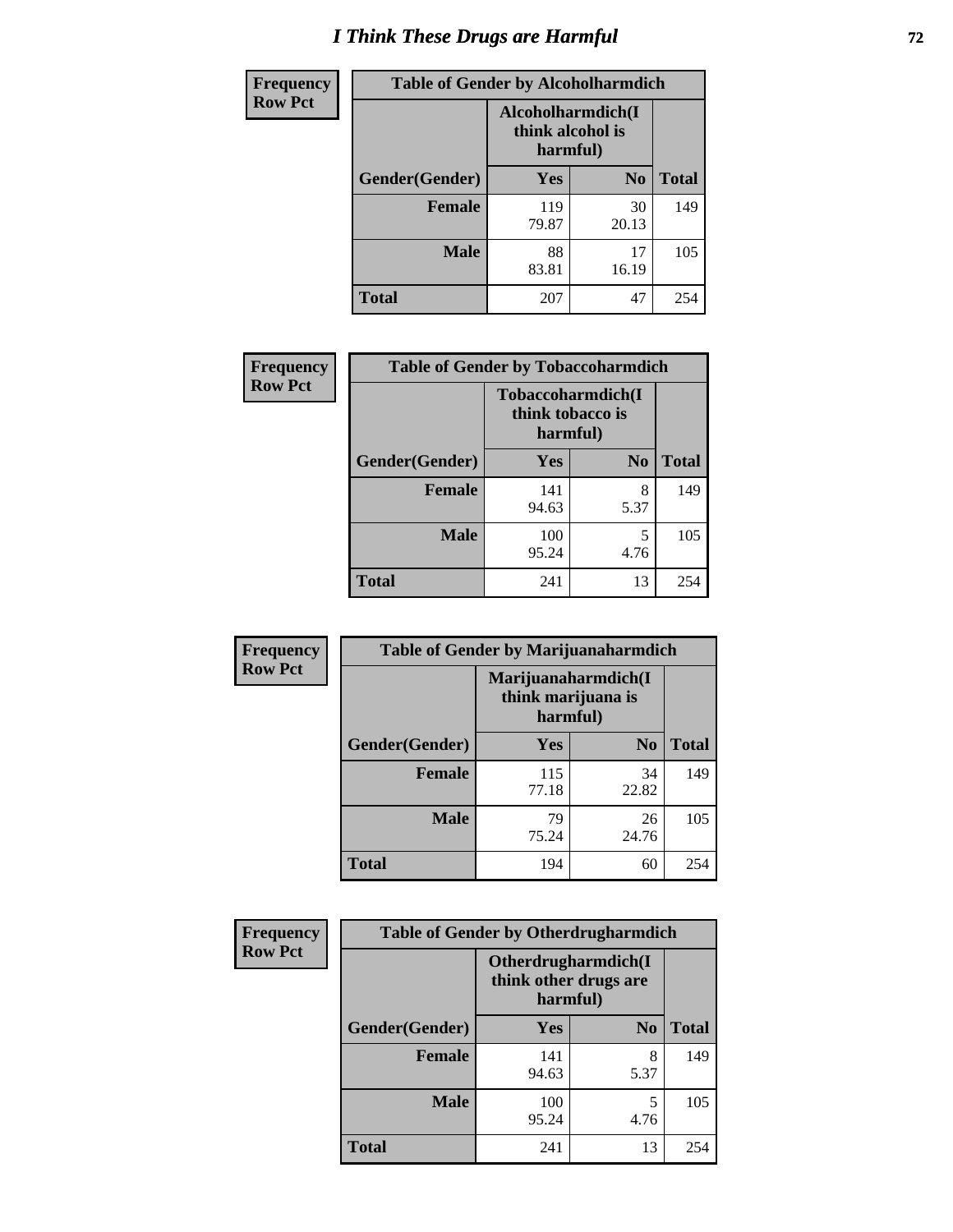# I Think These Drugs are Harmful

**Frequency**
**Row Pct**

| Table of Gender by Alcoholharmdich | | | |
|---|---|---|---|
| | Alcoholharmdich(I think alcohol is harmful) | | |
| Gender(Gender) | Yes | No | Total |
| Female | 119<br>79.87 | 30<br>20.13 | 149 |
| Male | 88<br>83.81 | 17<br>16.19 | 105 |
| Total | 207 | 47 | 254 |

**Frequency**
**Row Pct**

| Table of Gender by Tobaccoharmdich | | | |
|---|---|---|---|
| | Tobaccoharmdich(I think tobacco is harmful) | | |
| Gender(Gender) | Yes | No | Total |
| Female | 141<br>94.63 | 8<br>5.37 | 149 |
| Male | 100<br>95.24 | 5<br>4.76 | 105 |
| Total | 241 | 13 | 254 |

**Frequency**
**Row Pct**

| Table of Gender by Marijuanaharmdich | | | |
|---|---|---|---|
| | Marijuanaharmdich(I think marijuana is harmful) | | |
| Gender(Gender) | Yes | No | Total |
| Female | 115<br>77.18 | 34<br>22.82 | 149 |
| Male | 79<br>75.24 | 26<br>24.76 | 105 |
| Total | 194 | 60 | 254 |

**Frequency**
**Row Pct**

| Table of Gender by Otherdrugharmdich | | | |
|---|---|---|---|
| | Otherdrugharmdich(I think other drugs are harmful) | | |
| Gender(Gender) | Yes | No | Total |
| Female | 141<br>94.63 | 8<br>5.37 | 149 |
| Male | 100<br>95.24 | 5<br>4.76 | 105 |
| Total | 241 | 13 | 254 |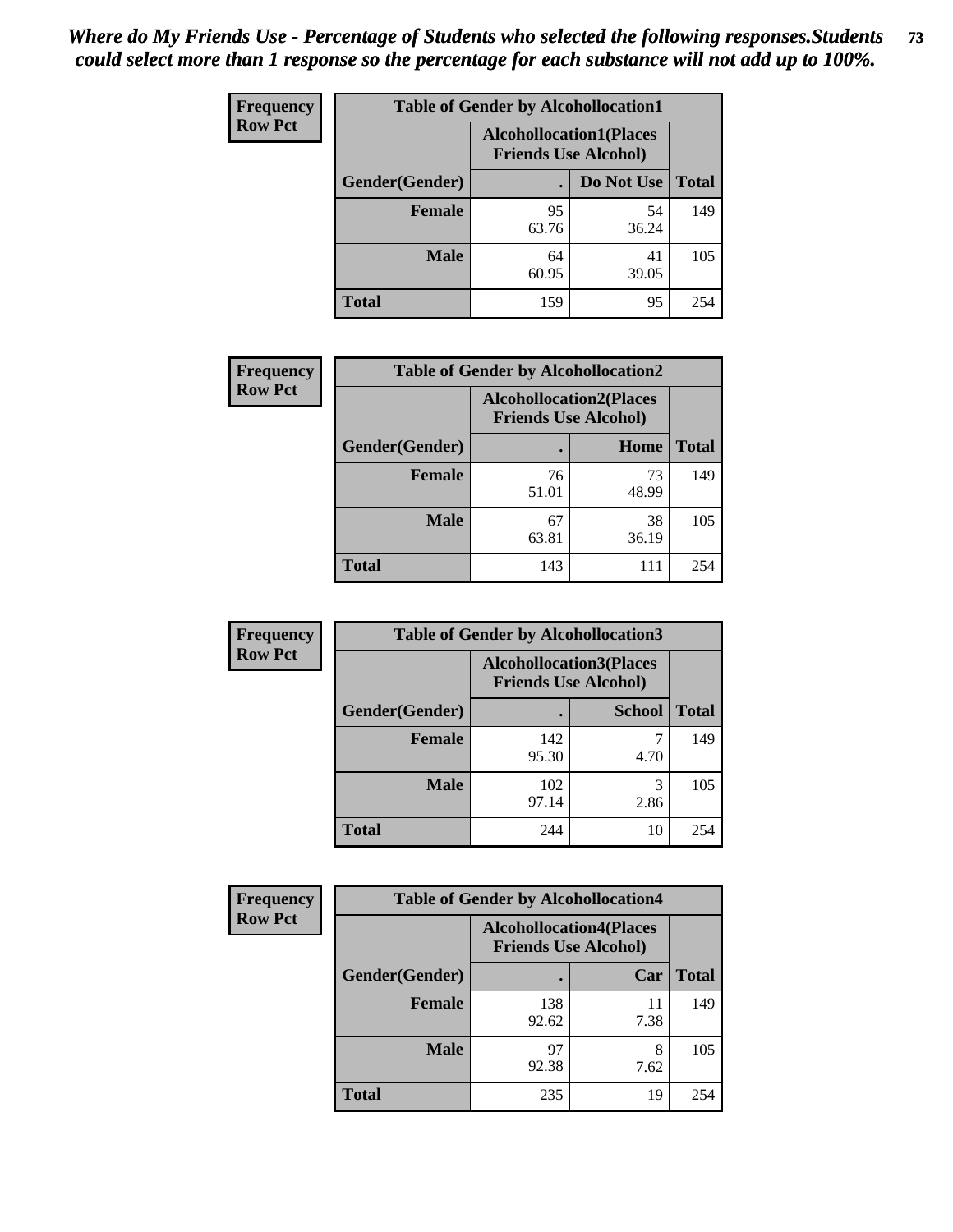*Where do My Friends Use - Percentage of Students who selected the following responses.Students could select more than 1 response so the percentage for each substance will not add up to 100%.*

**Frequency Row Pct**

| Table of Gender by Alcohollocation1 | | | |
|---|---|---|---|
| | Alcohollocation1(Places Friends Use Alcohol) | | |
| Gender(Gender) | . | Do Not Use | Total |
| Female | 95<br>63.76 | 54<br>36.24 | 149 |
| Male | 64<br>60.95 | 41<br>39.05 | 105 |
| Total | 159 | 95 | 254 |

**Frequency Row Pct**

| Table of Gender by Alcohollocation2 | | | |
|---|---|---|---|
| | Alcohollocation2(Places Friends Use Alcohol) | | |
| Gender(Gender) | . | Home | Total |
| Female | 76<br>51.01 | 73<br>48.99 | 149 |
| Male | 67<br>63.81 | 38<br>36.19 | 105 |
| Total | 143 | 111 | 254 |

**Frequency Row Pct**

| Table of Gender by Alcohollocation3 | | | |
|---|---|---|---|
| | Alcohollocation3(Places Friends Use Alcohol) | | |
| Gender(Gender) | . | School | Total |
| Female | 142<br>95.30 | 7<br>4.70 | 149 |
| Male | 102<br>97.14 | 3<br>2.86 | 105 |
| Total | 244 | 10 | 254 |

**Frequency Row Pct**

| Table of Gender by Alcohollocation4 | | | |
|---|---|---|---|
| | Alcohollocation4(Places Friends Use Alcohol) | | |
| Gender(Gender) | . | Car | Total |
| Female | 138<br>92.62 | 11<br>7.38 | 149 |
| Male | 97<br>92.38 | 8<br>7.62 | 105 |
| Total | 235 | 19 | 254 |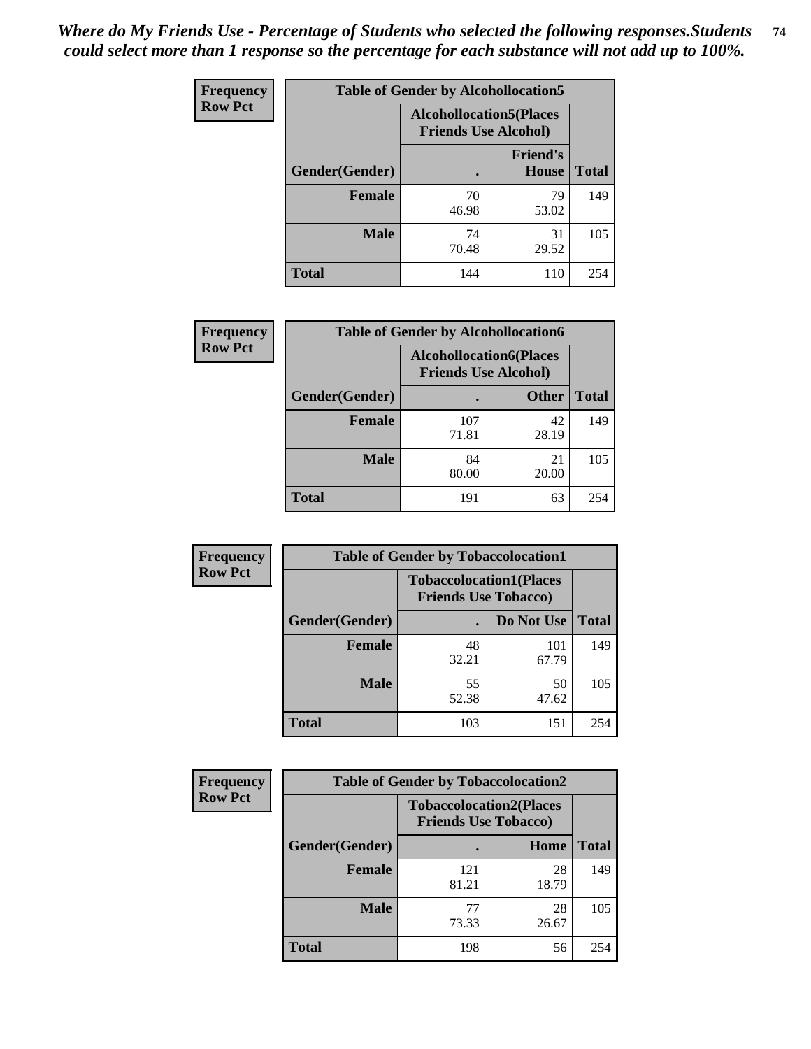*Where do My Friends Use - Percentage of Students who selected the following responses.Students could select more than 1 response so the percentage for each substance will not add up to 100%.*

**Frequency**
**Row Pct**

| Table of Gender by Alcohollocation5 | | | |
|---|---|---|---|
| | Alcohollocation5(Places Friends Use Alcohol) | | |
| Gender(Gender) | . | Friend's House | Total |
| **Female** | 70<br>46.98 | 79<br>53.02 | 149 |
| **Male** | 74<br>70.48 | 31<br>29.52 | 105 |
| **Total** | 144 | 110 | 254 |

**Frequency**
**Row Pct**

| Table of Gender by Alcohollocation6 | | | |
|---|---|---|---|
| | Alcohollocation6(Places Friends Use Alcohol) | | |
| Gender(Gender) | . | Other | Total |
| **Female** | 107<br>71.81 | 42<br>28.19 | 149 |
| **Male** | 84<br>80.00 | 21<br>20.00 | 105 |
| **Total** | 191 | 63 | 254 |

**Frequency**
**Row Pct**

| Table of Gender by Tobaccolocation1 | | | |
|---|---|---|---|
| | Tobaccolocation1(Places Friends Use Tobacco) | | |
| Gender(Gender) | . | Do Not Use | Total |
| **Female** | 48<br>32.21 | 101<br>67.79 | 149 |
| **Male** | 55<br>52.38 | 50<br>47.62 | 105 |
| **Total** | 103 | 151 | 254 |

**Frequency**
**Row Pct**

| Table of Gender by Tobaccolocation2 | | | |
|---|---|---|---|
| | Tobaccolocation2(Places Friends Use Tobacco) | | |
| Gender(Gender) | . | Home | Total |
| **Female** | 121<br>81.21 | 28<br>18.79 | 149 |
| **Male** | 77<br>73.33 | 28<br>26.67 | 105 |
| **Total** | 198 | 56 | 254 |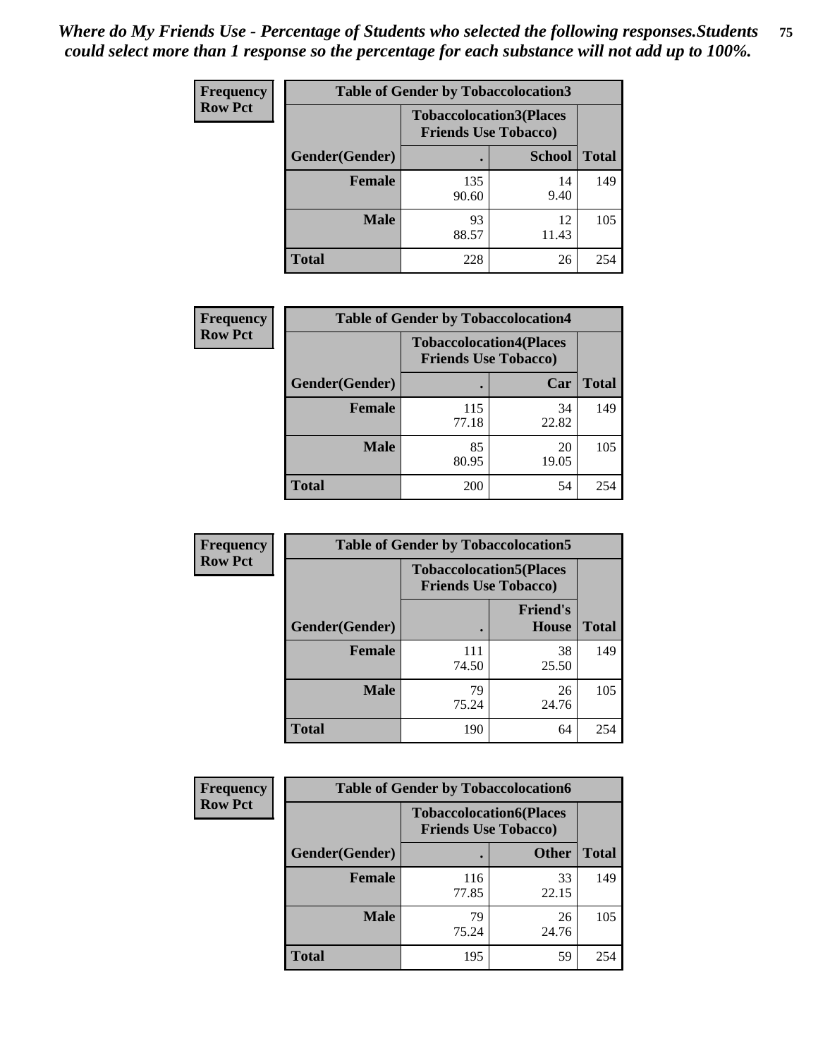*Where do My Friends Use - Percentage of Students who selected the following responses.Students could select more than 1 response so the percentage for each substance will not add up to 100%.*

**Frequency Row Pct**

| Table of Gender by Tobaccolocation3 | | | |
|---|---|---|---|
| | Tobaccolocation3(Places Friends Use Tobacco) | | |
| Gender(Gender) | . | School | Total |
| Female | 135<br>90.60 | 14<br>9.40 | 149 |
| Male | 93<br>88.57 | 12<br>11.43 | 105 |
| Total | 228 | 26 | 254 |

**Frequency Row Pct**

| Table of Gender by Tobaccolocation4 | | | |
|---|---|---|---|
| | Tobaccolocation4(Places Friends Use Tobacco) | | |
| Gender(Gender) | . | Car | Total |
| Female | 115<br>77.18 | 34<br>22.82 | 149 |
| Male | 85<br>80.95 | 20<br>19.05 | 105 |
| Total | 200 | 54 | 254 |

**Frequency Row Pct**

| Table of Gender by Tobaccolocation5 | | | |
|---|---|---|---|
| | Tobaccolocation5(Places Friends Use Tobacco) | | |
| Gender(Gender) | . | Friend's House | Total |
| Female | 111<br>74.50 | 38<br>25.50 | 149 |
| Male | 79<br>75.24 | 26<br>24.76 | 105 |
| Total | 190 | 64 | 254 |

**Frequency Row Pct**

| Table of Gender by Tobaccolocation6 | | | |
|---|---|---|---|
| | Tobaccolocation6(Places Friends Use Tobacco) | | |
| Gender(Gender) | . | Other | Total |
| Female | 116<br>77.85 | 33<br>22.15 | 149 |
| Male | 79<br>75.24 | 26<br>24.76 | 105 |
| Total | 195 | 59 | 254 |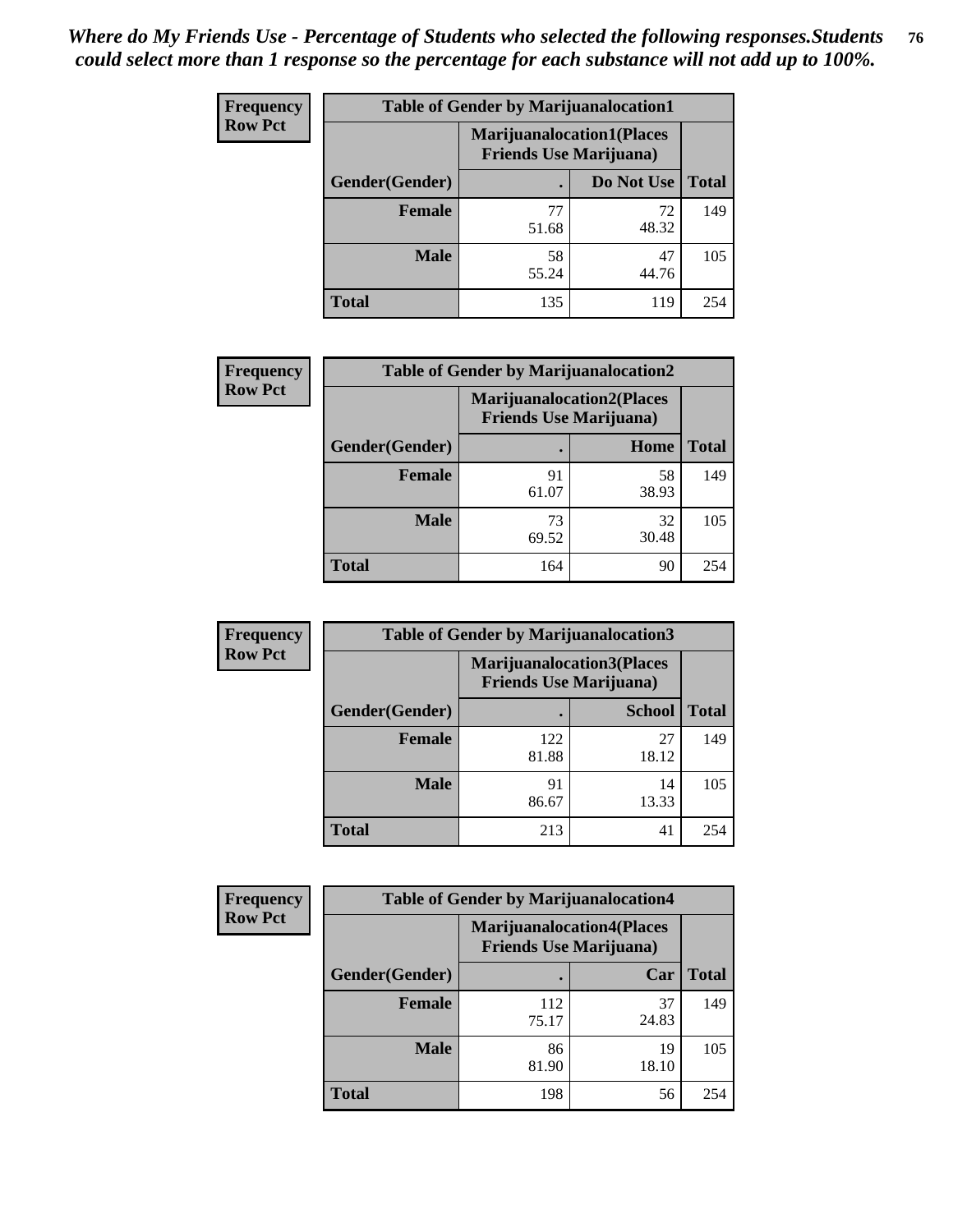*Where do My Friends Use - Percentage of Students who selected the following responses.Students could select more than 1 response so the percentage for each substance will not add up to 100%.*

**Frequency**
**Row Pct**

| Table of Gender by Marijuanalocation1 | | | |
|---|---|---|---|
| | Marijuanalocation1(Places Friends Use Marijuana) | | |
| Gender(Gender) | . | Do Not Use | Total |
| Female | 77<br>51.68 | 72<br>48.32 | 149 |
| Male | 58<br>55.24 | 47<br>44.76 | 105 |
| Total | 135 | 119 | 254 |

**Frequency**
**Row Pct**

| Table of Gender by Marijuanalocation2 | | | |
|---|---|---|---|
| | Marijuanalocation2(Places Friends Use Marijuana) | | |
| Gender(Gender) | . | Home | Total |
| Female | 91<br>61.07 | 58<br>38.93 | 149 |
| Male | 73<br>69.52 | 32<br>30.48 | 105 |
| Total | 164 | 90 | 254 |

**Frequency**
**Row Pct**

| Table of Gender by Marijuanalocation3 | | | |
|---|---|---|---|
| | Marijuanalocation3(Places Friends Use Marijuana) | | |
| Gender(Gender) | . | School | Total |
| Female | 122<br>81.88 | 27<br>18.12 | 149 |
| Male | 91<br>86.67 | 14<br>13.33 | 105 |
| Total | 213 | 41 | 254 |

**Frequency**
**Row Pct**

| Table of Gender by Marijuanalocation4 | | | |
|---|---|---|---|
| | Marijuanalocation4(Places Friends Use Marijuana) | | |
| Gender(Gender) | . | Car | Total |
| Female | 112<br>75.17 | 37<br>24.83 | 149 |
| Male | 86<br>81.90 | 19<br>18.10 | 105 |
| Total | 198 | 56 | 254 |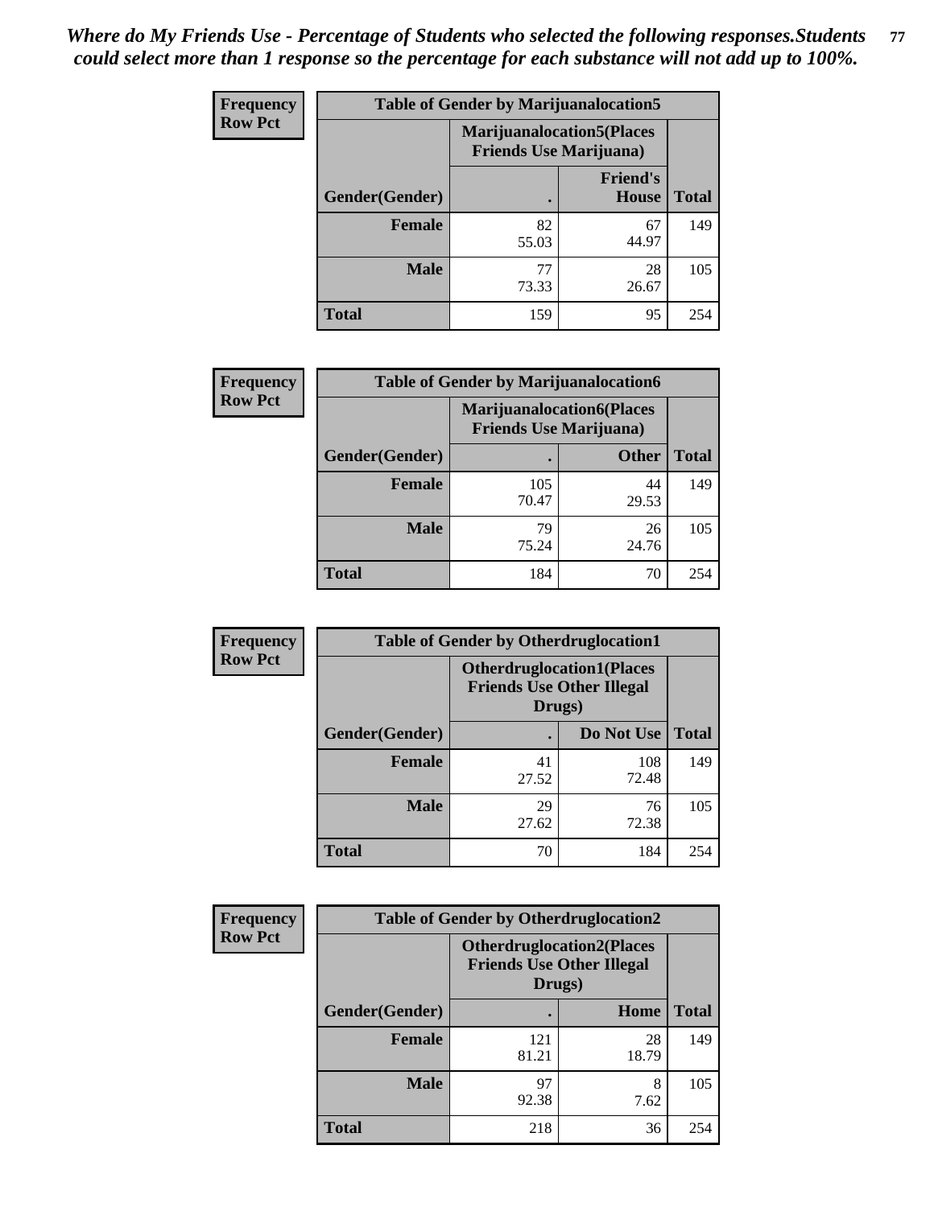*Where do My Friends Use - Percentage of Students who selected the following responses.Students could select more than 1 response so the percentage for each substance will not add up to 100%.*

**Frequency**
**Row Pct**

| Table of Gender by Marijuanalocation5 | | | |
|---|---|---|---|
| | Marijuanalocation5(Places Friends Use Marijuana) | | |
| Gender(Gender) | . | Friend's House | Total |
| **Female** | 82<br>55.03 | 67<br>44.97 | 149 |
| **Male** | 77<br>73.33 | 28<br>26.67 | 105 |
| **Total** | 159 | 95 | 254 |

**Frequency**
**Row Pct**

| Table of Gender by Marijuanalocation6 | | | |
|---|---|---|---|
| | Marijuanalocation6(Places Friends Use Marijuana) | | |
| Gender(Gender) | . | Other | Total |
| **Female** | 105<br>70.47 | 44<br>29.53 | 149 |
| **Male** | 79<br>75.24 | 26<br>24.76 | 105 |
| **Total** | 184 | 70 | 254 |

**Frequency**
**Row Pct**

| Table of Gender by Otherdruglocation1 | | | |
|---|---|---|---|
| | Otherdruglocation1(Places Friends Use Other Illegal Drugs) | | |
| Gender(Gender) | . | Do Not Use | Total |
| **Female** | 41<br>27.52 | 108<br>72.48 | 149 |
| **Male** | 29<br>27.62 | 76<br>72.38 | 105 |
| **Total** | 70 | 184 | 254 |

**Frequency**
**Row Pct**

| Table of Gender by Otherdruglocation2 | | | |
|---|---|---|---|
| | Otherdruglocation2(Places Friends Use Other Illegal Drugs) | | |
| Gender(Gender) | . | Home | Total |
| **Female** | 121<br>81.21 | 28<br>18.79 | 149 |
| **Male** | 97<br>92.38 | 8<br>7.62 | 105 |
| **Total** | 218 | 36 | 254 |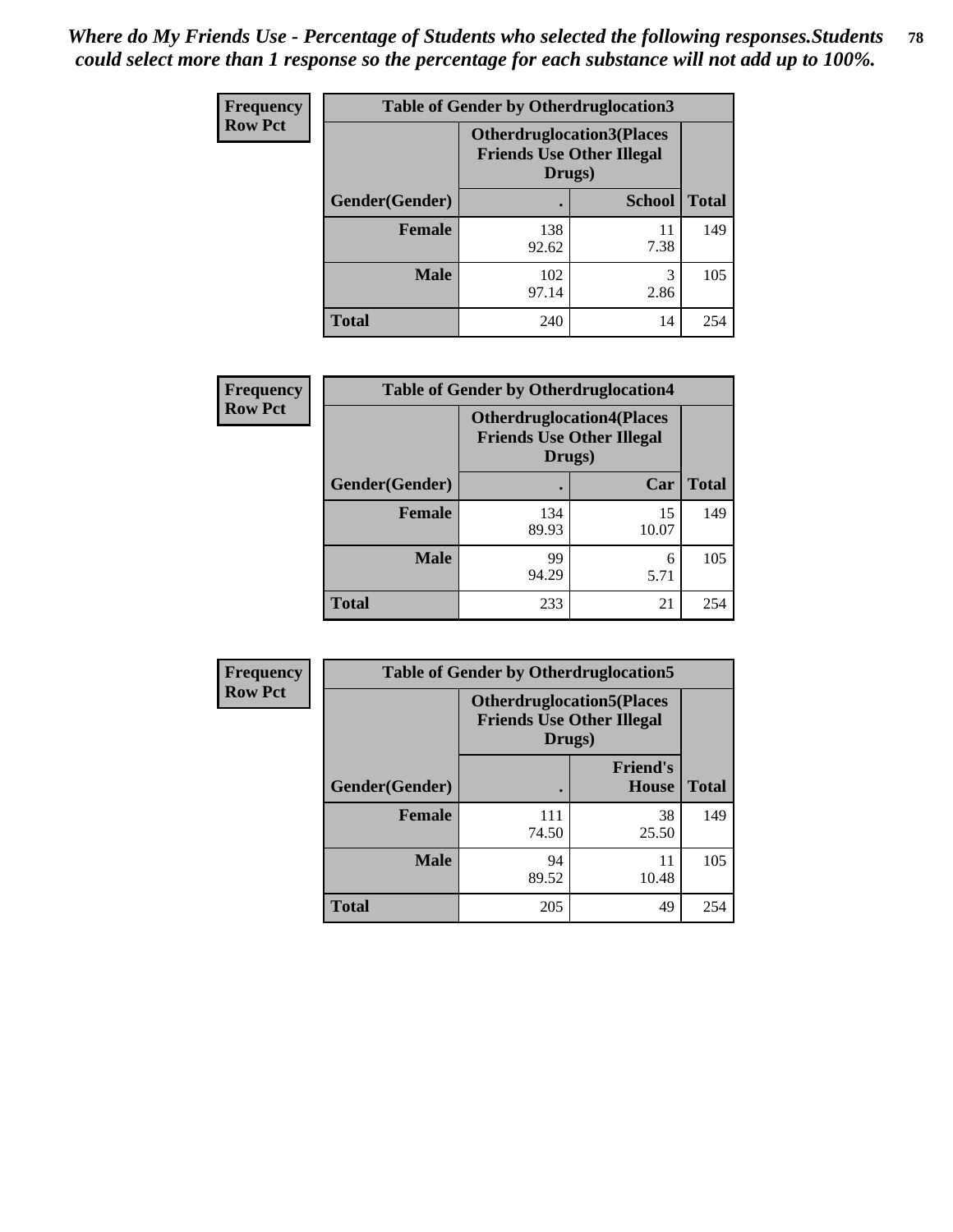*Where do My Friends Use - Percentage of Students who selected the following responses.Students could select more than 1 response so the percentage for each substance will not add up to 100%.*

**Frequency**
**Row Pct**

| Table of Gender by Otherdruglocation3 | | | |
|---|---|---|---|
| | Otherdruglocation3(Places Friends Use Other Illegal Drugs) | | |
| Gender(Gender) | . | School | Total |
| Female | 138<br>92.62 | 11<br>7.38 | 149 |
| Male | 102<br>97.14 | 3<br>2.86 | 105 |
| Total | 240 | 14 | 254 |

**Frequency**
**Row Pct**

| Table of Gender by Otherdruglocation4 | | | |
|---|---|---|---|
| | Otherdruglocation4(Places Friends Use Other Illegal Drugs) | | |
| Gender(Gender) | . | Car | Total |
| Female | 134<br>89.93 | 15<br>10.07 | 149 |
| Male | 99<br>94.29 | 6<br>5.71 | 105 |
| Total | 233 | 21 | 254 |

**Frequency**
**Row Pct**

| Table of Gender by Otherdruglocation5 | | | |
|---|---|---|---|
| | Otherdruglocation5(Places Friends Use Other Illegal Drugs) | | |
| Gender(Gender) | . | Friend's House | Total |
| Female | 111<br>74.50 | 38<br>25.50 | 149 |
| Male | 94<br>89.52 | 11<br>10.48 | 105 |
| Total | 205 | 49 | 254 |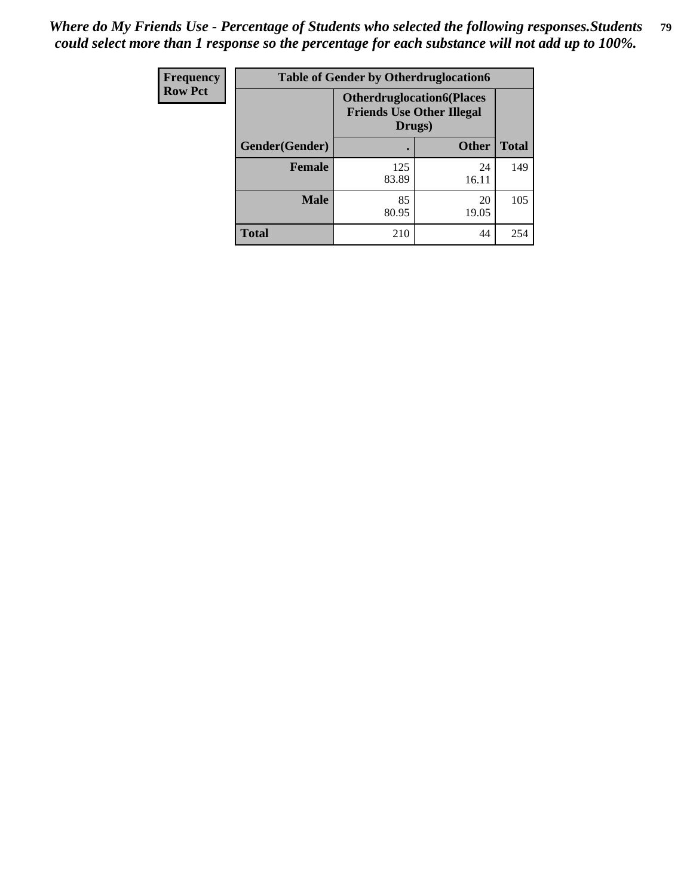*Where do My Friends Use - Percentage of Students who selected the following responses.Students could select more than 1 response so the percentage for each substance will not add up to 100%.*

| Frequency Row Pct | Table of Gender by Otherdruglocation6 | | |
|---|---|---|---|
| | Otherdruglocation6(Places Friends Use Other Illegal Drugs) | | |
| Gender(Gender) | . | Other | Total |
| Female | 125 83.89 | 24 16.11 | 149 |
| Male | 85 80.95 | 20 19.05 | 105 |
| Total | 210 | 44 | 254 |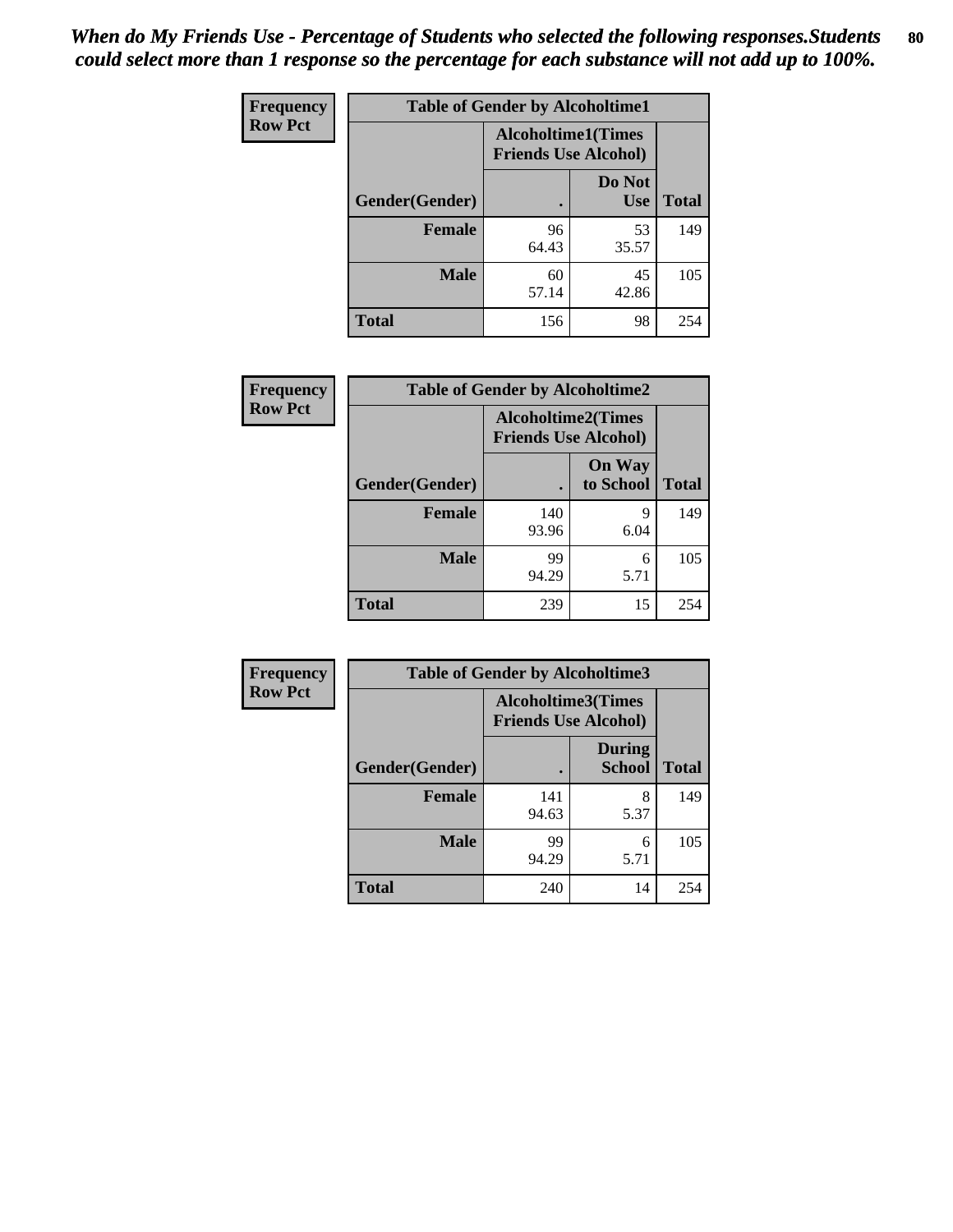*When do My Friends Use - Percentage of Students who selected the following responses.Students could select more than 1 response so the percentage for each substance will not add up to 100%.*

**Frequency**
**Row Pct**

| Table of Gender by Alcoholtime1 | | | |
|---|---|---|---|
| | Alcoholtime1(Times Friends Use Alcohol) | | |
| Gender(Gender) | . | Do Not Use | Total |
| **Female** | 96<br>64.43 | 53<br>35.57 | 149 |
| **Male** | 60<br>57.14 | 45<br>42.86 | 105 |
| **Total** | 156 | 98 | 254 |

**Frequency**
**Row Pct**

| Table of Gender by Alcoholtime2 | | | |
|---|---|---|---|
| | Alcoholtime2(Times Friends Use Alcohol) | | |
| Gender(Gender) | . | On Way to School | Total |
| **Female** | 140<br>93.96 | 9<br>6.04 | 149 |
| **Male** | 99<br>94.29 | 6<br>5.71 | 105 |
| **Total** | 239 | 15 | 254 |

**Frequency**
**Row Pct**

| Table of Gender by Alcoholtime3 | | | |
|---|---|---|---|
| | Alcoholtime3(Times Friends Use Alcohol) | | |
| Gender(Gender) | . | During School | Total |
| **Female** | 141<br>94.63 | 8<br>5.37 | 149 |
| **Male** | 99<br>94.29 | 6<br>5.71 | 105 |
| **Total** | 240 | 14 | 254 |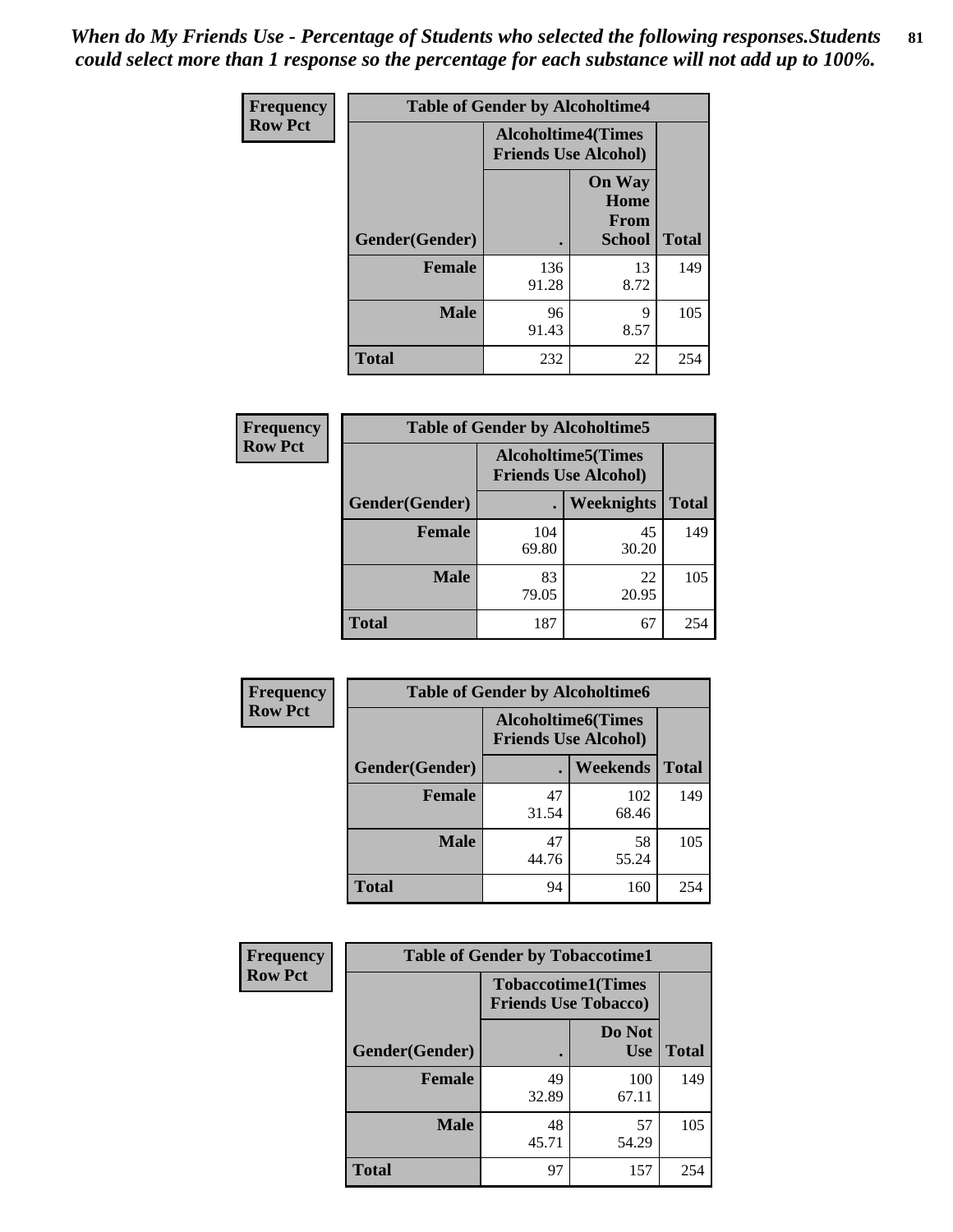*When do My Friends Use - Percentage of Students who selected the following responses.Students could select more than 1 response so the percentage for each substance will not add up to 100%.*

**Frequency**
**Row Pct**

| Table of Gender by Alcoholtime4 | | | |
|---|---|---|---|
| | Alcoholtime4(Times Friends Use Alcohol) | | |
| Gender(Gender) | . | On Way Home From School | Total |
| **Female** | 136<br>91.28 | 13<br>8.72 | 149 |
| **Male** | 96<br>91.43 | 9<br>8.57 | 105 |
| **Total** | 232 | 22 | 254 |

**Frequency**
**Row Pct**

| Table of Gender by Alcoholtime5 | | | |
|---|---|---|---|
| | Alcoholtime5(Times Friends Use Alcohol) | | |
| Gender(Gender) | . | Weeknights | Total |
| **Female** | 104<br>69.80 | 45<br>30.20 | 149 |
| **Male** | 83<br>79.05 | 22<br>20.95 | 105 |
| **Total** | 187 | 67 | 254 |

**Frequency**
**Row Pct**

| Table of Gender by Alcoholtime6 | | | |
|---|---|---|---|
| | Alcoholtime6(Times Friends Use Alcohol) | | |
| Gender(Gender) | . | Weekends | Total |
| **Female** | 47<br>31.54 | 102<br>68.46 | 149 |
| **Male** | 47<br>44.76 | 58<br>55.24 | 105 |
| **Total** | 94 | 160 | 254 |

**Frequency**
**Row Pct**

| Table of Gender by Tobaccotime1 | | | |
|---|---|---|---|
| | Tobaccotime1(Times Friends Use Tobacco) | | |
| Gender(Gender) | . | Do Not Use | Total |
| **Female** | 49<br>32.89 | 100<br>67.11 | 149 |
| **Male** | 48<br>45.71 | 57<br>54.29 | 105 |
| **Total** | 97 | 157 | 254 |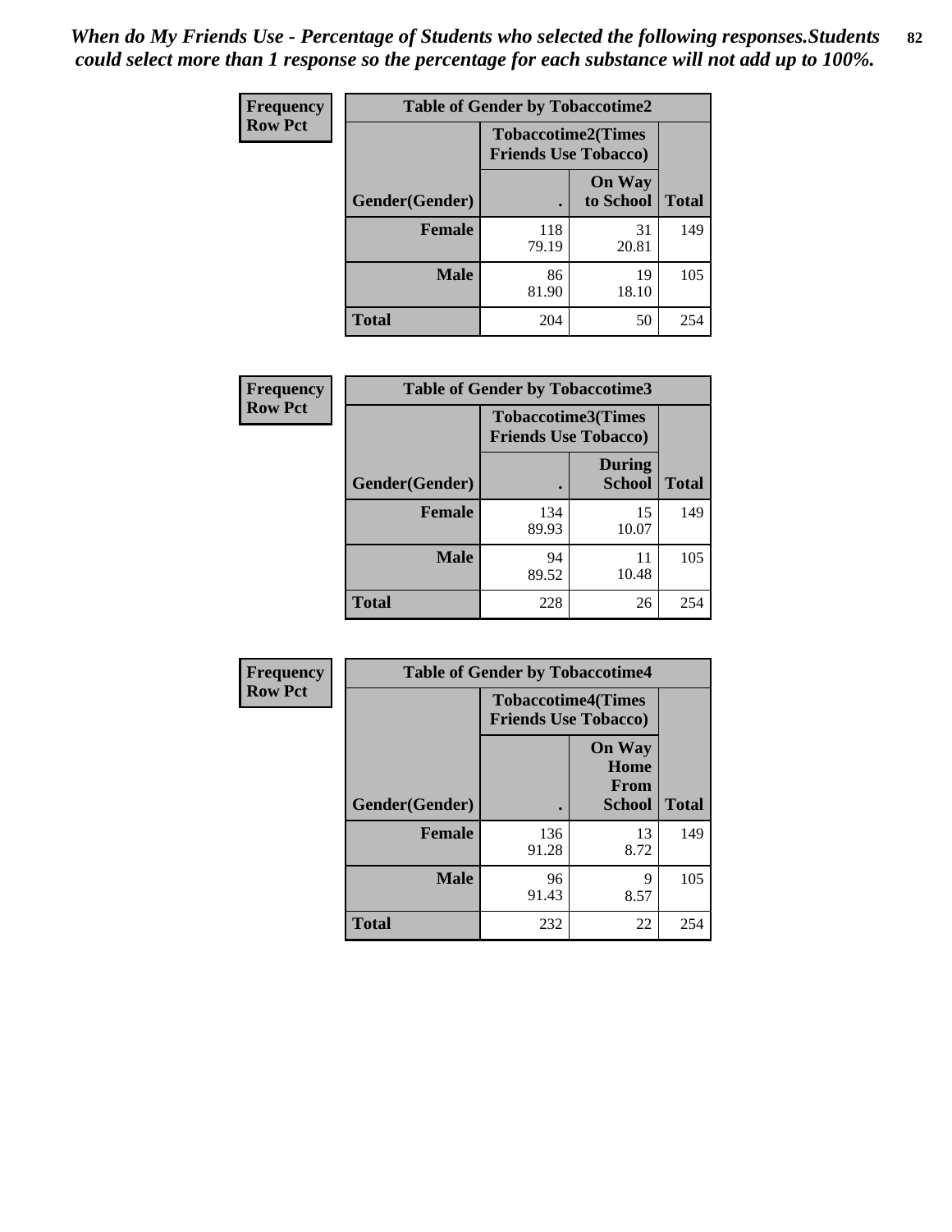*When do My Friends Use - Percentage of Students who selected the following responses.Students could select more than 1 response so the percentage for each substance will not add up to 100%.*

**Frequency**
**Row Pct**

| Table of Gender by Tobaccotime2 | | | |
|---|---|---|---|
| | Tobaccotime2(Times Friends Use Tobacco) | | |
| Gender(Gender) | . | On Way to School | Total |
| **Female** | 118<br>79.19 | 31<br>20.81 | 149 |
| **Male** | 86<br>81.90 | 19<br>18.10 | 105 |
| **Total** | 204 | 50 | 254 |

**Frequency**
**Row Pct**

| Table of Gender by Tobaccotime3 | | | |
|---|---|---|---|
| | Tobaccotime3(Times Friends Use Tobacco) | | |
| Gender(Gender) | . | During School | Total |
| **Female** | 134<br>89.93 | 15<br>10.07 | 149 |
| **Male** | 94<br>89.52 | 11<br>10.48 | 105 |
| **Total** | 228 | 26 | 254 |

**Frequency**
**Row Pct**

| Table of Gender by Tobaccotime4 | | | |
|---|---|---|---|
| | Tobaccotime4(Times Friends Use Tobacco) | | |
| Gender(Gender) | . | On Way Home From School | Total |
| **Female** | 136<br>91.28 | 13<br>8.72 | 149 |
| **Male** | 96<br>91.43 | 9<br>8.57 | 105 |
| **Total** | 232 | 22 | 254 |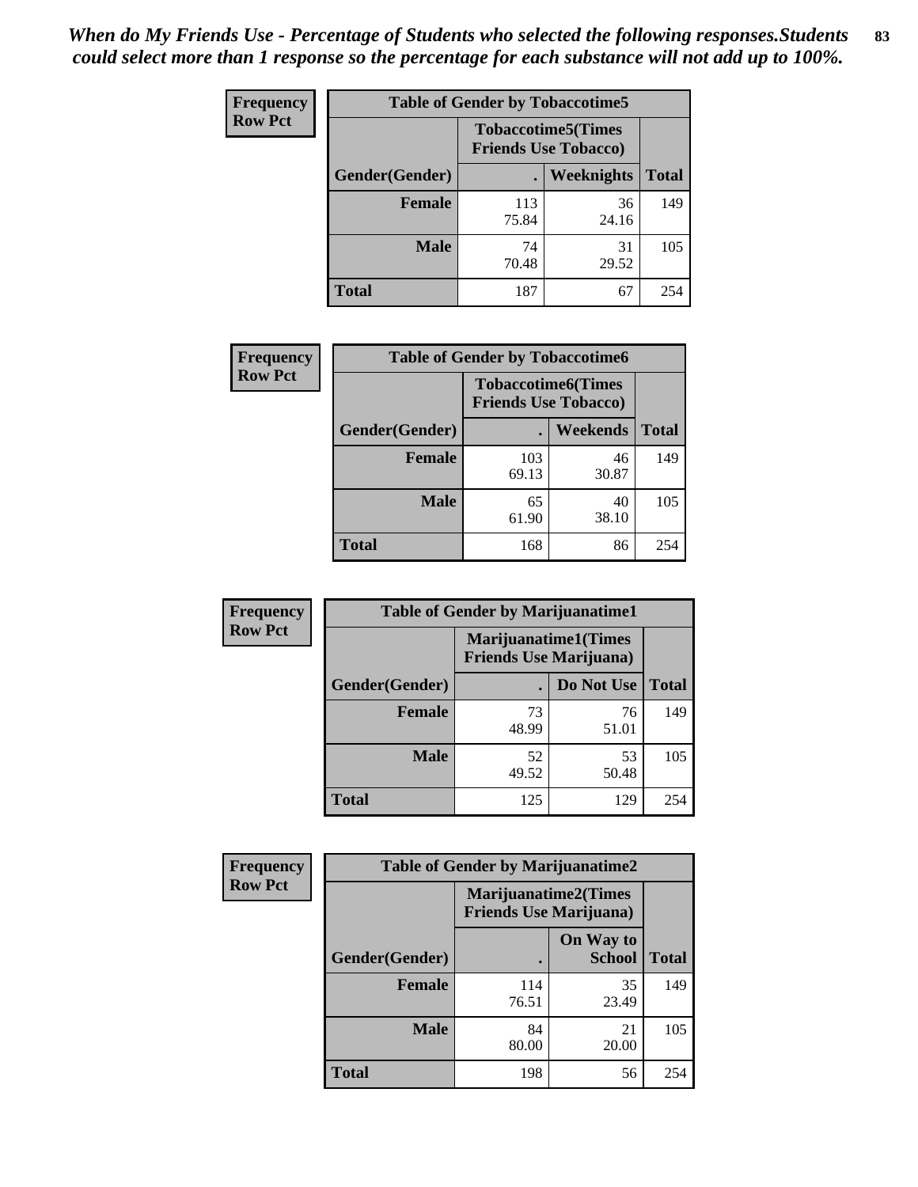*When do My Friends Use - Percentage of Students who selected the following responses.Students could select more than 1 response so the percentage for each substance will not add up to 100%.*

**Frequency**
**Row Pct**

| Table of Gender by Tobaccotime5 | | | |
|---|---|---|---|
| | Tobaccotime5(Times Friends Use Tobacco) | | |
| Gender(Gender) | . | Weeknights | Total |
| **Female** | 113<br>75.84 | 36<br>24.16 | 149 |
| **Male** | 74<br>70.48 | 31<br>29.52 | 105 |
| **Total** | 187 | 67 | 254 |

**Frequency**
**Row Pct**

| Table of Gender by Tobaccotime6 | | | |
|---|---|---|---|
| | Tobaccotime6(Times Friends Use Tobacco) | | |
| Gender(Gender) | . | Weekends | Total |
| **Female** | 103<br>69.13 | 46<br>30.87 | 149 |
| **Male** | 65<br>61.90 | 40<br>38.10 | 105 |
| **Total** | 168 | 86 | 254 |

**Frequency**
**Row Pct**

| Table of Gender by Marijuanatime1 | | | |
|---|---|---|---|
| | Marijuanatime1(Times Friends Use Marijuana) | | |
| Gender(Gender) | . | Do Not Use | Total |
| **Female** | 73<br>48.99 | 76<br>51.01 | 149 |
| **Male** | 52<br>49.52 | 53<br>50.48 | 105 |
| **Total** | 125 | 129 | 254 |

**Frequency**
**Row Pct**

| Table of Gender by Marijuanatime2 | | | |
|---|---|---|---|
| | Marijuanatime2(Times Friends Use Marijuana) | | |
| Gender(Gender) | . | On Way to School | Total |
| **Female** | 114<br>76.51 | 35<br>23.49 | 149 |
| **Male** | 84<br>80.00 | 21<br>20.00 | 105 |
| **Total** | 198 | 56 | 254 |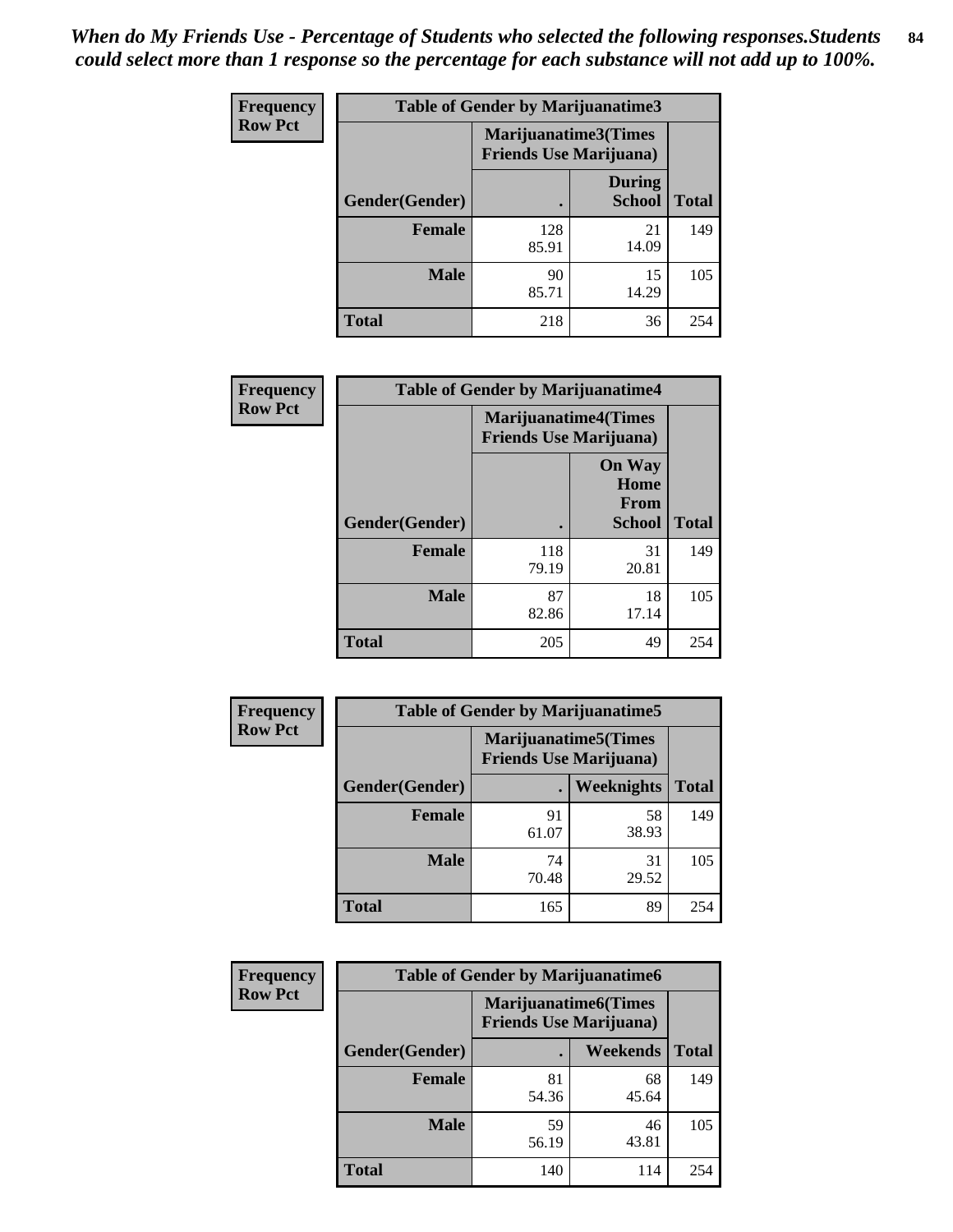*When do My Friends Use - Percentage of Students who selected the following responses.Students could select more than 1 response so the percentage for each substance will not add up to 100%.*

**Frequency**
**Row Pct**

| Table of Gender by Marijuanatime3 | | | |
|---|---|---|---|
| | Marijuanatime3(Times Friends Use Marijuana) | | |
| Gender(Gender) | . | During School | Total |
| Female | 128<br>85.91 | 21<br>14.09 | 149 |
| Male | 90<br>85.71 | 15<br>14.29 | 105 |
| Total | 218 | 36 | 254 |

**Frequency**
**Row Pct**

| Table of Gender by Marijuanatime4 | | | |
|---|---|---|---|
| | Marijuanatime4(Times Friends Use Marijuana) | | |
| Gender(Gender) | . | On Way Home From School | Total |
| Female | 118<br>79.19 | 31<br>20.81 | 149 |
| Male | 87<br>82.86 | 18<br>17.14 | 105 |
| Total | 205 | 49 | 254 |

**Frequency**
**Row Pct**

| Table of Gender by Marijuanatime5 | | | |
|---|---|---|---|
| | Marijuanatime5(Times Friends Use Marijuana) | | |
| Gender(Gender) | . | Weeknights | Total |
| Female | 91<br>61.07 | 58<br>38.93 | 149 |
| Male | 74<br>70.48 | 31<br>29.52 | 105 |
| Total | 165 | 89 | 254 |

**Frequency**
**Row Pct**

| Table of Gender by Marijuanatime6 | | | |
|---|---|---|---|
| | Marijuanatime6(Times Friends Use Marijuana) | | |
| Gender(Gender) | . | Weekends | Total |
| Female | 81<br>54.36 | 68<br>45.64 | 149 |
| Male | 59<br>56.19 | 46<br>43.81 | 105 |
| Total | 140 | 114 | 254 |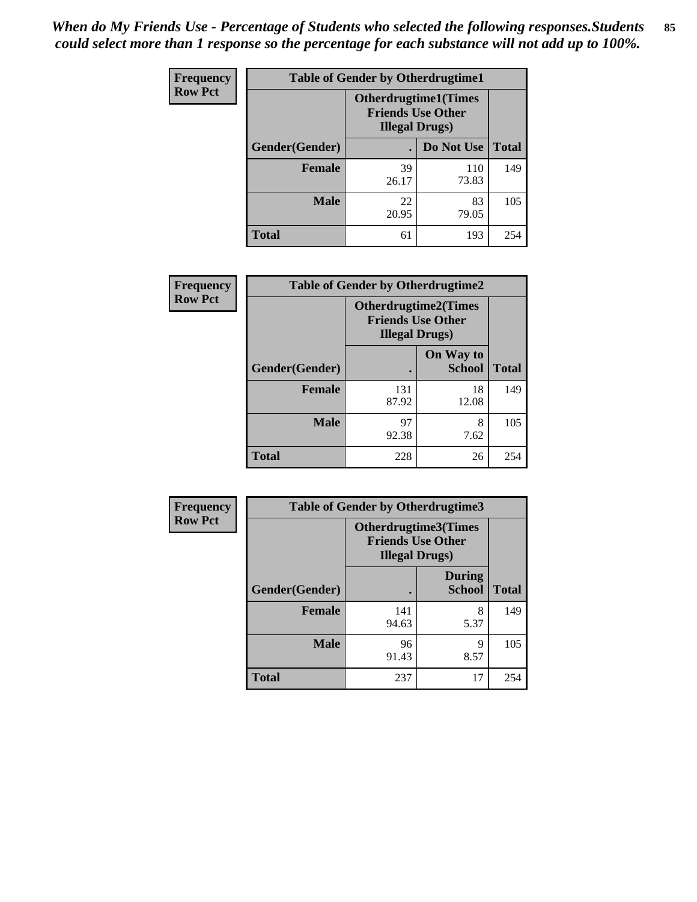*When do My Friends Use - Percentage of Students who selected the following responses.Students could select more than 1 response so the percentage for each substance will not add up to 100%.*

**Frequency**
**Row Pct**

| Table of Gender by Otherdrugtime1 | | | |
|---|---|---|---|
| | Otherdrugtime1(Times Friends Use Other Illegal Drugs) | | |
| Gender(Gender) | . | Do Not Use | Total |
| **Female** | 39<br>26.17 | 110<br>73.83 | 149 |
| **Male** | 22<br>20.95 | 83<br>79.05 | 105 |
| **Total** | 61 | 193 | 254 |

**Frequency**
**Row Pct**

| Table of Gender by Otherdrugtime2 | | | |
|---|---|---|---|
| | Otherdrugtime2(Times Friends Use Other Illegal Drugs) | | |
| Gender(Gender) | . | On Way to School | Total |
| **Female** | 131<br>87.92 | 18<br>12.08 | 149 |
| **Male** | 97<br>92.38 | 8<br>7.62 | 105 |
| **Total** | 228 | 26 | 254 |

**Frequency**
**Row Pct**

| Table of Gender by Otherdrugtime3 | | | |
|---|---|---|---|
| | Otherdrugtime3(Times Friends Use Other Illegal Drugs) | | |
| Gender(Gender) | . | During School | Total |
| **Female** | 141<br>94.63 | 8<br>5.37 | 149 |
| **Male** | 96<br>91.43 | 9<br>8.57 | 105 |
| **Total** | 237 | 17 | 254 |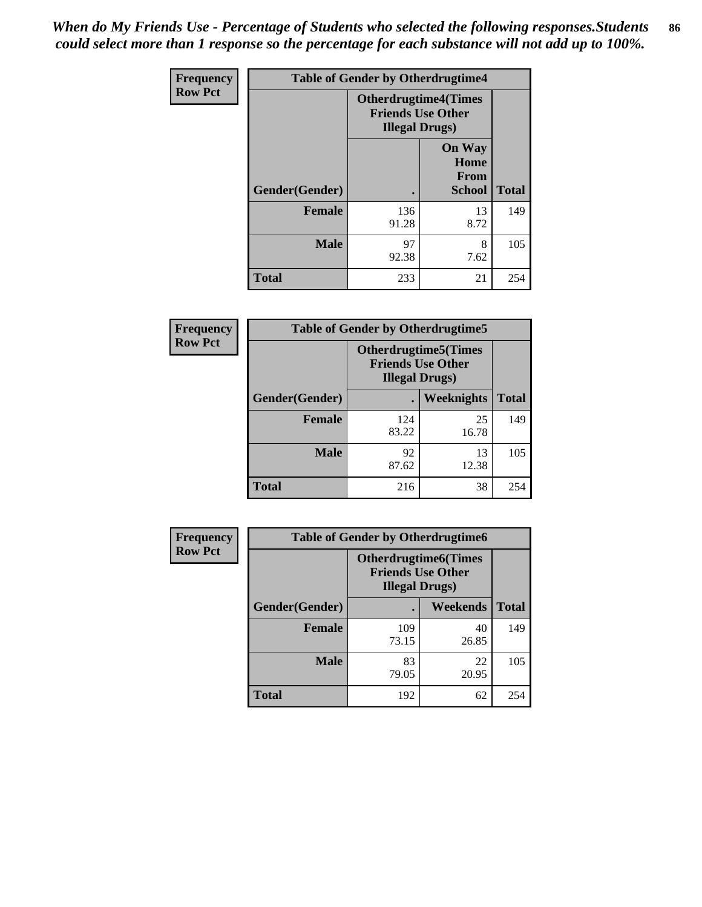*When do My Friends Use - Percentage of Students who selected the following responses.Students could select more than 1 response so the percentage for each substance will not add up to 100%.*

**Frequency / Row Pct**

| Table of Gender by Otherdrugtime4 | | | |
|---|---|---|---|
| | Otherdrugtime4(Times Friends Use Other Illegal Drugs) | | |
| Gender(Gender) | . | On Way Home From School | Total |
| Female | 136<br>91.28 | 13<br>8.72 | 149 |
| Male | 97<br>92.38 | 8<br>7.62 | 105 |
| Total | 233 | 21 | 254 |

**Frequency / Row Pct**

| Table of Gender by Otherdrugtime5 | | | |
|---|---|---|---|
| | Otherdrugtime5(Times Friends Use Other Illegal Drugs) | | |
| Gender(Gender) | . | Weeknights | Total |
| Female | 124<br>83.22 | 25<br>16.78 | 149 |
| Male | 92<br>87.62 | 13<br>12.38 | 105 |
| Total | 216 | 38 | 254 |

**Frequency / Row Pct**

| Table of Gender by Otherdrugtime6 | | | |
|---|---|---|---|
| | Otherdrugtime6(Times Friends Use Other Illegal Drugs) | | |
| Gender(Gender) | . | Weekends | Total |
| Female | 109<br>73.15 | 40<br>26.85 | 149 |
| Male | 83<br>79.05 | 22<br>20.95 | 105 |
| Total | 192 | 62 | 254 |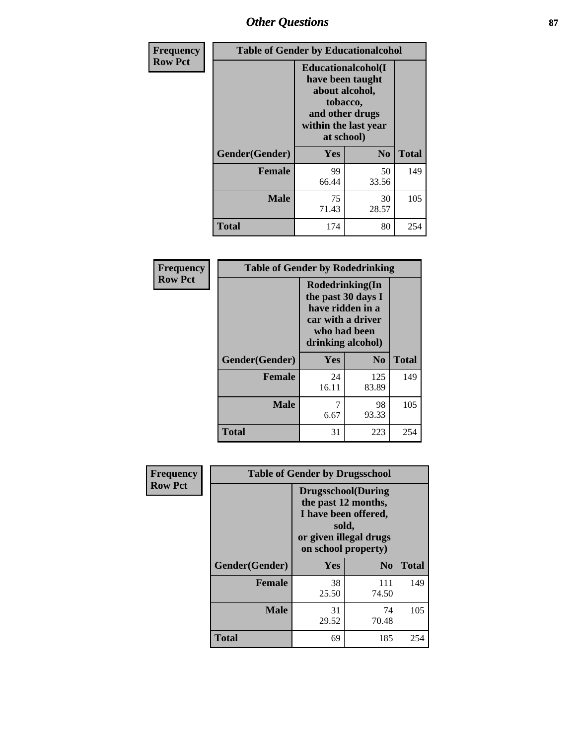## Other Questions

**Frequency / Row Pct**

| Table of Gender by Educationalcohol | | | |
|---|---|---|---|
| | Educationalcohol(I have been taught about alcohol, tobacco, and other drugs within the last year at school) | | |
| Gender(Gender) | Yes | No | Total |
| Female | 99<br>66.44 | 50<br>33.56 | 149 |
| Male | 75<br>71.43 | 30<br>28.57 | 105 |
| Total | 174 | 80 | 254 |

**Frequency / Row Pct**

| Table of Gender by Rodedrinking | | | |
|---|---|---|---|
| | Rodedrinking(In the past 30 days I have ridden in a car with a driver who had been drinking alcohol) | | |
| Gender(Gender) | Yes | No | Total |
| Female | 24<br>16.11 | 125<br>83.89 | 149 |
| Male | 7<br>6.67 | 98<br>93.33 | 105 |
| Total | 31 | 223 | 254 |

**Frequency / Row Pct**

| Table of Gender by Drugsschool | | | |
|---|---|---|---|
| | Drugsschool(During the past 12 months, I have been offered, sold, or given illegal drugs on school property) | | |
| Gender(Gender) | Yes | No | Total |
| Female | 38<br>25.50 | 111<br>74.50 | 149 |
| Male | 31<br>29.52 | 74<br>70.48 | 105 |
| Total | 69 | 185 | 254 |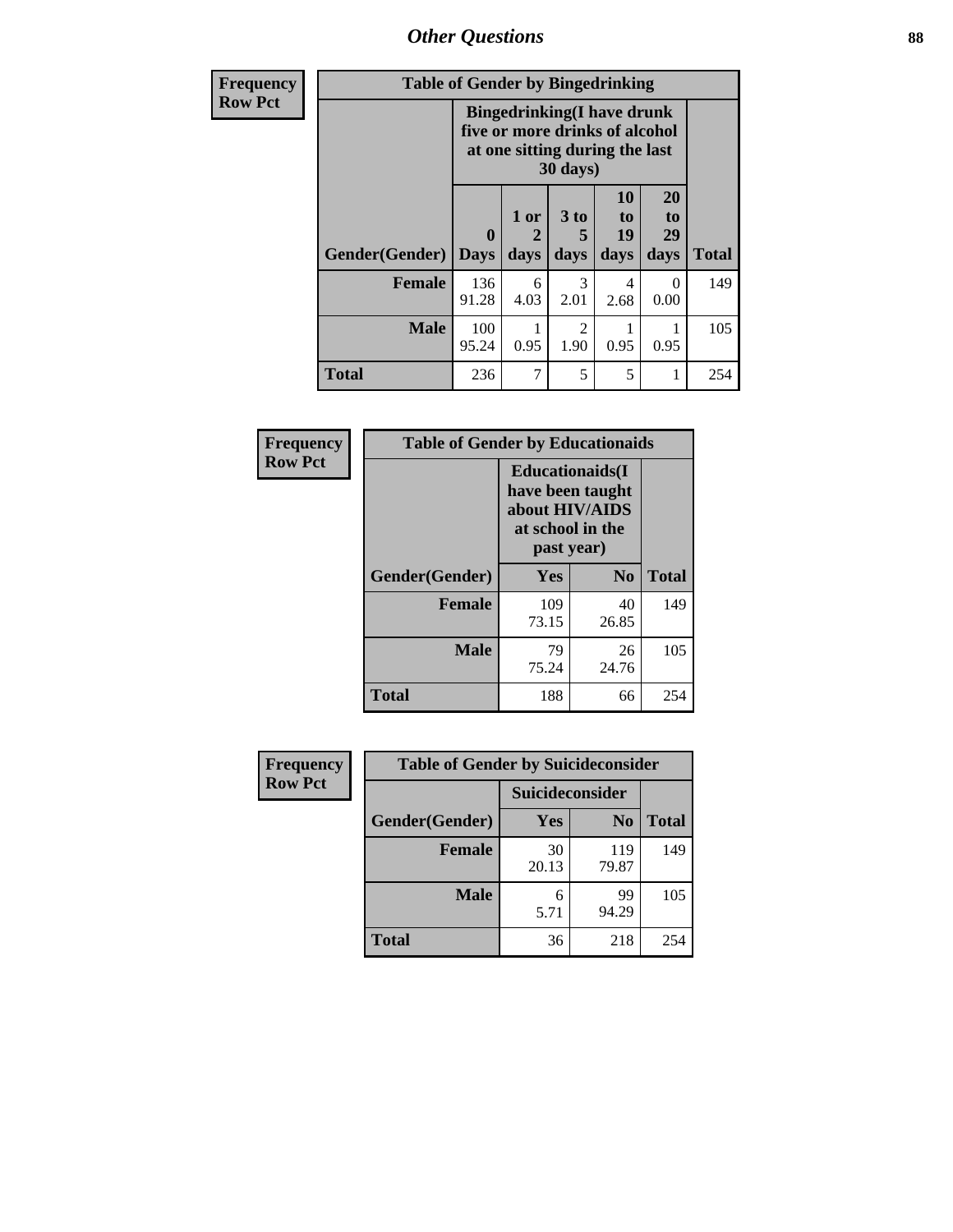# Other Questions

| Frequency Row Pct | Table of Gender by Bingedrinking | | | | | |
|---|---|---|---|---|---|---|
| | Bingedrinking(I have drunk five or more drinks of alcohol at one sitting during the last 30 days) | | | | | |
| Gender(Gender) | 0 Days | 1 or 2 days | 3 to 5 days | 10 to 19 days | 20 to 29 days | Total |
| Female | 136<br>91.28 | 6<br>4.03 | 3<br>2.01 | 4<br>2.68 | 0<br>0.00 | 149 |
| Male | 100<br>95.24 | 1<br>0.95 | 2<br>1.90 | 1<br>0.95 | 1<br>0.95 | 105 |
| Total | 236 | 7 | 5 | 5 | 1 | 254 |

| Frequency Row Pct | Table of Gender by Educationaids | | |
|---|---|---|---|
| | Educationaids(I have been taught about HIV/AIDS at school in the past year) | | |
| Gender(Gender) | Yes | No | Total |
| Female | 109<br>73.15 | 40<br>26.85 | 149 |
| Male | 79<br>75.24 | 26<br>24.76 | 105 |
| Total | 188 | 66 | 254 |

| Frequency Row Pct | Table of Gender by Suicideconsider | | |
|---|---|---|---|
| | Suicideconsider | | |
| Gender(Gender) | Yes | No | Total |
| Female | 30<br>20.13 | 119<br>79.87 | 149 |
| Male | 6<br>5.71 | 99<br>94.29 | 105 |
| Total | 36 | 218 | 254 |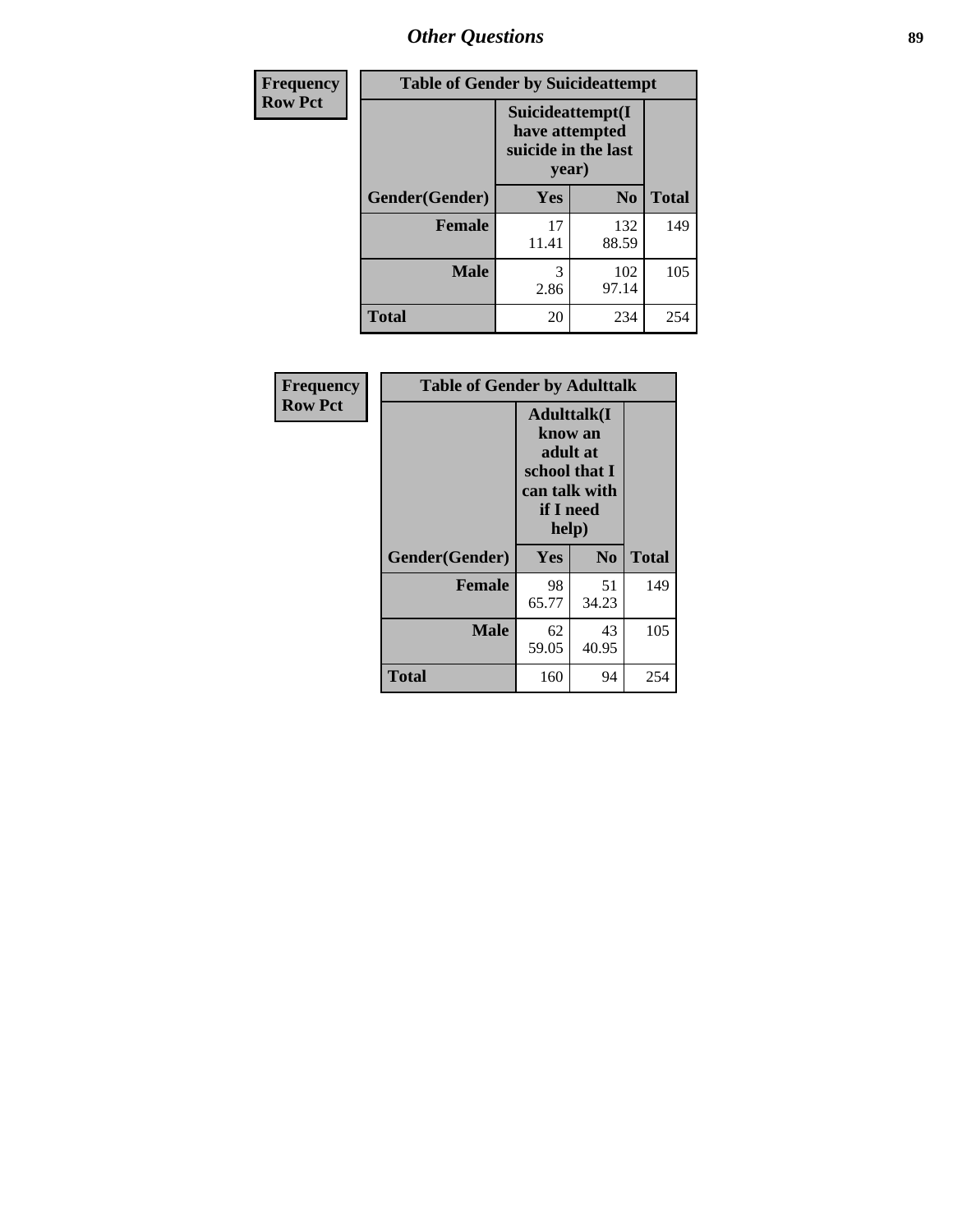| Frequency<br>Row Pct | Table of Gender by Suicideattempt | | |
|---|---|---|---|
| | Suicideattempt(I have attempted suicide in the last year) | | |
| Gender(Gender) | Yes | No | Total |
| Female | 17<br>11.41 | 132<br>88.59 | 149 |
| Male | 3<br>2.86 | 102<br>97.14 | 105 |
| Total | 20 | 234 | 254 |

| Frequency<br>Row Pct | Table of Gender by Adulttalk | | |
|---|---|---|---|
| | Adulttalk(I know an adult at school that I can talk with if I need help) | | |
| Gender(Gender) | Yes | No | Total |
| Female | 98<br>65.77 | 51<br>34.23 | 149 |
| Male | 62<br>59.05 | 43<br>40.95 | 105 |
| Total | 160 | 94 | 254 |